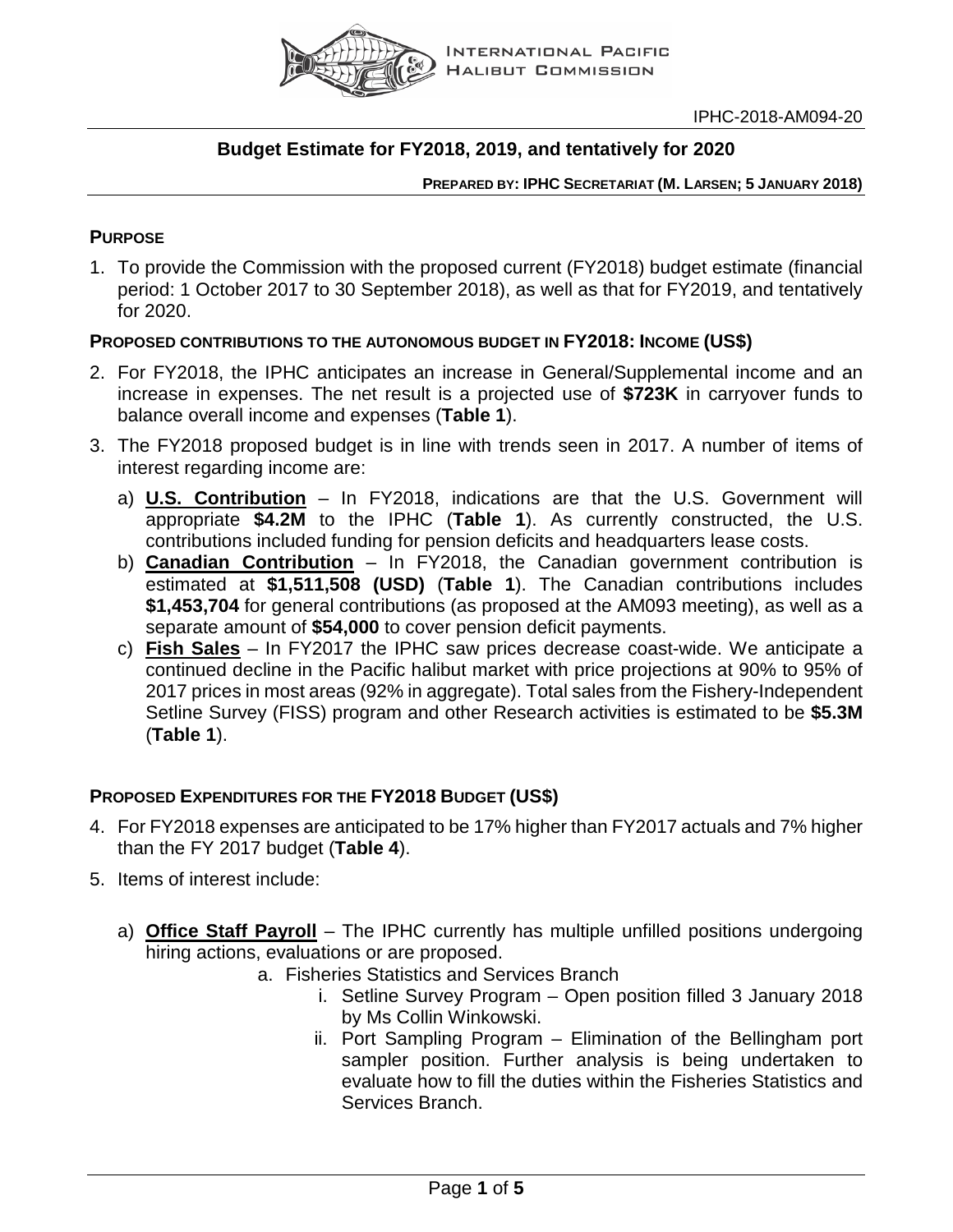INTERNATIONAL PACIFIC HALIBUT COMMISSION

IPHC-2018-AM094-20

# Budget Estimate for FY2018, 2019, and tentatively for 2020

**PREPARED BY: IPHC SECRETARIAT (M. LARSEN; 5 JANUARY 2018)**

## PURPOSE

1. To provide the Commission with the proposed current (FY2018) budget estimate (financial period: 1 October 2017 to 30 September 2018), as well as that for FY2019, and tentatively for 2020.

## PROPOSED CONTRIBUTIONS TO THE AUTONOMOUS BUDGET IN FY2018: INCOME (US$)

2. For FY2018, the IPHC anticipates an increase in General/Supplemental income and an increase in expenses. The net result is a projected use of **$723K** in carryover funds to balance overall income and expenses (**Table 1**).
3. The FY2018 proposed budget is in line with trends seen in 2017. A number of items of interest regarding income are:
   a) **U.S. Contribution** – In FY2018, indications are that the U.S. Government will appropriate **$4.2M** to the IPHC (**Table 1**). As currently constructed, the U.S. contributions included funding for pension deficits and headquarters lease costs.
   b) **Canadian Contribution** – In FY2018, the Canadian government contribution is estimated at **$1,511,508 (USD)** (**Table 1**). The Canadian contributions includes **$1,453,704** for general contributions (as proposed at the AM093 meeting), as well as a separate amount of **$54,000** to cover pension deficit payments.
   c) **Fish Sales** – In FY2017 the IPHC saw prices decrease coast-wide. We anticipate a continued decline in the Pacific halibut market with price projections at 90% to 95% of 2017 prices in most areas (92% in aggregate). Total sales from the Fishery-Independent Setline Survey (FISS) program and other Research activities is estimated to be **$5.3M** (**Table 1**).

## PROPOSED EXPENDITURES FOR THE FY2018 BUDGET (US$)

4. For FY2018 expenses are anticipated to be 17% higher than FY2017 actuals and 7% higher than the FY 2017 budget (**Table 4**).
5. Items of interest include:
   a) **Office Staff Payroll** – The IPHC currently has multiple unfilled positions undergoing hiring actions, evaluations or are proposed.
      a. Fisheries Statistics and Services Branch
         i. Setline Survey Program – Open position filled 3 January 2018 by Ms Collin Winkowski.
         ii. Port Sampling Program – Elimination of the Bellingham port sampler position. Further analysis is being undertaken to evaluate how to fill the duties within the Fisheries Statistics and Services Branch.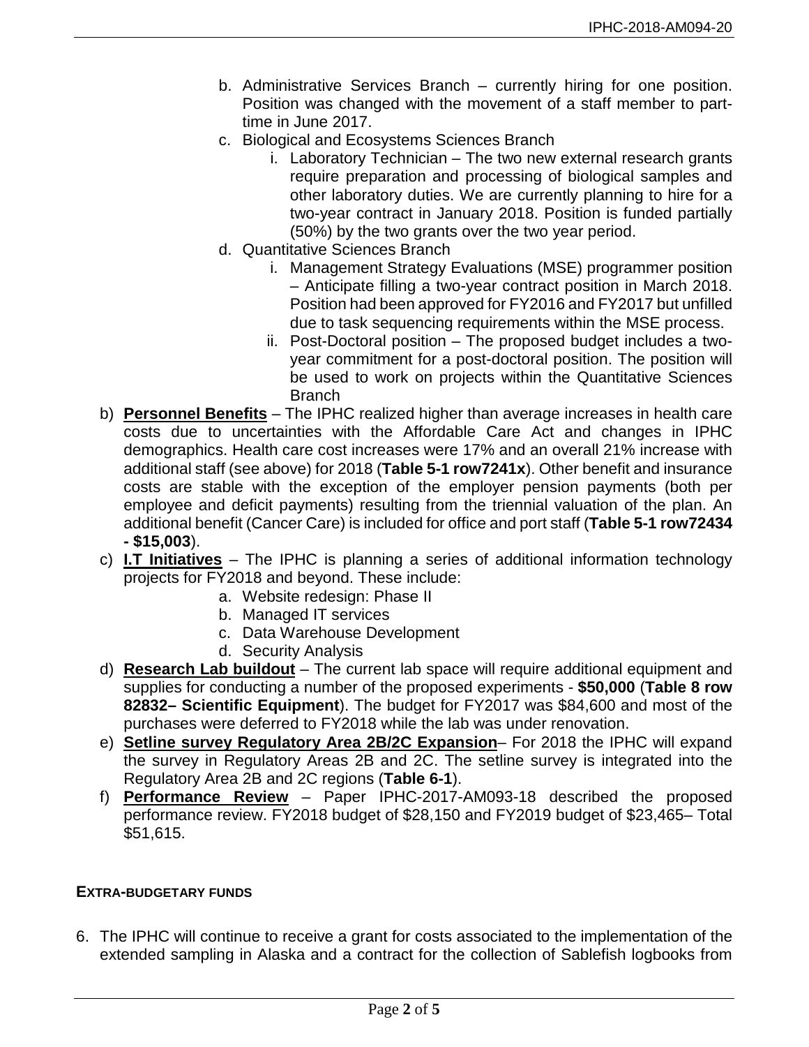b. Administrative Services Branch – currently hiring for one position. Position was changed with the movement of a staff member to part-time in June 2017.
   c. Biological and Ecosystems Sciences Branch
      i. Laboratory Technician – The two new external research grants require preparation and processing of biological samples and other laboratory duties. We are currently planning to hire for a two-year contract in January 2018. Position is funded partially (50%) by the two grants over the two year period.
   d. Quantitative Sciences Branch
      i. Management Strategy Evaluations (MSE) programmer position – Anticipate filling a two-year contract position in March 2018. Position had been approved for FY2016 and FY2017 but unfilled due to task sequencing requirements within the MSE process.
      ii. Post-Doctoral position – The proposed budget includes a two-year commitment for a post-doctoral position. The position will be used to work on projects within the Quantitative Sciences Branch

b) **Personnel Benefits** – The IPHC realized higher than average increases in health care costs due to uncertainties with the Affordable Care Act and changes in IPHC demographics. Health care cost increases were 17% and an overall 21% increase with additional staff (see above) for 2018 (**Table 5-1 row7241x**). Other benefit and insurance costs are stable with the exception of the employer pension payments (both per employee and deficit payments) resulting from the triennial valuation of the plan. An additional benefit (Cancer Care) is included for office and port staff (**Table 5-1 row72434 - $15,003**).

c) **I.T Initiatives** – The IPHC is planning a series of additional information technology projects for FY2018 and beyond. These include:
   a. Website redesign: Phase II
   b. Managed IT services
   c. Data Warehouse Development
   d. Security Analysis

d) **Research Lab buildout** – The current lab space will require additional equipment and supplies for conducting a number of the proposed experiments - **$50,000** (**Table 8 row 82832– Scientific Equipment**). The budget for FY2017 was $84,600 and most of the purchases were deferred to FY2018 while the lab was under renovation.

e) **Setline survey Regulatory Area 2B/2C Expansion**– For 2018 the IPHC will expand the survey in Regulatory Areas 2B and 2C. The setline survey is integrated into the Regulatory Area 2B and 2C regions (**Table 6-1**).

f) **Performance Review** – Paper IPHC-2017-AM093-18 described the proposed performance review. FY2018 budget of $28,150 and FY2019 budget of $23,465– Total $51,615.

## EXTRA-BUDGETARY FUNDS

6. The IPHC will continue to receive a grant for costs associated to the implementation of the extended sampling in Alaska and a contract for the collection of Sablefish logbooks from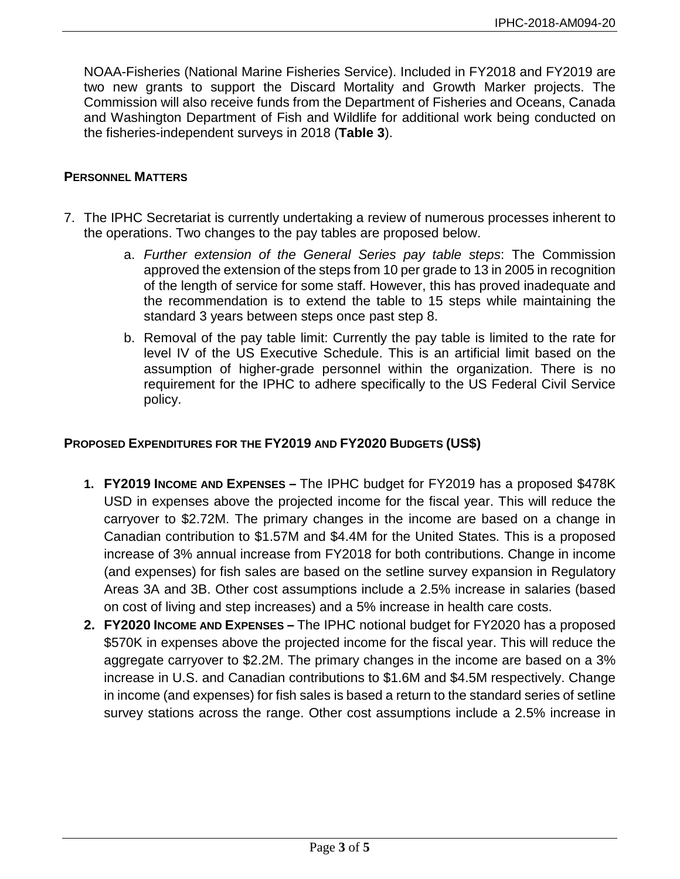NOAA-Fisheries (National Marine Fisheries Service). Included in FY2018 and FY2019 are two new grants to support the Discard Mortality and Growth Marker projects. The Commission will also receive funds from the Department of Fisheries and Oceans, Canada and Washington Department of Fish and Wildlife for additional work being conducted on the fisheries-independent surveys in 2018 (**Table 3**).

### PERSONNEL MATTERS

7. The IPHC Secretariat is currently undertaking a review of numerous processes inherent to the operations. Two changes to the pay tables are proposed below.
    a. *Further extension of the General Series pay table steps*: The Commission approved the extension of the steps from 10 per grade to 13 in 2005 in recognition of the length of service for some staff. However, this has proved inadequate and the recommendation is to extend the table to 15 steps while maintaining the standard 3 years between steps once past step 8.
    b. Removal of the pay table limit: Currently the pay table is limited to the rate for level IV of the US Executive Schedule. This is an artificial limit based on the assumption of higher-grade personnel within the organization. There is no requirement for the IPHC to adhere specifically to the US Federal Civil Service policy.

### PROPOSED EXPENDITURES FOR THE FY2019 AND FY2020 BUDGETS (US$)

1. **FY2019 INCOME AND EXPENSES –** The IPHC budget for FY2019 has a proposed $478K USD in expenses above the projected income for the fiscal year. This will reduce the carryover to $2.72M. The primary changes in the income are based on a change in Canadian contribution to $1.57M and $4.4M for the United States. This is a proposed increase of 3% annual increase from FY2018 for both contributions. Change in income (and expenses) for fish sales are based on the setline survey expansion in Regulatory Areas 3A and 3B. Other cost assumptions include a 2.5% increase in salaries (based on cost of living and step increases) and a 5% increase in health care costs.
2. **FY2020 INCOME AND EXPENSES –** The IPHC notional budget for FY2020 has a proposed $570K in expenses above the projected income for the fiscal year. This will reduce the aggregate carryover to $2.2M. The primary changes in the income are based on a 3% increase in U.S. and Canadian contributions to $1.6M and $4.5M respectively. Change in income (and expenses) for fish sales is based a return to the standard series of setline survey stations across the range. Other cost assumptions include a 2.5% increase in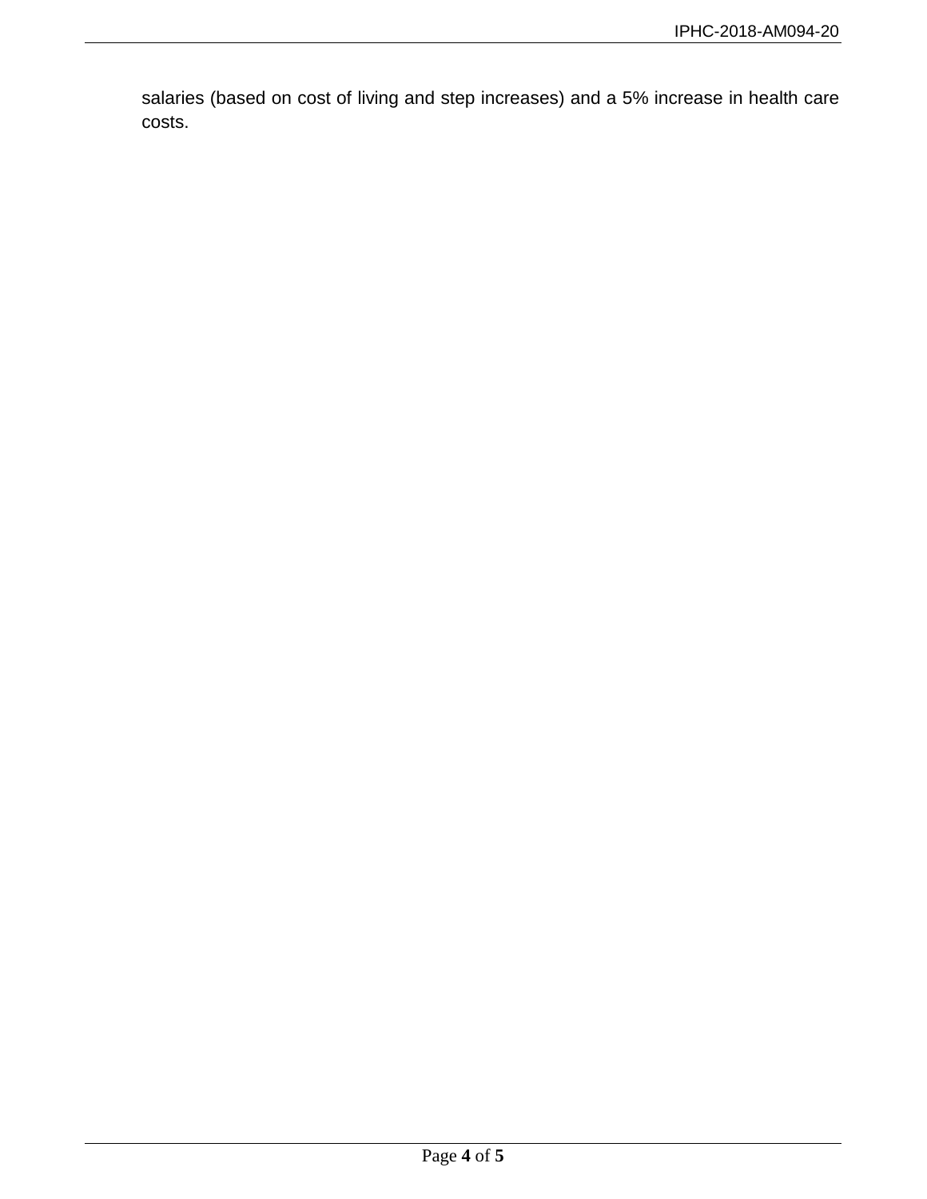salaries (based on cost of living and step increases) and a 5% increase in health care costs.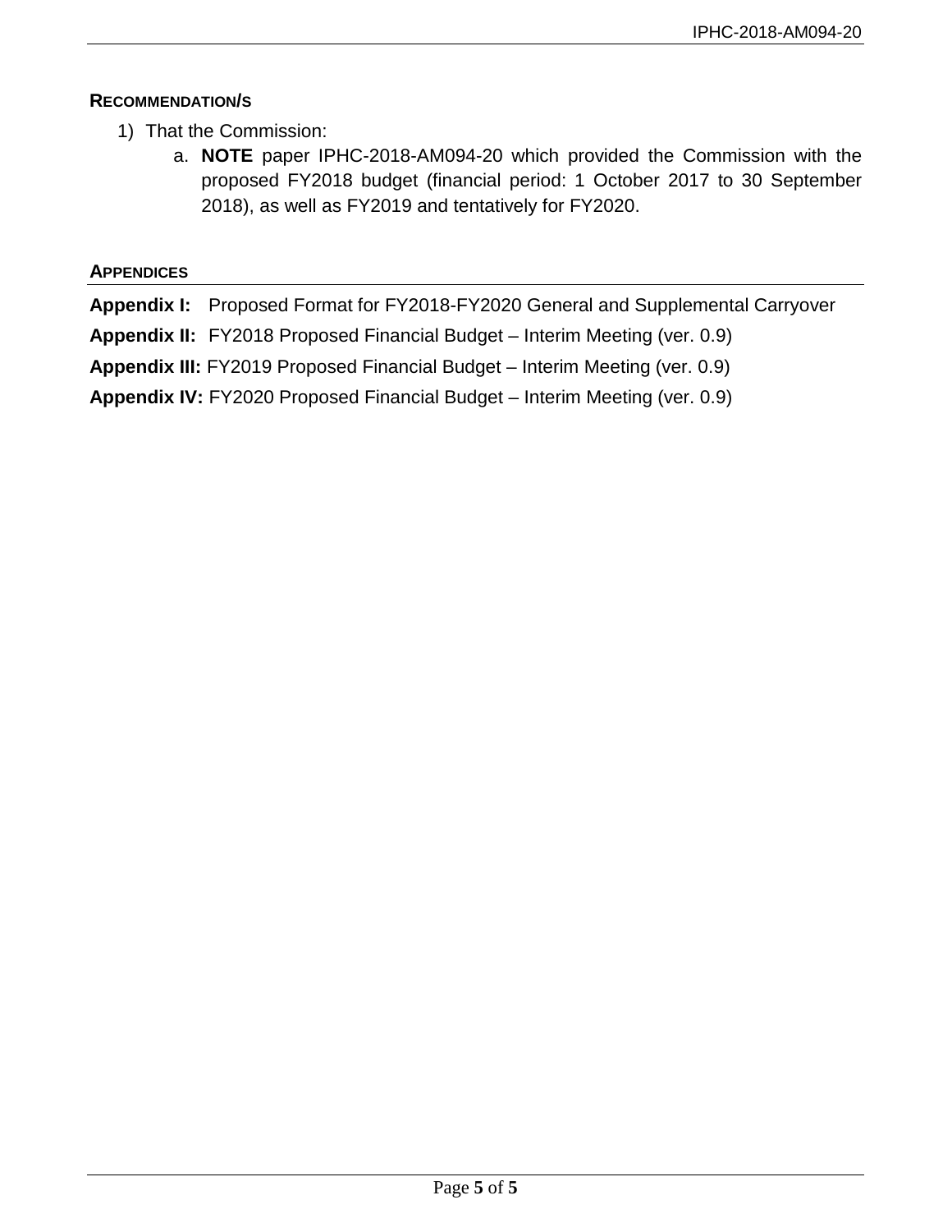## RECOMMENDATION/S

1) That the Commission:
   a. **NOTE** paper IPHC-2018-AM094-20 which provided the Commission with the proposed FY2018 budget (financial period: 1 October 2017 to 30 September 2018), as well as FY2019 and tentatively for FY2020.

## APPENDICES

**Appendix I:** Proposed Format for FY2018-FY2020 General and Supplemental Carryover

**Appendix II:** FY2018 Proposed Financial Budget – Interim Meeting (ver. 0.9)

**Appendix III:** FY2019 Proposed Financial Budget – Interim Meeting (ver. 0.9)

**Appendix IV:** FY2020 Proposed Financial Budget – Interim Meeting (ver. 0.9)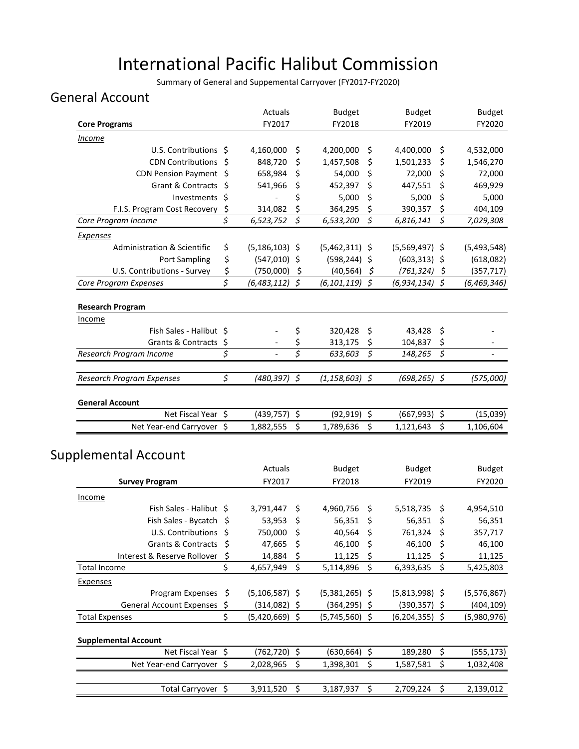# International Pacific Halibut Commission

Summary of General and Suppemental Carryover (FY2017-FY2020)

## General Account

| Core Programs | Actuals FY2017 | Budget FY2018 | Budget FY2019 | Budget FY2020 |
|---|---|---|---|---|
| *Income* | | | | |
| U.S. Contributions | $ 4,160,000 | $ 4,200,000 | $ 4,400,000 | $ 4,532,000 |
| CDN Contributions | $ 848,720 | $ 1,457,508 | $ 1,501,233 | $ 1,546,270 |
| CDN Pension Payment | $ 658,984 | $ 54,000 | $ 72,000 | $ 72,000 |
| Grant & Contracts | $ 541,966 | $ 452,397 | $ 447,551 | $ 469,929 |
| Investments | $ - | $ 5,000 | $ 5,000 | $ 5,000 |
| F.I.S. Program Cost Recovery | $ 314,082 | $ 364,295 | $ 390,357 | $ 404,109 |
| *Core Program Income* | *$ 6,523,752* | *$ 6,533,200* | *$ 6,816,141* | *$ 7,029,308* |
| *Expenses* | | | | |
| Administration & Scientific | $ (5,186,103) | $ (5,462,311) | $ (5,569,497) | $ (5,493,548) |
| Port Sampling | $ (547,010) | $ (598,244) | $ (603,313) | $ (618,082) |
| U.S. Contributions - Survey | $ (750,000) | $ (40,564) | *$ (761,324)* | $ (357,717) |
| *Core Program Expenses* | *$ (6,483,112)* | *$ (6,101,119)* | *$ (6,934,134)* | *$ (6,469,346)* |
| **Research Program** | | | | |
| Income | | | | |
| Fish Sales - Halibut | $ - | $ 320,428 | $ 43,428 | $ - |
| Grants & Contracts | $ - | $ 313,175 | $ 104,837 | $ - |
| *Research Program Income* | *$ -* | *$ 633,603* | *$ 148,265* | *$ -* |
| *Research Program Expenses* | *$ (480,397)* | *$ (1,158,603)* | *$ (698,265)* | *$ (575,000)* |
| **General Account** | | | | |
| Net Fiscal Year | $ (439,757) | $ (92,919) | $ (667,993) | $ (15,039) |
| Net Year-end Carryover | $ 1,882,555 | $ 1,789,636 | $ 1,121,643 | $ 1,106,604 |

## Supplemental Account

| Survey Program | Actuals FY2017 | Budget FY2018 | Budget FY2019 | Budget FY2020 |
|---|---|---|---|---|
| Income | | | | |
| Fish Sales - Halibut | $ 3,791,447 | $ 4,960,756 | $ 5,518,735 | $ 4,954,510 |
| Fish Sales - Bycatch | $ 53,953 | $ 56,351 | $ 56,351 | $ 56,351 |
| U.S. Contributions | $ 750,000 | $ 40,564 | $ 761,324 | $ 357,717 |
| Grants & Contracts | $ 47,665 | $ 46,100 | $ 46,100 | $ 46,100 |
| Interest & Reserve Rollover | $ 14,884 | $ 11,125 | $ 11,125 | $ 11,125 |
| Total Income | $ 4,657,949 | $ 5,114,896 | $ 6,393,635 | $ 5,425,803 |
| Expenses | | | | |
| Program Expenses | $ (5,106,587) | $ (5,381,265) | $ (5,813,998) | $ (5,576,867) |
| General Account Expenses | $ (314,082) | $ (364,295) | $ (390,357) | $ (404,109) |
| Total Expenses | $ (5,420,669) | $ (5,745,560) | $ (6,204,355) | $ (5,980,976) |
| **Supplemental Account** | | | | |
| Net Fiscal Year | $ (762,720) | $ (630,664) | $ 189,280 | $ (555,173) |
| Net Year-end Carryover | $ 2,028,965 | $ 1,398,301 | $ 1,587,581 | $ 1,032,408 |
| Total Carryover | $ 3,911,520 | $ 3,187,937 | $ 2,709,224 | $ 2,139,012 |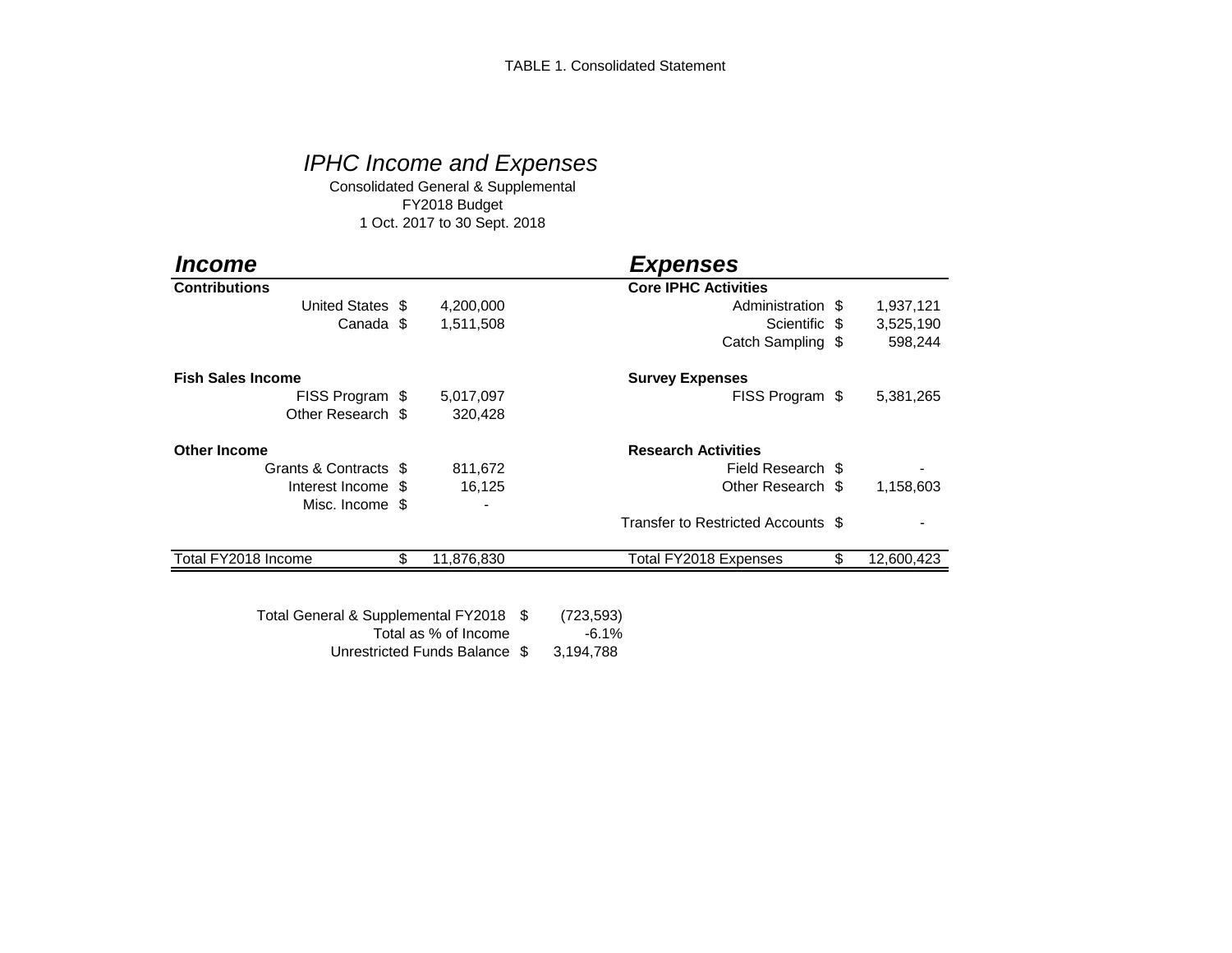TABLE 1. Consolidated Statement

## *IPHC Income and Expenses*

Consolidated General & Supplemental
FY2018 Budget
1 Oct. 2017 to 30 Sept. 2018

| ***Income*** | | | ***Expenses*** | | |
|---|---|---|---|---|---|
| **Contributions** | | | **Core IPHC Activities** | | |
| United States | $ | 4,200,000 | Administration | $ | 1,937,121 |
| Canada | $ | 1,511,508 | Scientific | $ | 3,525,190 |
| | | | Catch Sampling | $ | 598,244 |
| **Fish Sales Income** | | | **Survey Expenses** | | |
| FISS Program | $ | 5,017,097 | FISS Program | $ | 5,381,265 |
| Other Research | $ | 320,428 | | | |
| **Other Income** | | | **Research Activities** | | |
| Grants & Contracts | $ | 811,672 | Field Research | $ | - |
| Interest Income | $ | 16,125 | Other Research | $ | 1,158,603 |
| Misc. Income | $ | - | | | |
| | | | Transfer to Restricted Accounts | $ | - |
| Total FY2018 Income | $ | 11,876,830 | Total FY2018 Expenses | $ | 12,600,423 |

| | | |
|---|---|---|
| Total General & Supplemental FY2018 | $ | (723,593) |
| Total as % of Income | | -6.1% |
| Unrestricted Funds Balance | $ | 3,194,788 |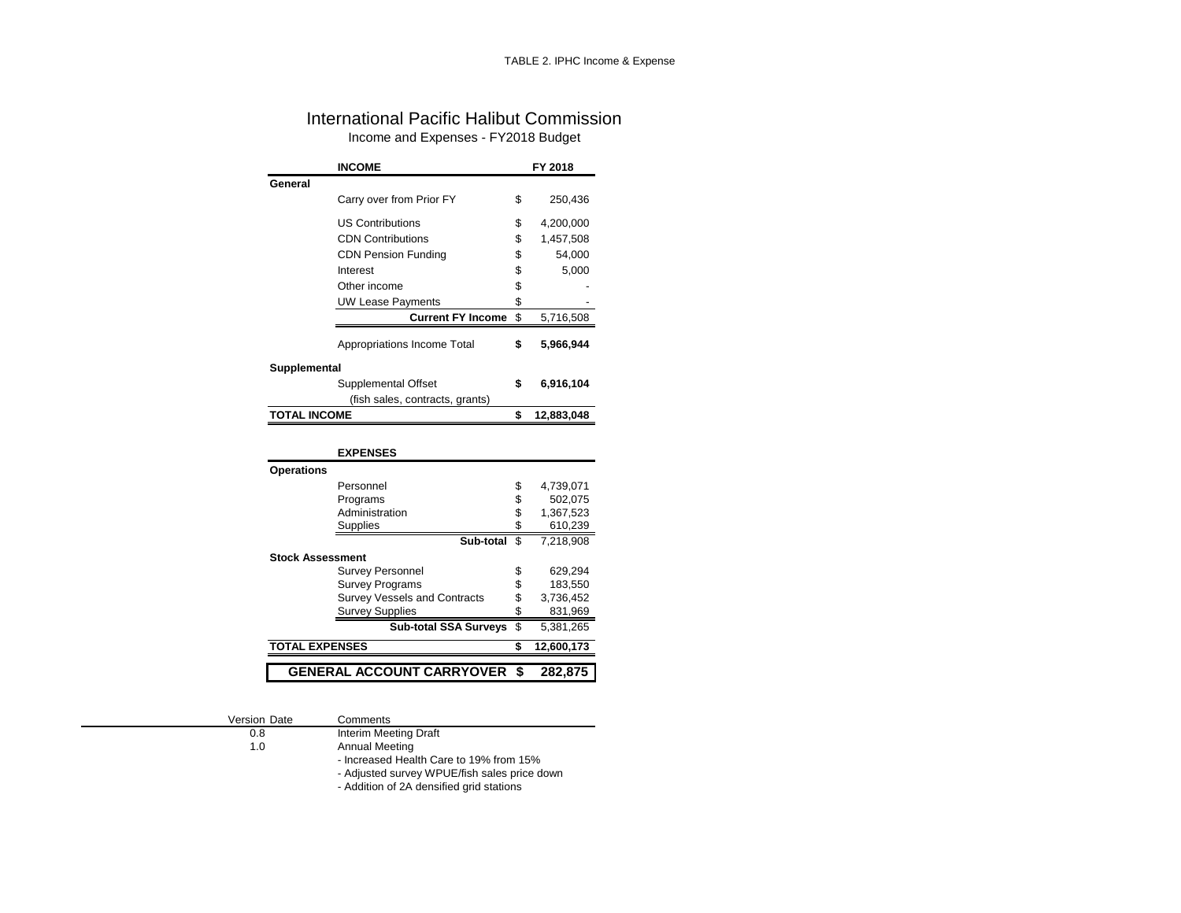TABLE 2. IPHC Income & Expense

# International Pacific Halibut Commission

## Income and Expenses - FY2018 Budget

| | **INCOME** | | **FY 2018** |
|---|---|---|---|
| **General** | | | |
| | Carry over from Prior FY | $ | 250,436 |
| | US Contributions | $ | 4,200,000 |
| | CDN Contributions | $ | 1,457,508 |
| | CDN Pension Funding | $ | 54,000 |
| | Interest | $ | 5,000 |
| | Other income | $ | - |
| | UW Lease Payments | $ | - |
| | **Current FY Income** | $ | 5,716,508 |
| | Appropriations Income Total | **$** | **5,966,944** |
| **Supplemental** | | | |
| | Supplemental Offset | **$** | **6,916,104** |
| | (fish sales, contracts, grants) | | |
| **TOTAL INCOME** | | **$** | **12,883,048** |

| | **EXPENSES** | | |
|---|---|---|---|
| **Operations** | | | |
| | Personnel | $ | 4,739,071 |
| | Programs | $ | 502,075 |
| | Administration | $ | 1,367,523 |
| | Supplies | $ | 610,239 |
| | **Sub-total** | $ | 7,218,908 |
| **Stock Assessment** | | | |
| | Survey Personnel | $ | 629,294 |
| | Survey Programs | $ | 183,550 |
| | Survey Vessels and Contracts | $ | 3,736,452 |
| | Survey Supplies | $ | 831,969 |
| | **Sub-total SSA Surveys** | $ | 5,381,265 |
| **TOTAL EXPENSES** | | **$** | **12,600,173** |
| | **GENERAL ACCOUNT CARRYOVER** | **$** | **282,875** |

| Version | Date | Comments |
|---|---|---|
| 0.8 | | Interim Meeting Draft |
| 1.0 | | Annual Meeting |
| | | - Increased Health Care to 19% from 15% |
| | | - Adjusted survey WPUE/fish sales price down |
| | | - Addition of 2A densified grid stations |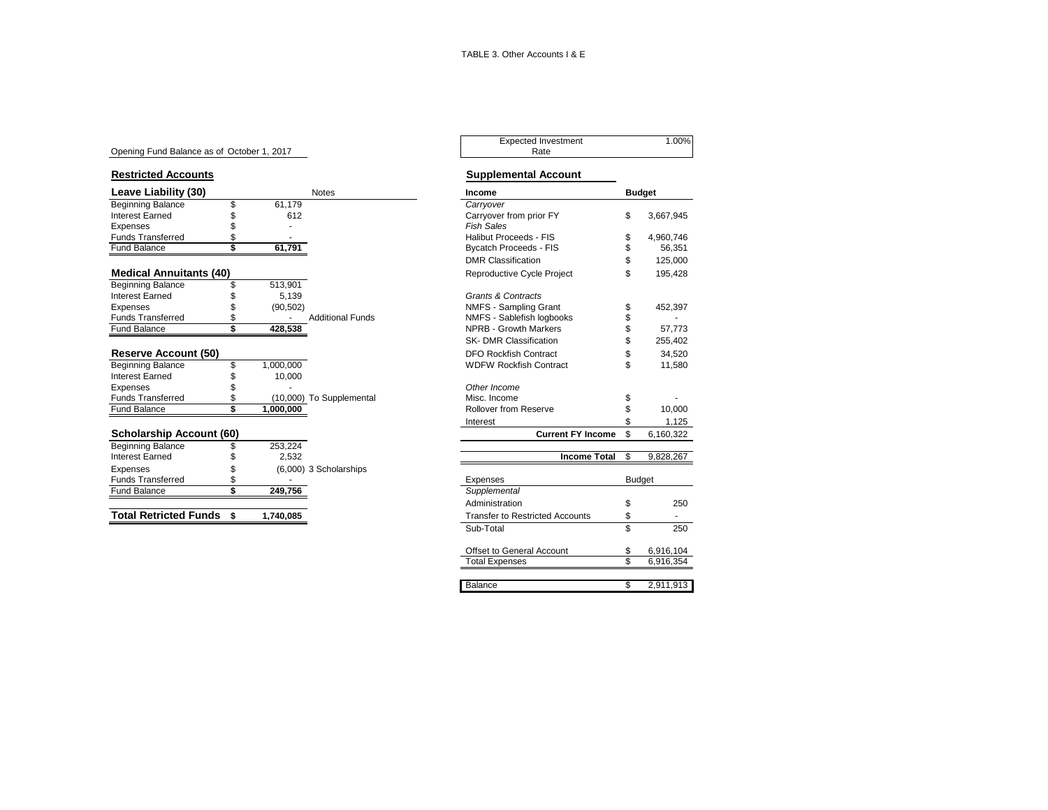TABLE 3. Other Accounts I & E

Opening Fund Balance as of October 1, 2017

## Restricted Accounts

### Leave Liability (30)

| | | Notes |
|---|---|---|
| Beginning Balance | $ 61,179 | |
| Interest Earned | $ 612 | |
| Expenses | $ - | |
| Funds Transferred | $ - | |
| Fund Balance | **$ 61,791** | |

### Medical Annuitants (40)

| | | |
|---|---|---|
| Beginning Balance | $ 513,901 | |
| Interest Earned | $ 5,139 | |
| Expenses | $ (90,502) | |
| Funds Transferred | $ - | Additional Funds |
| Fund Balance | **$ 428,538** | |

### Reserve Account (50)

| | | |
|---|---|---|
| Beginning Balance | $ 1,000,000 | |
| Interest Earned | $ 10,000 | |
| Expenses | $ - | |
| Funds Transferred | $ (10,000) | To Supplemental |
| Fund Balance | **$ 1,000,000** | |

### Scholarship Account (60)

| | | |
|---|---|---|
| Beginning Balance | $ 253,224 | |
| Interest Earned | $ 2,532 | |
| Expenses | $ (6,000) | 3 Scholarships |
| Funds Transferred | $ - | |
| Fund Balance | **$ 249,756** | |

| | |
|---|---|
| **Total Retricted Funds** | **$ 1,740,085** |

| Expected Investment Rate | 1.00% |
|---|---|

## Supplemental Account

| Income | Budget |
|---|---|
| *Carryover* | |
| Carryover from prior FY | $ 3,667,945 |
| *Fish Sales* | |
| Halibut Proceeds - FIS | $ 4,960,746 |
| Bycatch Proceeds - FIS | $ 56,351 |
| DMR Classification | $ 125,000 |
| Reproductive Cycle Project | $ 195,428 |
| *Grants & Contracts* | |
| NMFS - Sampling Grant | $ 452,397 |
| NMFS - Sablefish logbooks | $ - |
| NPRB - Growth Markers | $ 57,773 |
| SK- DMR Classification | $ 255,402 |
| DFO Rockfish Contract | $ 34,520 |
| WDFW Rockfish Contract | $ 11,580 |
| *Other Income* | |
| Misc. Income | $ - |
| Rollover from Reserve | $ 10,000 |
| Interest | $ 1,125 |
| **Current FY Income** | $ 6,160,322 |
| **Income Total** | $ 9,828,267 |

| Expenses | Budget |
|---|---|
| *Supplemental* | |
| Administration | $ 250 |
| Transfer to Restricted Accounts | $ - |
| Sub-Total | $ 250 |
| Offset to General Account | $ 6,916,104 |
| Total Expenses | $ 6,916,354 |
| Balance | $ 2,911,913 |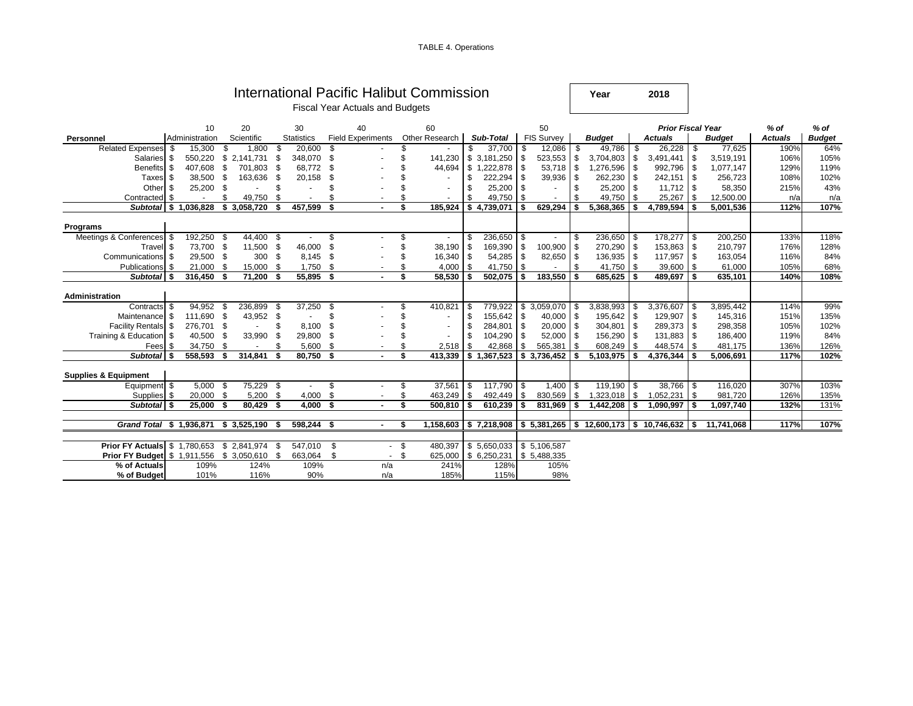TABLE 4. Operations

# International Pacific Halibut Commission

Fiscal Year Actuals and Budgets

**Year** **2018**

| | 10 | 20 | 30 | 40 | 60 | | 50 | | Prior Fiscal Year | | % of | % of |
|---|---|---|---|---|---|---|---|---|---|---|---|---|
| **Personnel** | Administration | Scientific | Statistics | Field Experiments | Other Research | ***Sub-Total*** | FIS Survey | ***Budget*** | ***Actuals*** | ***Budget*** | ***Actuals*** | ***Budget*** |
| Related Expenses | $ 15,300 | $ 1,800 | $ 20,600 | $ - | $ - | $ 37,700 | $ 12,086 | $ 49,786 | $ 26,228 | $ 77,625 | 190% | 64% |
| Salaries | $ 550,220 | $ 2,141,731 | $ 348,070 | $ - | $ 141,230 | $ 3,181,250 | $ 523,553 | $ 3,704,803 | $ 3,491,441 | $ 3,519,191 | 106% | 105% |
| Benefits | $ 407,608 | $ 701,803 | $ 68,772 | $ - | $ 44,694 | $ 1,222,878 | $ 53,718 | $ 1,276,596 | $ 992,796 | $ 1,077,147 | 129% | 119% |
| Taxes | $ 38,500 | $ 163,636 | $ 20,158 | $ - | $ - | $ 222,294 | $ 39,936 | $ 262,230 | $ 242,151 | $ 256,723 | 108% | 102% |
| Other | $ 25,200 | $ - | $ - | $ - | $ - | $ 25,200 | $ - | $ 25,200 | $ 11,712 | $ 58,350 | 215% | 43% |
| Contracted | $ - | $ 49,750 | $ - | $ - | $ - | $ 49,750 | $ - | $ 49,750 | $ 25,267 | $ 12,500.00 | n/a | n/a |
| ***Subtotal*** | **$ 1,036,828** | **$ 3,058,720** | **$ 457,599** | **$ -** | **$ 185,924** | **$ 4,739,071** | **$ 629,294** | **$ 5,368,365** | **$ 4,789,594** | **$ 5,001,536** | **112%** | **107%** |
| **Programs** | | | | | | | | | | | | |
| Meetings & Conferences | $ 192,250 | $ 44,400 | $ - | $ - | $ - | $ 236,650 | $ - | $ 236,650 | $ 178,277 | $ 200,250 | 133% | 118% |
| Travel | $ 73,700 | $ 11,500 | $ 46,000 | $ - | $ 38,190 | $ 169,390 | $ 100,900 | $ 270,290 | $ 153,863 | $ 210,797 | 176% | 128% |
| Communications | $ 29,500 | $ 300 | $ 8,145 | $ - | $ 16,340 | $ 54,285 | $ 82,650 | $ 136,935 | $ 117,957 | $ 163,054 | 116% | 84% |
| Publications | $ 21,000 | $ 15,000 | $ 1,750 | $ - | $ 4,000 | $ 41,750 | $ - | $ 41,750 | $ 39,600 | $ 61,000 | 105% | 68% |
| ***Subtotal*** | **$ 316,450** | **$ 71,200** | **$ 55,895** | **$ -** | **$ 58,530** | **$ 502,075** | **$ 183,550** | **$ 685,625** | **$ 489,697** | **$ 635,101** | **140%** | **108%** |
| **Administration** | | | | | | | | | | | | |
| Contracts | $ 94,952 | $ 236,899 | $ 37,250 | $ - | $ 410,821 | $ 779,922 | $ 3,059,070 | $ 3,838,993 | $ 3,376,607 | $ 3,895,442 | 114% | 99% |
| Maintenance | $ 111,690 | $ 43,952 | $ - | $ - | $ - | $ 155,642 | $ 40,000 | $ 195,642 | $ 129,907 | $ 145,316 | 151% | 135% |
| Facility Rentals | $ 276,701 | $ - | $ 8,100 | $ - | $ - | $ 284,801 | $ 20,000 | $ 304,801 | $ 289,373 | $ 298,358 | 105% | 102% |
| Training & Education | $ 40,500 | $ 33,990 | $ 29,800 | $ - | $ - | $ 104,290 | $ 52,000 | $ 156,290 | $ 131,883 | $ 186,400 | 119% | 84% |
| Fees | $ 34,750 | $ - | $ 5,600 | $ - | $ 2,518 | $ 42,868 | $ 565,381 | $ 608,249 | $ 448,574 | $ 481,175 | 136% | 126% |
| ***Subtotal*** | **$ 558,593** | **$ 314,841** | **$ 80,750** | **$ -** | **$ 413,339** | **$ 1,367,523** | **$ 3,736,452** | **$ 5,103,975** | **$ 4,376,344** | **$ 5,006,691** | **117%** | **102%** |
| **Supplies & Equipment** | | | | | | | | | | | | |
| Equipment | $ 5,000 | $ 75,229 | $ - | $ - | $ 37,561 | $ 117,790 | $ 1,400 | $ 119,190 | $ 38,766 | $ 116,020 | 307% | 103% |
| Supplies | $ 20,000 | $ 5,200 | $ 4,000 | $ - | $ 463,249 | $ 492,449 | $ 830,569 | $ 1,323,018 | $ 1,052,231 | $ 981,720 | 126% | 135% |
| ***Subtotal*** | **$ 25,000** | **$ 80,429** | **$ 4,000** | **$ -** | **$ 500,810** | **$ 610,239** | **$ 831,969** | **$ 1,442,208** | **$ 1,090,997** | **$ 1,097,740** | **132%** | **131%** |
| ***Grand Total*** | **$ 1,936,871** | **$ 3,525,190** | **$ 598,244** | **$ -** | **$ 1,158,603** | **$ 7,218,908** | **$ 5,381,265** | **$ 12,600,173** | **$ 10,746,632** | **$ 11,741,068** | **117%** | **107%** |
| **Prior FY Actuals** | $ 1,780,653 | $ 2,841,974 | $ 547,010 | $ - | $ 480,397 | $ 5,650,033 | $ 5,106,587 | | | | | |
| **Prior FY Budget** | $ 1,911,556 | $ 3,050,610 | $ 663,064 | $ - | $ 625,000 | $ 6,250,231 | $ 5,488,335 | | | | | |
| **% of Actuals** | 109% | 124% | 109% | n/a | 241% | 128% | 105% | | | | | |
| **% of Budget** | 101% | 116% | 90% | n/a | 185% | 115% | 98% | | | | | |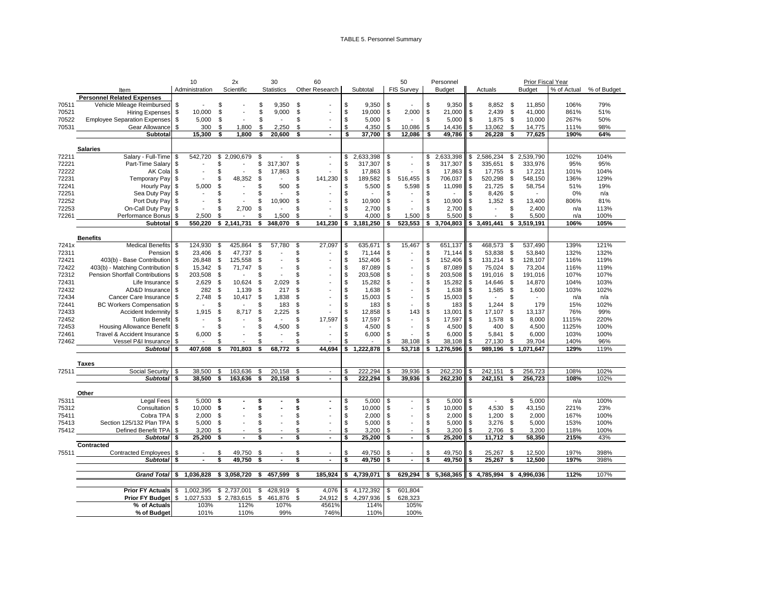TABLE 5. Personnel Summary

| | | 10 | 2x | 30 | 60 | | 50 | Personnel | Prior Fiscal Year | | | |
|---|---|---|---|---|---|---|---|---|---|---|---|---|
| | Item | Administration | Scientific | Statistics | Other Research | Subtotal | FIS Survey | Budget | Actuals | Budget | % of Actual | % of Budget |
| | **Personnel Related Expenses** | | | | | | | | | | | |
| 70511 | Vehicle Mileage Reimbursed | $ - | $ - | $ 9,350 | $ - | $ 9,350 | $ - | $ 9,350 | $ 8,852 | $ 11,850 | 106% | 79% |
| 70521 | Hiring Expenses | $ 10,000 | $ - | $ 9,000 | $ - | $ 19,000 | $ 2,000 | $ 21,000 | $ 2,439 | $ 41,000 | 861% | 51% |
| 70522 | Employee Separation Expenses | $ 5,000 | $ - | $ - | $ - | $ 5,000 | $ - | $ 5,000 | $ 1,875 | $ 10,000 | 267% | 50% |
| 70531 | Gear Allowance | $ 300 | $ 1,800 | $ 2,250 | $ - | $ 4,350 | $ 10,086 | $ 14,436 | $ 13,062 | $ 14,775 | 111% | 98% |
| | **Subtotal** | **15,300** | **$ 1,800** | **$ 20,600** | **$ -** | **$ 37,700** | **$ 12,086** | **$ 49,786** | **$ 26,228** | **$ 77,625** | **190%** | **64%** |
| | **Salaries** | | | | | | | | | | | |
| 72211 | Salary - Full-Time | $ 542,720 | $ 2,090,679 | $ - | $ - | $ 2,633,398 | $ - | $ 2,633,398 | $ 2,586,234 | $ 2,539,790 | 102% | 104% |
| 72221 | Part-Time Salary | $ - | $ - | $ 317,307 | $ - | $ 317,307 | $ - | $ 317,307 | $ 335,651 | $ 333,976 | 95% | 95% |
| 72222 | AK Cola | $ - | $ - | $ 17,863 | $ - | $ 17,863 | $ - | $ 17,863 | $ 17,755 | $ 17,221 | 101% | 104% |
| 72231 | Temporary Pay | $ - | $ 48,352 | $ - | $ 141,230 | $ 189,582 | $ 516,455 | $ 706,037 | $ 520,298 | $ 548,150 | 136% | 129% |
| 72241 | Hourly Pay | $ 5,000 | $ - | $ 500 | $ - | $ 5,500 | $ 5,598 | $ 11,098 | $ 21,725 | $ 58,754 | 51% | 19% |
| 72251 | Sea Duty Pay | $ - | $ - | $ - | $ - | $ - | $ - | $ - | $ 8,426 | $ - | 0% | n/a |
| 72252 | Port Duty Pay | $ - | $ - | $ 10,900 | $ - | $ 10,900 | $ - | $ 10,900 | $ 1,352 | $ 13,400 | 806% | 81% |
| 72253 | On-Call Duty Pay | $ - | $ 2,700 | $ - | $ - | $ 2,700 | $ - | $ 2,700 | $ - | $ 2,400 | n/a | 113% |
| 72261 | Performance Bonus | $ 2,500 | $ - | $ 1,500 | $ - | $ 4,000 | $ 1,500 | $ 5,500 | $ - | $ 5,500 | n/a | 100% |
| | **Subtotal** | **$ 550,220** | **$ 2,141,731** | **$ 348,070** | **$ 141,230** | **$ 3,181,250** | **$ 523,553** | **$ 3,704,803** | **$ 3,491,441** | **$ 3,519,191** | **106%** | **105%** |
| | **Benefits** | | | | | | | | | | | |
| 7241x | Medical Benefits | $ 124,930 | $ 425,864 | $ 57,780 | $ 27,097 | $ 635,671 | $ 15,467 | $ 651,137 | $ 468,573 | $ 537,490 | 139% | 121% |
| 72311 | Pension | $ 23,406 | $ 47,737 | $ - | $ - | $ 71,144 | $ - | $ 71,144 | $ 53,838 | $ 53,840 | 132% | 132% |
| 72421 | 403(b) - Base Contribution | $ 26,848 | $ 125,558 | $ - | $ - | $ 152,406 | $ - | $ 152,406 | $ 131,214 | $ 128,107 | 116% | 119% |
| 72422 | 403(b) - Matching Contribution | $ 15,342 | $ 71,747 | $ - | $ - | $ 87,089 | $ - | $ 87,089 | $ 75,024 | $ 73,204 | 116% | 119% |
| 72312 | Pension Shortfall Contributions | $ 203,508 | $ - | $ - | $ - | $ 203,508 | $ - | $ 203,508 | $ 191,016 | $ 191,016 | 107% | 107% |
| 72431 | Life Insurance | $ 2,629 | $ 10,624 | $ 2,029 | $ - | $ 15,282 | $ - | $ 15,282 | $ 14,646 | $ 14,870 | 104% | 103% |
| 72432 | AD&D Insurance | $ 282 | $ 1,139 | $ 217 | $ - | $ 1,638 | $ - | $ 1,638 | $ 1,585 | $ 1,600 | 103% | 102% |
| 72434 | Cancer Care Insurance | $ 2,748 | $ 10,417 | $ 1,838 | $ - | $ 15,003 | $ - | $ 15,003 | $ - | $ - | n/a | n/a |
| 72441 | BC Workers Compensation | $ - | $ - | $ 183 | $ - | $ 183 | $ - | $ 183 | $ 1,244 | $ 179 | 15% | 102% |
| 72433 | Accident Indemnity | $ 1,915 | $ 8,717 | $ 2,225 | $ - | $ 12,858 | $ 143 | $ 13,001 | $ 17,107 | $ 13,137 | 76% | 99% |
| 72452 | Tuition Benefit | $ - | $ - | $ - | $ 17,597 | $ 17,597 | $ - | $ 17,597 | $ 1,578 | $ 8,000 | 1115% | 220% |
| 72453 | Housing Allowance Benefit | $ - | $ - | $ 4,500 | $ - | $ 4,500 | $ - | $ 4,500 | $ 400 | $ 4,500 | 1125% | 100% |
| 72461 | Travel & Accident Insurance | $ 6,000 | $ - | $ - | $ - | $ 6,000 | $ - | $ 6,000 | $ 5,841 | $ 6,000 | 103% | 100% |
| 72462 | Vessel P&I Insurance | $ - | $ - | $ - | $ - | $ - | $ 38,108 | $ 38,108 | $ 27,130 | $ 39,704 | 140% | 96% |
| | ***Subtotal*** | **$ 407,608** | **$ 701,803** | **$ 68,772** | **$ 44,694** | **$ 1,222,878** | **$ 53,718** | **$ 1,276,596** | **$ 989,196** | **$ 1,071,647** | **129%** | **119%** |
| | **Taxes** | | | | | | | | | | | |
| 72511 | Social Security | $ 38,500 | $ 163,636 | $ 20,158 | $ - | $ 222,294 | $ 39,936 | $ 262,230 | $ 242,151 | $ 256,723 | 108% | 102% |
| | ***Subtotal*** | **$ 38,500** | **$ 163,636** | **$ 20,158** | **$ -** | **$ 222,294** | **$ 39,936** | **$ 262,230** | **$ 242,151** | **$ 256,723** | **108%** | **102%** |
| | **Other** | | | | | | | | | | | |
| 75311 | Legal Fees | $ 5,000 | $ - | $ - | $ - | $ 5,000 | $ - | $ 5,000 | $ - | $ 5,000 | n/a | 100% |
| 75312 | Consultation | $ 10,000 | $ - | $ - | $ - | $ 10,000 | $ - | $ 10,000 | $ 4,530 | $ 43,150 | 221% | 23% |
| 75411 | Cobra TPA | $ 2,000 | $ - | $ - | $ - | $ 2,000 | $ - | $ 2,000 | $ 1,200 | $ 2,000 | 167% | 100% |
| 75413 | Section 125/132 Plan TPA | $ 5,000 | $ - | $ - | $ - | $ 5,000 | $ - | $ 5,000 | $ 3,276 | $ 5,000 | 153% | 100% |
| 75412 | Defined Benefit TPA | $ 3,200 | $ - | $ - | $ - | $ 3,200 | $ - | $ 3,200 | $ 2,706 | $ 3,200 | 118% | 100% |
| | ***Subtotal*** | **$ 25,200** | **$ -** | **$ -** | **$ -** | **$ 25,200** | **$ -** | **$ 25,200** | **$ 11,712** | **$ 58,350** | **215%** | **43%** |
| | **Contracted** | | | | | | | | | | | |
| 75511 | Contracted Employees | $ - | $ 49,750 | $ - | $ - | $ 49,750 | $ - | $ 49,750 | $ 25,267 | $ 12,500 | 197% | 398% |
| | ***Subtotal*** | **$ -** | **$ 49,750** | **$ -** | **$ -** | **$ 49,750** | **$ -** | **$ 49,750** | **$ 25,267** | **$ 12,500** | **197%** | **398%** |
| | ***Grand Total*** | **$ 1,036,828** | **$ 3,058,720** | **$ 457,599** | **$ 185,924** | **$ 4,739,071** | **$ 629,294** | **$ 5,368,365** | **$ 4,785,994** | **$ 4,996,036** | **112%** | **107%** |
| | **Prior FY Actuals** | $ 1,002,395 | $ 2,737,001 | $ 428,919 | $ 4,076 | $ 4,172,392 | $ 601,804 | | | | | |
| | **Prior FY Budget** | $ 1,027,533 | $ 2,783,615 | $ 461,876 | $ 24,912 | $ 4,297,936 | $ 628,323 | | | | | |
| | **% of Actuals** | 103% | 112% | 107% | 4561% | 114% | 105% | | | | | |
| | **% of Budget** | 101% | 110% | 99% | 746% | 110% | 100% | | | | | |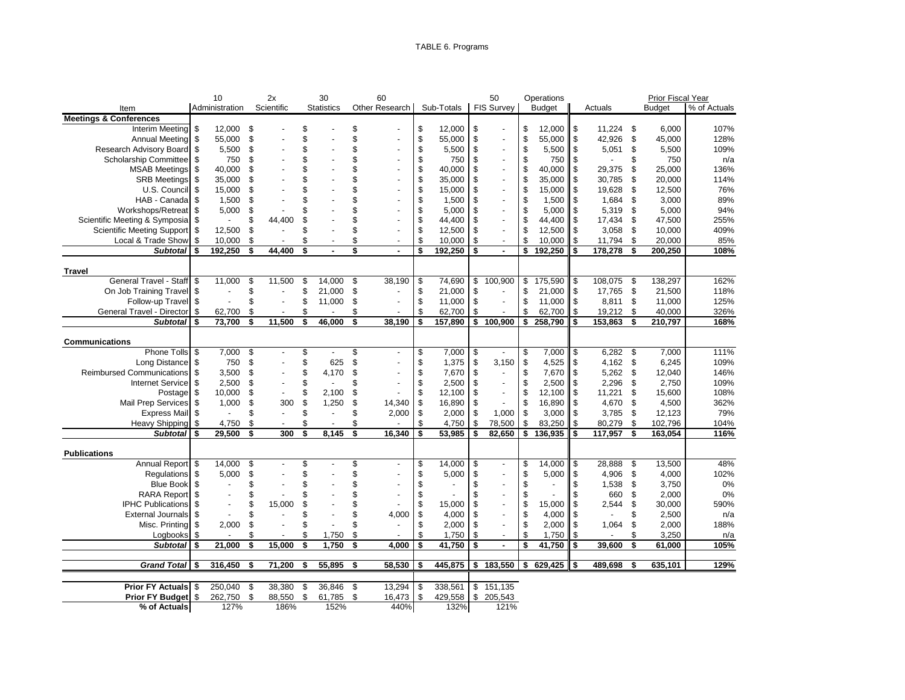TABLE 6. Programs

| Item | 10 Administration | 2x Scientific | 30 Statistics | 60 Other Research | Sub-Totals | 50 FIS Survey | Operations Budget | Actuals | Prior Fiscal Year Budget | % of Actuals |
|---|---|---|---|---|---|---|---|---|---|---|
| **Meetings & Conferences** | | | | | | | | | | |
| Interim Meeting | $ 12,000 | $ - | $ - | $ - | $ 12,000 | $ - | $ 12,000 | $ 11,224 | $ 6,000 | 107% |
| Annual Meeting | $ 55,000 | $ - | $ - | $ - | $ 55,000 | $ - | $ 55,000 | $ 42,926 | $ 45,000 | 128% |
| Research Advisory Board | $ 5,500 | $ - | $ - | $ - | $ 5,500 | $ - | $ 5,500 | $ 5,051 | $ 5,500 | 109% |
| Scholarship Committee | $ 750 | $ - | $ - | $ - | $ 750 | $ - | $ 750 | $ - | $ 750 | n/a |
| MSAB Meetings | $ 40,000 | $ - | $ - | $ - | $ 40,000 | $ - | $ 40,000 | $ 29,375 | $ 25,000 | 136% |
| SRB Meetings | $ 35,000 | $ - | $ - | $ - | $ 35,000 | $ - | $ 35,000 | $ 30,785 | $ 20,000 | 114% |
| U.S. Council | $ 15,000 | $ - | $ - | $ - | $ 15,000 | $ - | $ 15,000 | $ 19,628 | $ 12,500 | 76% |
| HAB - Canada | $ 1,500 | $ - | $ - | $ - | $ 1,500 | $ - | $ 1,500 | $ 1,684 | $ 3,000 | 89% |
| Workshops/Retreat | $ 5,000 | $ - | $ - | $ - | $ 5,000 | $ - | $ 5,000 | $ 5,319 | $ 5,000 | 94% |
| Scientific Meeting & Symposia | $ - | $ 44,400 | $ - | $ - | $ 44,400 | $ - | $ 44,400 | $ 17,434 | $ 47,500 | 255% |
| Scientific Meeting Support | $ 12,500 | $ - | $ - | $ - | $ 12,500 | $ - | $ 12,500 | $ 3,058 | $ 10,000 | 409% |
| Local & Trade Show | $ 10,000 | $ - | $ - | $ - | $ 10,000 | $ - | $ 10,000 | $ 11,794 | $ 20,000 | 85% |
| ***Subtotal*** | **$ 192,250** | **$ 44,400** | **$ -** | **$ -** | **$ 192,250** | **$ -** | **$ 192,250** | **$ 178,278** | **$ 200,250** | **108%** |
| **Travel** | | | | | | | | | | |
| General Travel - Staff | $ 11,000 | $ 11,500 | $ 14,000 | $ 38,190 | $ 74,690 | $ 100,900 | $ 175,590 | $ 108,075 | $ 138,297 | 162% |
| On Job Training Travel | $ - | $ - | $ 21,000 | $ - | $ 21,000 | $ - | $ 21,000 | $ 17,765 | $ 21,500 | 118% |
| Follow-up Travel | $ - | $ - | $ 11,000 | $ - | $ 11,000 | $ - | $ 11,000 | $ 8,811 | $ 11,000 | 125% |
| General Travel - Director | $ 62,700 | $ - | $ - | $ - | $ 62,700 | $ - | $ 62,700 | $ 19,212 | $ 40,000 | 326% |
| ***Subtotal*** | **$ 73,700** | **$ 11,500** | **$ 46,000** | **$ 38,190** | **$ 157,890** | **$ 100,900** | **$ 258,790** | **$ 153,863** | **$ 210,797** | **168%** |
| **Communications** | | | | | | | | | | |
| Phone Tolls | $ 7,000 | $ - | $ - | $ - | $ 7,000 | $ - | $ 7,000 | $ 6,282 | $ 7,000 | 111% |
| Long Distance | $ 750 | $ - | $ 625 | $ - | $ 1,375 | $ 3,150 | $ 4,525 | $ 4,162 | $ 6,245 | 109% |
| Reimbursed Communications | $ 3,500 | $ - | $ 4,170 | $ - | $ 7,670 | $ - | $ 7,670 | $ 5,262 | $ 12,040 | 146% |
| Internet Service | $ 2,500 | $ - | $ - | $ - | $ 2,500 | $ - | $ 2,500 | $ 2,296 | $ 2,750 | 109% |
| Postage | $ 10,000 | $ - | $ 2,100 | $ - | $ 12,100 | $ - | $ 12,100 | $ 11,221 | $ 15,600 | 108% |
| Mail Prep Services | $ 1,000 | $ 300 | $ 1,250 | $ 14,340 | $ 16,890 | $ - | $ 16,890 | $ 4,670 | $ 4,500 | 362% |
| Express Mail | $ - | $ - | $ - | $ 2,000 | $ 2,000 | $ 1,000 | $ 3,000 | $ 3,785 | $ 12,123 | 79% |
| Heavy Shipping | $ 4,750 | $ - | $ - | $ - | $ 4,750 | $ 78,500 | $ 83,250 | $ 80,279 | $ 102,796 | 104% |
| ***Subtotal*** | **$ 29,500** | **$ 300** | **$ 8,145** | **$ 16,340** | **$ 53,985** | **$ 82,650** | **$ 136,935** | **$ 117,957** | **$ 163,054** | **116%** |
| **Publications** | | | | | | | | | | |
| Annual Report | $ 14,000 | $ - | $ - | $ - | $ 14,000 | $ - | $ 14,000 | $ 28,888 | $ 13,500 | 48% |
| Regulations | $ 5,000 | $ - | $ - | $ - | $ 5,000 | $ - | $ 5,000 | $ 4,906 | $ 4,000 | 102% |
| Blue Book | $ - | $ - | $ - | $ - | $ - | $ - | $ - | $ 1,538 | $ 3,750 | 0% |
| RARA Report | $ - | $ - | $ - | $ - | $ - | $ - | $ - | $ 660 | $ 2,000 | 0% |
| IPHC Publications | $ - | $ 15,000 | $ - | $ - | $ 15,000 | $ - | $ 15,000 | $ 2,544 | $ 30,000 | 590% |
| External Journals | $ - | $ - | $ - | $ 4,000 | $ 4,000 | $ - | $ 4,000 | $ - | $ 2,500 | n/a |
| Misc. Printing | $ 2,000 | $ - | $ - | $ - | $ 2,000 | $ - | $ 2,000 | $ 1,064 | $ 2,000 | 188% |
| Logbooks | $ - | $ - | $ 1,750 | $ - | $ 1,750 | $ - | $ 1,750 | $ - | $ 3,250 | n/a |
| ***Subtotal*** | **$ 21,000** | **$ 15,000** | **$ 1,750** | **$ 4,000** | **$ 41,750** | **$ -** | **$ 41,750** | **$ 39,600** | **$ 61,000** | **105%** |
| ***Grand Total*** | **$ 316,450** | **$ 71,200** | **$ 55,895** | **$ 58,530** | **$ 445,875** | **$ 183,550** | **$ 629,425** | **$ 489,698** | **$ 635,101** | **129%** |
| **Prior FY Actuals** | $ 250,040 | $ 38,380 | $ 36,846 | $ 13,294 | $ 338,561 | $ 151,135 | | | | |
| **Prior FY Budget** | $ 262,750 | $ 88,550 | $ 61,785 | $ 16,473 | $ 429,558 | $ 205,543 | | | | |
| **% of Actuals** | 127% | 186% | 152% | 440% | 132% | 121% | | | | |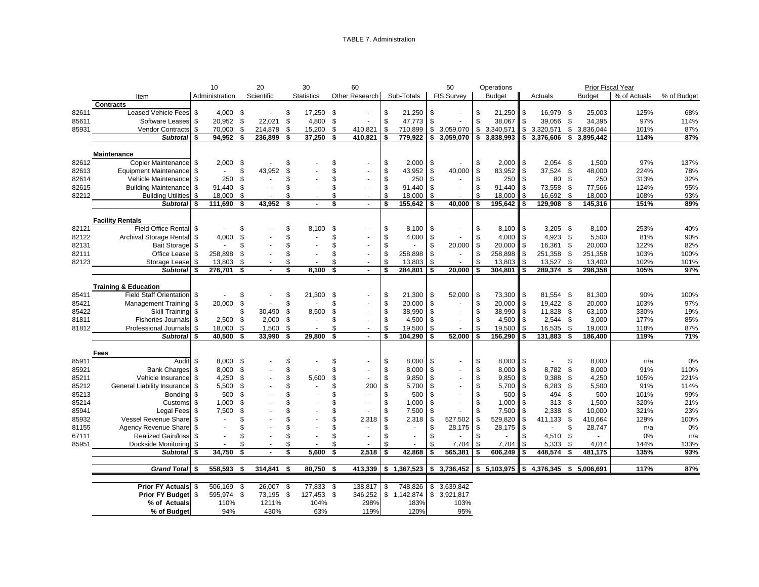TABLE 7. Administration

| | Item | 10 Administration | 20 Scientific | 30 Statistics | 60 Other Research | Sub-Totals | 50 FIS Survey | Operations Budget | Prior Fiscal Year Actuals | Prior Fiscal Year Budget | % of Actuals | % of Budget |
|---|---|---|---|---|---|---|---|---|---|---|---|---|
| | **Contracts** | | | | | | | | | | | |
| 82611 | Leased Vehicle Fees | $ 4,000 | $ - | $ 17,250 | $ - | $ 21,250 | $ - | $ 21,250 | $ 16,979 | $ 25,003 | 125% | 68% |
| 85611 | Software Leases | $ 20,952 | $ 22,021 | $ 4,800 | $ - | $ 47,773 | $ - | $ 38,067 | $ 39,056 | $ 34,395 | 97% | 114% |
| 85931 | Vendor Contracts | $ 70,000 | $ 214,878 | $ 15,200 | $ 410,821 | $ 710,899 | $ 3,059,070 | $ 3,340,571 | $ 3,320,571 | $ 3,836,044 | 101% | 87% |
| | ***Subtotal*** | **$ 94,952** | **$ 236,899** | **$ 37,250** | **$ 410,821** | **$ 779,922** | **$ 3,059,070** | **$ 3,838,993** | **$ 3,376,606** | **$ 3,895,442** | **114%** | **87%** |
| | **Maintenance** | | | | | | | | | | | |
| 82612 | Copier Maintenance | $ 2,000 | $ - | $ - | $ - | $ 2,000 | $ - | $ 2,000 | $ 2,054 | $ 1,500 | 97% | 137% |
| 82613 | Equipment Maintenance | $ - | $ 43,952 | $ - | $ - | $ 43,952 | $ 40,000 | $ 83,952 | $ 37,524 | $ 48,000 | 224% | 78% |
| 82614 | Vehicle Maintenance | $ 250 | $ - | $ - | $ - | $ 250 | $ - | $ 250 | $ 80 | $ 250 | 313% | 32% |
| 82615 | Building Maintenance | $ 91,440 | $ - | $ - | $ - | $ 91,440 | $ - | $ 91,440 | $ 73,558 | $ 77,566 | 124% | 95% |
| 82212 | Building Utilities | $ 18,000 | $ - | $ - | $ - | $ 18,000 | $ - | $ 18,000 | $ 16,692 | $ 18,000 | 108% | 93% |
| | ***Subtotal*** | **$ 111,690** | **$ 43,952** | **$ -** | **$ -** | **$ 155,642** | **$ 40,000** | **$ 195,642** | **$ 129,908** | **$ 145,316** | **151%** | **89%** |
| | **Facility Rentals** | | | | | | | | | | | |
| 82121 | Field Office Rental | $ - | $ - | $ 8,100 | $ - | $ 8,100 | $ - | $ 8,100 | $ 3,205 | $ 8,100 | 253% | 40% |
| 82122 | Archival Storage Rental | $ 4,000 | $ - | $ - | $ - | $ 4,000 | $ - | $ 4,000 | $ 4,923 | $ 5,500 | 81% | 90% |
| 82131 | Bait Storage | $ - | $ - | $ - | $ - | $ - | $ 20,000 | $ 20,000 | $ 16,361 | $ 20,000 | 122% | 82% |
| 82111 | Office Lease | $ 258,898 | $ - | $ - | $ - | $ 258,898 | $ - | $ 258,898 | $ 251,358 | $ 251,358 | 103% | 100% |
| 82123 | Storage Lease | $ 13,803 | $ - | $ - | $ - | $ 13,803 | $ - | $ 13,803 | $ 13,527 | $ 13,400 | 102% | 101% |
| | ***Subtotal*** | **$ 276,701** | **$ -** | **$ 8,100** | **$ -** | **$ 284,801** | **$ 20,000** | **$ 304,801** | **$ 289,374** | **$ 298,358** | **105%** | **97%** |
| | **Training & Education** | | | | | | | | | | | |
| 85411 | Field Staff Orientation | $ - | $ - | $ 21,300 | $ - | $ 21,300 | $ 52,000 | $ 73,300 | $ 81,554 | $ 81,300 | 90% | 100% |
| 85421 | Management Training | $ 20,000 | $ - | $ - | $ - | $ 20,000 | $ - | $ 20,000 | $ 19,422 | $ 20,000 | 103% | 97% |
| 85422 | Skill Training | $ - | $ 30,490 | $ 8,500 | $ - | $ 38,990 | $ - | $ 38,990 | $ 11,828 | $ 63,100 | 330% | 19% |
| 81811 | Fisheries Journals | $ 2,500 | $ 2,000 | $ - | $ - | $ 4,500 | $ - | $ 4,500 | $ 2,544 | $ 3,000 | 177% | 85% |
| 81812 | Professional Journals | $ 18,000 | $ 1,500 | $ - | $ - | $ 19,500 | $ - | $ 19,500 | $ 16,535 | $ 19,000 | 118% | 87% |
| | ***Subtotal*** | **$ 40,500** | **$ 33,990** | **$ 29,800** | **$ -** | **$ 104,290** | **$ 52,000** | **$ 156,290** | **$ 131,883** | **$ 186,400** | **119%** | **71%** |
| | **Fees** | | | | | | | | | | | |
| 85911 | Audit | $ 8,000 | $ - | $ - | $ - | $ 8,000 | $ - | $ 8,000 | $ - | $ 8,000 | n/a | 0% |
| 85921 | Bank Charges | $ 8,000 | $ - | $ - | $ - | $ 8,000 | $ - | $ 8,000 | $ 8,782 | $ 8,000 | 91% | 110% |
| 85211 | Vehicle Insurance | $ 4,250 | $ - | $ 5,600 | $ - | $ 9,850 | $ - | $ 9,850 | $ 9,388 | $ 4,250 | 105% | 221% |
| 85212 | General Liability Insurance | $ 5,500 | $ - | $ - | $ 200 | $ 5,700 | $ - | $ 5,700 | $ 6,283 | $ 5,500 | 91% | 114% |
| 85213 | Bonding | $ 500 | $ - | $ - | $ - | $ 500 | $ - | $ 500 | $ 494 | $ 500 | 101% | 99% |
| 85214 | Customs | $ 1,000 | $ - | $ - | $ - | $ 1,000 | $ - | $ 1,000 | $ 313 | $ 1,500 | 320% | 21% |
| 85941 | Legal Fees | $ 7,500 | $ - | $ - | $ - | $ 7,500 | $ - | $ 7,500 | $ 2,338 | $ 10,000 | 321% | 23% |
| 85932 | Vessel Revenue Share | $ - | $ - | $ - | $ 2,318 | $ 2,318 | $ 527,502 | $ 529,820 | $ 411,133 | $ 410,664 | 129% | 100% |
| 81155 | Agency Revenue Share | $ - | $ - | $ - | $ - | $ - | $ 28,175 | $ 28,175 | $ - | $ 28,747 | n/a | 0% |
| 67111 | Realized Gain/loss | $ - | $ - | $ - | $ - | $ - | $ - | $ - | $ 4,510 | $ - | 0% | n/a |
| 85951 | Dockside Monitoring | $ - | $ - | $ - | $ - | $ - | $ 7,704 | $ 7,704 | $ 5,333 | $ 4,014 | 144% | 133% |
| | ***Subtotal*** | **$ 34,750** | **$ -** | **$ 5,600** | **$ 2,518** | **$ 42,868** | **$ 565,381** | **$ 606,249** | **$ 448,574** | **$ 481,175** | **135%** | **93%** |
| | ***Grand Total*** | **$ 558,593** | **$ 314,841** | **$ 80,750** | **$ 413,339** | **$ 1,367,523** | **$ 3,736,452** | **$ 5,103,975** | **$ 4,376,345** | **$ 5,006,691** | **117%** | **87%** |
| | **Prior FY Actuals** | $ 506,169 | $ 26,007 | $ 77,833 | $ 138,817 | $ 748,826 | $ 3,639,842 | | | | | |
| | **Prior FY Budget** | $ 595,974 | $ 73,195 | $ 127,453 | $ 346,252 | $ 1,142,874 | $ 3,921,817 | | | | | |
| | **% of Actuals** | 110% | 1211% | 104% | 298% | 183% | 103% | | | | | |
| | **% of Budget** | 94% | 430% | 63% | 119% | 120% | 95% | | | | | |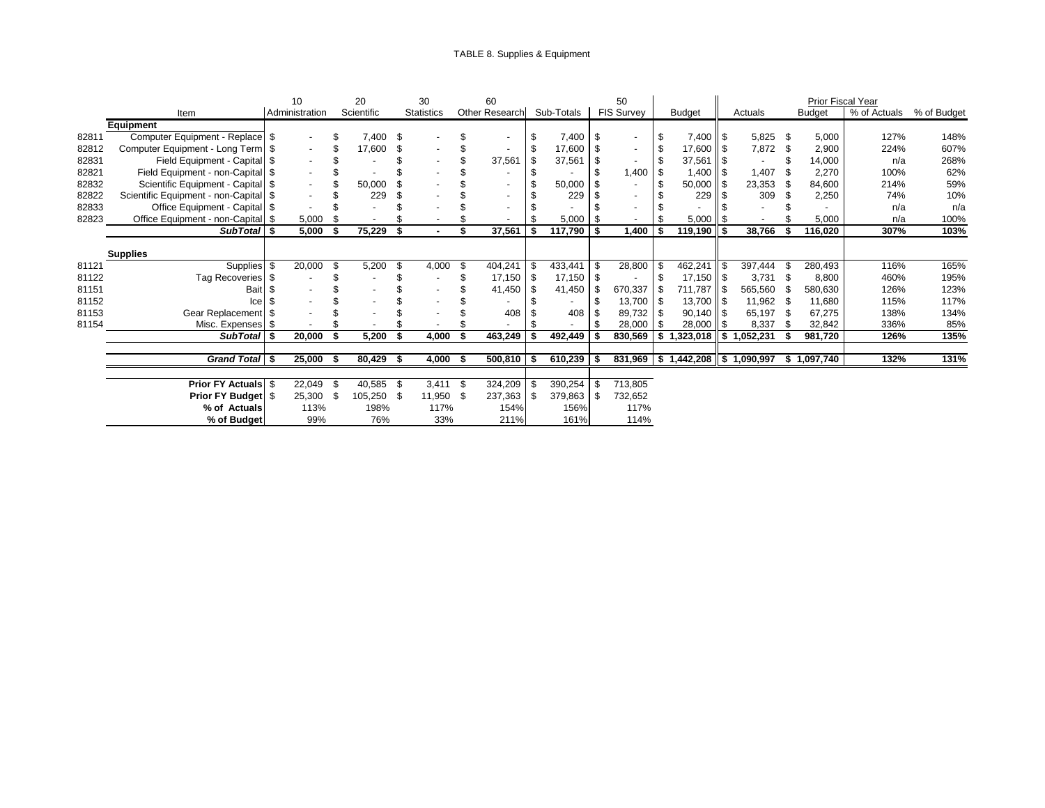TABLE 8. Supplies & Equipment

| | Item | 10 Administration | 20 Scientific | 30 Statistics | 60 Other Research | Sub-Totals | 50 FIS Survey | Budget | Prior Fiscal Year Actuals | Prior Fiscal Year Budget | % of Actuals | % of Budget |
|---|---|---|---|---|---|---|---|---|---|---|---|---|
| | **Equipment** | | | | | | | | | | | |
| 82811 | Computer Equipment - Replace | $ - | $ 7,400 | $ - | $ - | $ 7,400 | $ - | $ 7,400 | $ 5,825 | $ 5,000 | 127% | 148% |
| 82812 | Computer Equipment - Long Term | $ - | $ 17,600 | $ - | $ - | $ 17,600 | $ - | $ 17,600 | $ 7,872 | $ 2,900 | 224% | 607% |
| 82831 | Field Equipment - Capital | $ - | $ - | $ - | $ 37,561 | $ 37,561 | $ - | $ 37,561 | $ - | $ 14,000 | n/a | 268% |
| 82821 | Field Equipment - non-Capital | $ - | $ - | $ - | $ - | $ - | $ 1,400 | $ 1,400 | $ 1,407 | $ 2,270 | 100% | 62% |
| 82832 | Scientific Equipment - Capital | $ - | $ 50,000 | $ - | $ - | $ 50,000 | $ - | $ 50,000 | $ 23,353 | $ 84,600 | 214% | 59% |
| 82822 | Scientific Equipment - non-Capital | $ - | $ 229 | $ - | $ - | $ 229 | $ - | $ 229 | $ 309 | $ 2,250 | 74% | 10% |
| 82833 | Office Equipment - Capital | $ - | $ - | $ - | $ - | $ - | $ - | $ - | $ - | $ - | n/a | n/a |
| 82823 | Office Equipment - non-Capital | $ 5,000 | $ - | $ - | $ - | $ 5,000 | $ - | $ 5,000 | $ - | $ 5,000 | n/a | 100% |
| | ***SubTotal*** | **$ 5,000** | **$ 75,229** | **$ -** | **$ 37,561** | **$ 117,790** | **$ 1,400** | **$ 119,190** | **$ 38,766** | **$ 116,020** | **307%** | **103%** |
| | **Supplies** | | | | | | | | | | | |
| 81121 | Supplies | $ 20,000 | $ 5,200 | $ 4,000 | $ 404,241 | $ 433,441 | $ 28,800 | $ 462,241 | $ 397,444 | $ 280,493 | 116% | 165% |
| 81122 | Tag Recoveries | $ - | $ - | $ - | $ 17,150 | $ 17,150 | $ - | $ 17,150 | $ 3,731 | $ 8,800 | 460% | 195% |
| 81151 | Bait | $ - | $ - | $ - | $ 41,450 | $ 41,450 | $ 670,337 | $ 711,787 | $ 565,560 | $ 580,630 | 126% | 123% |
| 81152 | Ice | $ - | $ - | $ - | $ - | $ - | $ 13,700 | $ 13,700 | $ 11,962 | $ 11,680 | 115% | 117% |
| 81153 | Gear Replacement | $ - | $ - | $ - | $ 408 | $ 408 | $ 89,732 | $ 90,140 | $ 65,197 | $ 67,275 | 138% | 134% |
| 81154 | Misc. Expenses | $ - | $ - | $ - | $ - | $ - | $ 28,000 | $ 28,000 | $ 8,337 | $ 32,842 | 336% | 85% |
| | ***SubTotal*** | **$ 20,000** | **$ 5,200** | **$ 4,000** | **$ 463,249** | **$ 492,449** | **$ 830,569** | **$ 1,323,018** | **$ 1,052,231** | **$ 981,720** | **126%** | **135%** |
| | ***Grand Total*** | **$ 25,000** | **$ 80,429** | **$ 4,000** | **$ 500,810** | **$ 610,239** | **$ 831,969** | **$ 1,442,208** | **$ 1,090,997** | **$ 1,097,740** | **132%** | **131%** |
| | **Prior FY Actuals** | $ 22,049 | $ 40,585 | $ 3,411 | $ 324,209 | $ 390,254 | $ 713,805 | | | | | |
| | **Prior FY Budget** | $ 25,300 | $ 105,250 | $ 11,950 | $ 237,363 | $ 379,863 | $ 732,652 | | | | | |
| | **% of Actuals** | 113% | 198% | 117% | 154% | 156% | 117% | | | | | |
| | **% of Budget** | 99% | 76% | 33% | 211% | 161% | 114% | | | | | |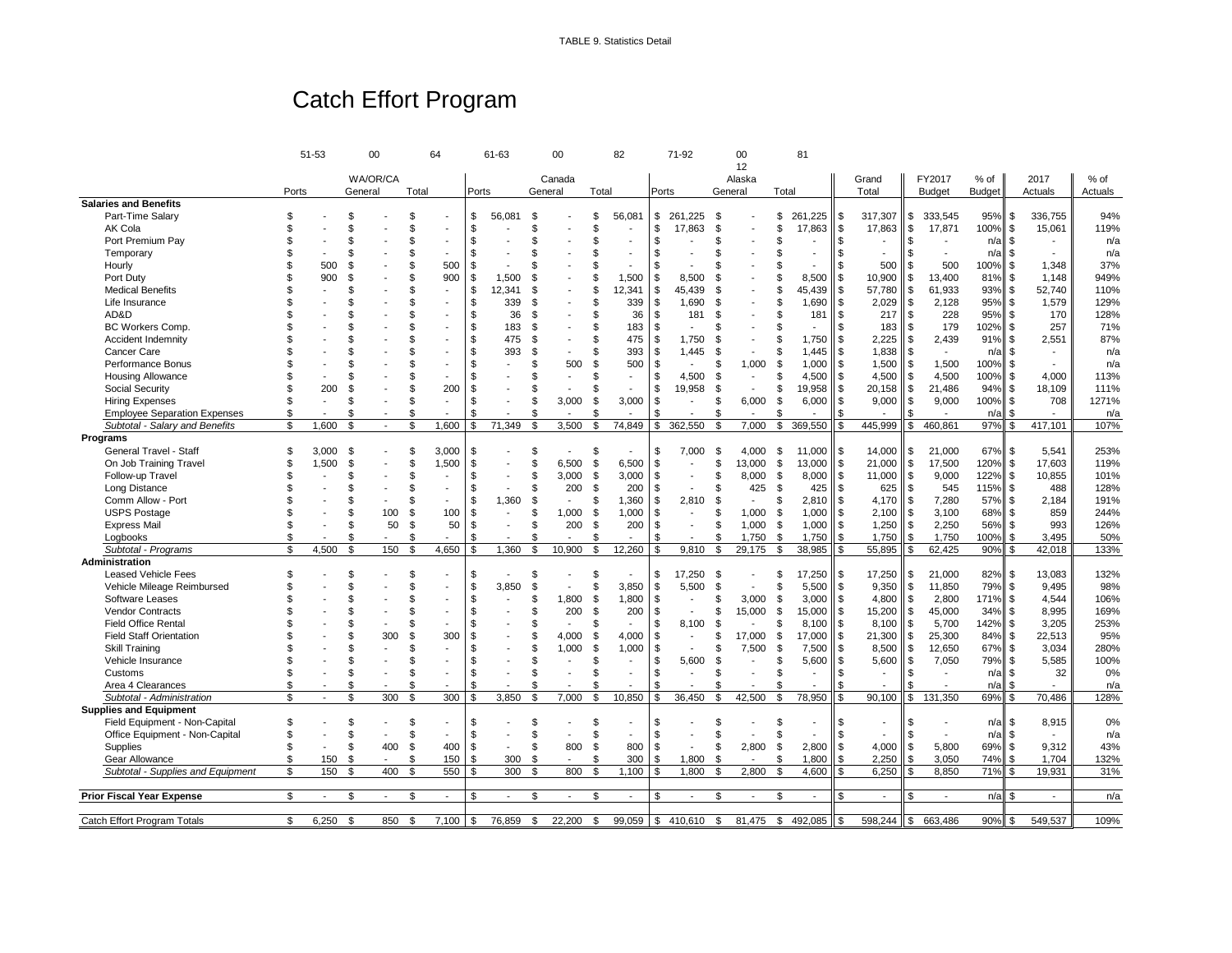TABLE 9. Statistics Detail

# Catch Effort Program

| | 51-53 | 00 | 64 | 61-63 | 00 | 82 | 71-92 | 00 12 | 81 | | | | | |
|---|---|---|---|---|---|---|---|---|---|---|---|---|---|---|
| | | WA/OR/CA | | | Canada | | | Alaska | | Grand | FY2017 | % of | 2017 | % of |
| | Ports | General | Total | Ports | General | Total | Ports | General | Total | Total | Budget | Budget | Actuals | Actuals |
| **Salaries and Benefits** | | | | | | | | | | | | | | |
| Part-Time Salary | $ - | $ - | $ - | $ 56,081 | $ - | $ 56,081 | $ 261,225 | $ - | $ 261,225 | $ 317,307 | $ 333,545 | 95% | $ 336,755 | 94% |
| AK Cola | $ - | $ - | $ - | $ - | $ - | $ - | $ 17,863 | $ - | $ 17,863 | $ 17,863 | $ 17,871 | 100% | $ 15,061 | 119% |
| Port Premium Pay | $ - | $ - | $ - | $ - | $ - | $ - | $ - | $ - | $ - | $ - | $ - | n/a | $ - | n/a |
| Temporary | $ - | $ - | $ - | $ - | $ - | $ - | $ - | $ - | $ - | $ - | $ - | n/a | $ - | n/a |
| Hourly | $ 500 | $ - | $ 500 | $ - | $ - | $ - | $ - | $ - | $ - | $ 500 | $ 500 | 100% | $ 1,348 | 37% |
| Port Duty | $ 900 | $ - | $ 900 | $ 1,500 | $ - | $ 1,500 | $ 8,500 | $ - | $ 8,500 | $ 10,900 | $ 13,400 | 81% | $ 1,148 | 949% |
| Medical Benefits | $ - | $ - | $ - | $ 12,341 | $ - | $ 12,341 | $ 45,439 | $ - | $ 45,439 | $ 57,780 | $ 61,933 | 93% | $ 52,740 | 110% |
| Life Insurance | $ - | $ - | $ - | $ 339 | $ - | $ 339 | $ 1,690 | $ - | $ 1,690 | $ 2,029 | $ 2,128 | 95% | $ 1,579 | 129% |
| AD&D | $ - | $ - | $ - | $ 36 | $ - | $ 36 | $ 181 | $ - | $ 181 | $ 217 | $ 228 | 95% | $ 170 | 128% |
| BC Workers Comp. | $ - | $ - | $ - | $ 183 | $ - | $ 183 | $ - | $ - | $ - | $ 183 | $ 179 | 102% | $ 257 | 71% |
| Accident Indemnity | $ - | $ - | $ - | $ 475 | $ - | $ 475 | $ 1,750 | $ - | $ 1,750 | $ 2,225 | $ 2,439 | 91% | $ 2,551 | 87% |
| Cancer Care | $ - | $ - | $ - | $ 393 | $ - | $ 393 | $ 1,445 | $ - | $ 1,445 | $ 1,838 | $ - | n/a | $ - | n/a |
| Performance Bonus | $ - | $ - | $ - | $ - | $ 500 | $ 500 | $ - | $ 1,000 | $ 1,000 | $ 1,500 | $ 1,500 | 100% | $ - | n/a |
| Housing Allowance | $ - | $ - | $ - | $ - | $ - | $ - | $ 4,500 | $ - | $ 4,500 | $ 4,500 | $ 4,500 | 100% | $ 4,000 | 113% |
| Social Security | $ 200 | $ - | $ 200 | $ - | $ - | $ - | $ 19,958 | $ - | $ 19,958 | $ 20,158 | $ 21,486 | 94% | $ 18,109 | 111% |
| Hiring Expenses | $ - | $ - | $ - | $ - | $ 3,000 | $ 3,000 | $ - | $ 6,000 | $ 6,000 | $ 9,000 | $ 9,000 | 100% | $ 708 | 1271% |
| Employee Separation Expenses | $ - | $ - | $ - | $ - | $ - | $ - | $ - | $ - | $ - | $ - | $ - | n/a | $ - | n/a |
| *Subtotal - Salary and Benefits* | $ 1,600 | $ - | $ 1,600 | $ 71,349 | $ 3,500 | $ 74,849 | $ 362,550 | $ 7,000 | $ 369,550 | $ 445,999 | $ 460,861 | 97% | $ 417,101 | 107% |
| **Programs** | | | | | | | | | | | | | | |
| General Travel - Staff | $ 3,000 | $ - | $ 3,000 | $ - | $ - | $ - | $ 7,000 | $ 4,000 | $ 11,000 | $ 14,000 | $ 21,000 | 67% | $ 5,541 | 253% |
| On Job Training Travel | $ 1,500 | $ - | $ 1,500 | $ - | $ 6,500 | $ 6,500 | $ - | $ 13,000 | $ 13,000 | $ 21,000 | $ 17,500 | 120% | $ 17,603 | 119% |
| Follow-up Travel | $ - | $ - | $ - | $ - | $ 3,000 | $ 3,000 | $ - | $ 8,000 | $ 8,000 | $ 11,000 | $ 9,000 | 122% | $ 10,855 | 101% |
| Long Distance | $ - | $ - | $ - | $ - | $ 200 | $ 200 | $ - | $ 425 | $ 425 | $ 625 | $ 545 | 115% | $ 488 | 128% |
| Comm Allow - Port | $ - | $ - | $ - | $ 1,360 | $ - | $ 1,360 | $ 2,810 | $ - | $ 2,810 | $ 4,170 | $ 7,280 | 57% | $ 2,184 | 191% |
| USPS Postage | $ - | $ 100 | $ 100 | $ - | $ 1,000 | $ 1,000 | $ - | $ 1,000 | $ 1,000 | $ 2,100 | $ 3,100 | 68% | $ 859 | 244% |
| Express Mail | $ - | $ 50 | $ 50 | $ - | $ 200 | $ 200 | $ - | $ 1,000 | $ 1,000 | $ 1,250 | $ 2,250 | 56% | $ 993 | 126% |
| Logbooks | $ - | $ - | $ - | $ - | $ - | $ - | $ - | $ 1,750 | $ 1,750 | $ 1,750 | $ 1,750 | 100% | $ 3,495 | 50% |
| *Subtotal - Programs* | $ 4,500 | $ 150 | $ 4,650 | $ 1,360 | $ 10,900 | $ 12,260 | $ 9,810 | $ 29,175 | $ 38,985 | $ 55,895 | $ 62,425 | 90% | $ 42,018 | 133% |
| **Administration** | | | | | | | | | | | | | | |
| Leased Vehicle Fees | $ - | $ - | $ - | $ - | $ - | $ - | $ 17,250 | $ - | $ 17,250 | $ 17,250 | $ 21,000 | 82% | $ 13,083 | 132% |
| Vehicle Mileage Reimbursed | $ - | $ - | $ - | $ 3,850 | $ - | $ 3,850 | $ 5,500 | $ - | $ 5,500 | $ 9,350 | $ 11,850 | 79% | $ 9,495 | 98% |
| Software Leases | $ - | $ - | $ - | $ - | $ 1,800 | $ 1,800 | $ - | $ 3,000 | $ 3,000 | $ 4,800 | $ 2,800 | 171% | $ 4,544 | 106% |
| Vendor Contracts | $ - | $ - | $ - | $ - | $ 200 | $ 200 | $ - | $ 15,000 | $ 15,000 | $ 15,200 | $ 45,000 | 34% | $ 8,995 | 169% |
| Field Office Rental | $ - | $ - | $ - | $ - | $ - | $ - | $ 8,100 | $ - | $ 8,100 | $ 8,100 | $ 5,700 | 142% | $ 3,205 | 253% |
| Field Staff Orientation | $ - | $ 300 | $ 300 | $ - | $ 4,000 | $ 4,000 | $ - | $ 17,000 | $ 17,000 | $ 21,300 | $ 25,300 | 84% | $ 22,513 | 95% |
| Skill Training | $ - | $ - | $ - | $ - | $ 1,000 | $ 1,000 | $ - | $ 7,500 | $ 7,500 | $ 8,500 | $ 12,650 | 67% | $ 3,034 | 280% |
| Vehicle Insurance | $ - | $ - | $ - | $ - | $ - | $ - | $ 5,600 | $ - | $ 5,600 | $ 5,600 | $ 7,050 | 79% | $ 5,585 | 100% |
| Customs | $ - | $ - | $ - | $ - | $ - | $ - | $ - | $ - | $ - | $ - | $ - | n/a | $ 32 | 0% |
| Area 4 Clearances | $ - | $ - | $ - | $ - | $ - | $ - | $ - | $ - | $ - | $ - | $ - | n/a | $ - | n/a |
| *Subtotal - Administration* | $ - | $ 300 | $ 300 | $ 3,850 | $ 7,000 | $ 10,850 | $ 36,450 | $ 42,500 | $ 78,950 | $ 90,100 | $ 131,350 | 69% | $ 70,486 | 128% |
| **Supplies and Equipment** | | | | | | | | | | | | | | |
| Field Equipment - Non-Capital | $ - | $ - | $ - | $ - | $ - | $ - | $ - | $ - | $ - | $ - | $ - | n/a | $ 8,915 | 0% |
| Office Equipment - Non-Capital | $ - | $ - | $ - | $ - | $ - | $ - | $ - | $ - | $ - | $ - | $ - | n/a | $ - | n/a |
| Supplies | $ - | $ 400 | $ 400 | $ - | $ 800 | $ 800 | $ - | $ 2,800 | $ 2,800 | $ 4,000 | $ 5,800 | 69% | $ 9,312 | 43% |
| Gear Allowance | $ 150 | $ - | $ 150 | $ 300 | $ - | $ 300 | $ 1,800 | $ - | $ 1,800 | $ 2,250 | $ 3,050 | 74% | $ 1,704 | 132% |
| *Subtotal - Supplies and Equipment* | $ 150 | $ 400 | $ 550 | $ 300 | $ 800 | $ 1,100 | $ 1,800 | $ 2,800 | $ 4,600 | $ 6,250 | $ 8,850 | 71% | $ 19,931 | 31% |
| **Prior Fiscal Year Expense** | $ - | $ - | $ - | $ - | $ - | $ - | $ - | $ - | $ - | $ - | $ - | n/a | $ - | n/a |
| Catch Effort Program Totals | $ 6,250 | $ 850 | $ 7,100 | $ 76,859 | $ 22,200 | $ 99,059 | $ 410,610 | $ 81,475 | $ 492,085 | $ 598,244 | $ 663,486 | 90% | $ 549,537 | 109% |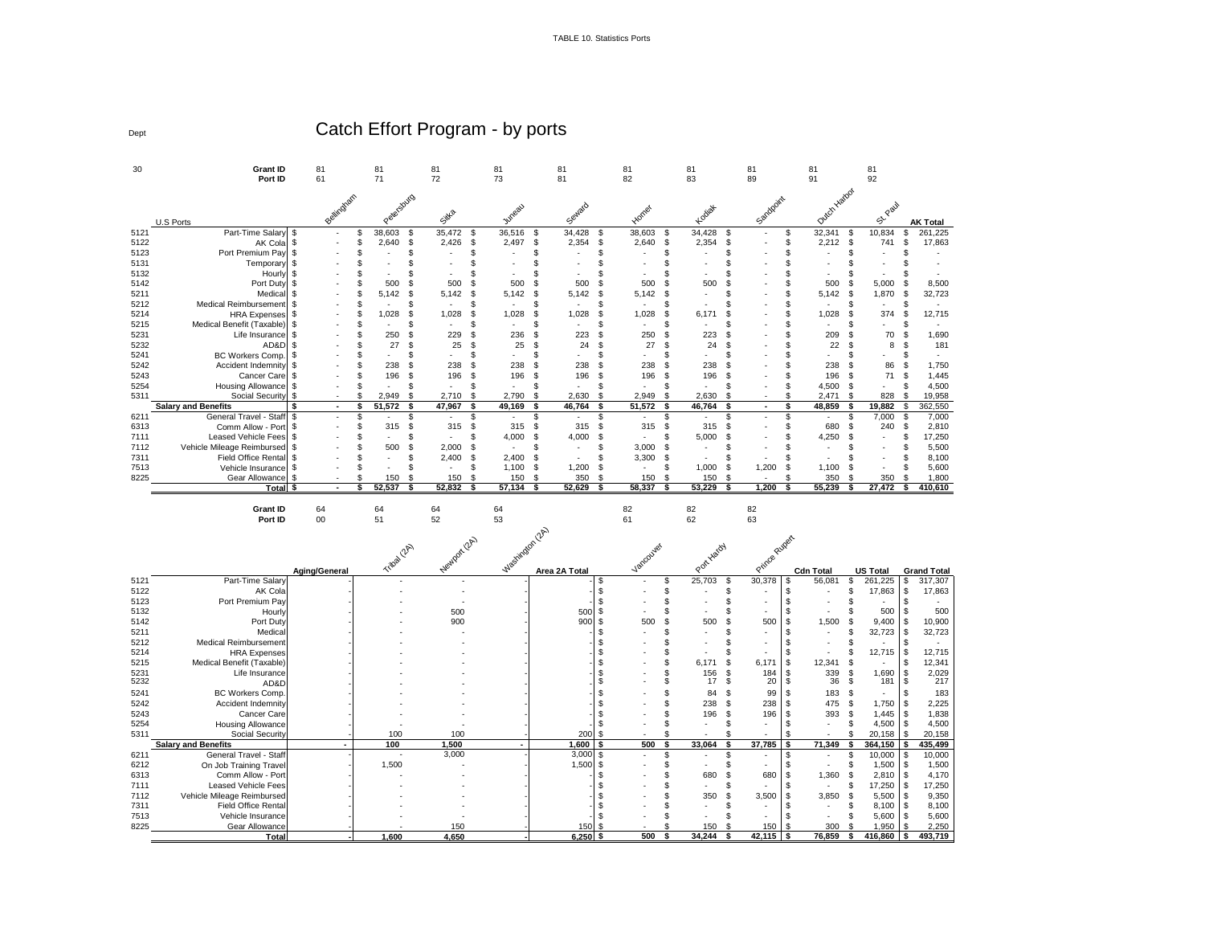TABLE 10. Statistics Ports

Dept

# Catch Effort Program - by ports

| 30 | Grant ID | 81 | 81 | 81 | 81 | 81 | 81 | 81 | 81 | 81 | 81 | |
|---|---|---|---|---|---|---|---|---|---|---|---|---|
| | Port ID | 61 | 71 | 72 | 73 | 81 | 82 | 83 | 89 | 91 | 92 | |
| | U.S Ports | Bellingham | Petersburg | Sitka | Juneau | Seward | Homer | Kodiak | Sandpoint | Dutch Harbor | St. Paul | AK Total |
| 5121 | Part-Time Salary | $ - | $ 38,603 | $ 35,472 | $ 36,516 | $ 34,428 | $ 38,603 | $ 34,428 | $ - | $ 32,341 | $ 10,834 | $ 261,225 |
| 5122 | AK Cola | $ - | $ 2,640 | $ 2,426 | $ 2,497 | $ 2,354 | $ 2,640 | $ 2,354 | $ - | $ 2,212 | $ 741 | $ 17,863 |
| 5123 | Port Premium Pay | $ - | $ - | $ - | $ - | $ - | $ - | $ - | $ - | $ - | $ - | $ - |
| 5131 | Temporary | $ - | $ - | $ - | $ - | $ - | $ - | $ - | $ - | $ - | $ - | $ - |
| 5132 | Hourly | $ - | $ - | $ - | $ - | $ - | $ - | $ - | $ - | $ - | $ - | $ - |
| 5142 | Port Duty | $ - | $ 500 | $ 500 | $ 500 | $ 500 | $ 500 | $ 500 | $ - | $ 500 | $ 5,000 | $ 8,500 |
| 5211 | Medical | $ - | $ 5,142 | $ 5,142 | $ 5,142 | $ 5,142 | $ 5,142 | $ - | $ - | $ 5,142 | $ 1,870 | $ 32,723 |
| 5212 | Medical Reimbursement | $ - | $ - | $ - | $ - | $ - | $ - | $ - | $ - | $ - | $ - | $ - |
| 5214 | HRA Expenses | $ - | $ 1,028 | $ 1,028 | $ 1,028 | $ 1,028 | $ 1,028 | $ 6,171 | $ - | $ 1,028 | $ 374 | $ 12,715 |
| 5215 | Medical Benefit (Taxable) | $ - | $ - | $ - | $ - | $ - | $ - | $ - | $ - | $ - | $ - | $ - |
| 5231 | Life Insurance | $ - | $ 250 | $ 229 | $ 236 | $ 223 | $ 250 | $ 223 | $ - | $ 209 | $ 70 | $ 1,690 |
| 5232 | AD&D | $ - | $ 27 | $ 25 | $ 25 | $ 24 | $ 27 | $ 24 | $ - | $ 22 | $ 8 | $ 181 |
| 5241 | BC Workers Comp. | $ - | $ - | $ - | $ - | $ - | $ - | $ - | $ - | $ - | $ - | $ - |
| 5242 | Accident Indemnity | $ - | $ 238 | $ 238 | $ 238 | $ 238 | $ 238 | $ 238 | $ - | $ 238 | $ 86 | $ 1,750 |
| 5243 | Cancer Care | $ - | $ 196 | $ 196 | $ 196 | $ 196 | $ 196 | $ 196 | $ - | $ 196 | $ 71 | $ 1,445 |
| 5254 | Housing Allowance | $ - | $ - | $ - | $ - | $ - | $ - | $ - | $ - | $ 4,500 | $ - | $ 4,500 |
| 5311 | Social Security | $ - | $ 2,949 | $ 2,710 | $ 2,790 | $ 2,630 | $ 2,949 | $ 2,630 | $ - | $ 2,471 | $ 828 | $ 19,958 |
| | **Salary and Benefits** | **$ -** | **$ 51,572** | **$ 47,967** | **$ 49,169** | **$ 46,764** | **$ 51,572** | **$ 46,764** | **$ -** | **$ 48,859** | **$ 19,882** | **$ 362,550** |
| 6211 | General Travel - Staff | $ - | $ - | $ - | $ - | $ - | $ - | $ - | $ - | $ - | $ 7,000 | $ 7,000 |
| 6313 | Comm Allow - Port | $ - | $ 315 | $ 315 | $ 315 | $ 315 | $ 315 | $ 315 | $ - | $ 680 | $ 240 | $ 2,810 |
| 7111 | Leased Vehicle Fees | $ - | $ - | $ - | $ 4,000 | $ 4,000 | $ - | $ 5,000 | $ - | $ 4,250 | $ - | $ 17,250 |
| 7112 | Vehicle Mileage Reimbursed | $ - | $ 500 | $ 2,000 | $ - | $ - | $ 3,000 | $ - | $ - | $ - | $ - | $ 5,500 |
| 7311 | Field Office Rental | $ - | $ - | $ 2,400 | $ 2,400 | $ - | $ 3,300 | $ - | $ - | $ - | $ - | $ 8,100 |
| 7513 | Vehicle Insurance | $ - | $ - | $ - | $ 1,100 | $ 1,200 | $ - | $ 1,000 | $ 1,200 | $ 1,100 | $ - | $ 5,600 |
| 8225 | Gear Allowance | $ - | $ 150 | $ 150 | $ 150 | $ 350 | $ 150 | $ 150 | $ - | $ 350 | $ 350 | $ 1,800 |
| | **Total** | **$ -** | **$ 52,537** | **$ 52,832** | **$ 57,134** | **$ 52,629** | **$ 58,337** | **$ 53,229** | **$ 1,200** | **$ 55,239** | **$ 27,472** | **$ 410,610** |

| | Grant ID | 64 | 64 | 64 | 64 | | 82 | 82 | 82 | | | |
|---|---|---|---|---|---|---|---|---|---|---|---|---|
| | Port ID | 00 | 51 | 52 | 53 | | 61 | 62 | 63 | | | |
| | | Aging/General | Tribal (2A) | Newport (2A) | Washington (2A) | Area 2A Total | Vancouver | Port Hardy | Prince Rupert | Cdn Total | US Total | Grand Total |
| 5121 | Part-Time Salary | - | - | - | - | - | $ - | $ 25,703 | $ 30,378 | $ 56,081 | $ 261,225 | $ 317,307 |
| 5122 | AK Cola | - | - | - | - | - | $ - | $ - | $ - | $ - | $ 17,863 | $ 17,863 |
| 5123 | Port Premium Pay | - | - | - | - | - | $ - | $ - | $ - | $ - | $ - | $ - |
| 5132 | Hourly | - | - | 500 | - | 500 | $ - | $ - | $ - | $ - | $ 500 | $ 500 |
| 5142 | Port Duty | - | - | 900 | - | 900 | $ 500 | $ 500 | $ 500 | $ 1,500 | $ 9,400 | $ 10,900 |
| 5211 | Medical | - | - | - | - | - | $ - | $ - | $ - | $ - | $ 32,723 | $ 32,723 |
| 5212 | Medical Reimbursement | - | - | - | - | - | $ - | $ - | $ - | $ - | $ - | $ - |
| 5214 | HRA Expenses | - | - | - | - | - | $ - | $ - | $ - | $ - | $ 12,715 | $ 12,715 |
| 5215 | Medical Benefit (Taxable) | - | - | - | - | - | $ - | $ 6,171 | $ 6,171 | $ 12,341 | $ - | $ 12,341 |
| 5231 | Life Insurance | - | - | - | - | - | $ - | $ 156 | $ 184 | $ 339 | $ 1,690 | $ 2,029 |
| 5232 | AD&D | - | - | - | - | - | $ - | $ 17 | $ 20 | $ 36 | $ 181 | $ 217 |
| 5241 | BC Workers Comp. | - | - | - | - | - | $ - | $ 84 | $ 99 | $ 183 | $ - | $ 183 |
| 5242 | Accident Indemnity | - | - | - | - | - | $ - | $ 238 | $ 238 | $ 475 | $ 1,750 | $ 2,225 |
| 5243 | Cancer Care | - | - | - | - | - | $ - | $ 196 | $ 196 | $ 393 | $ 1,445 | $ 1,838 |
| 5254 | Housing Allowance | - | - | - | - | - | $ - | $ - | $ - | $ - | $ 4,500 | $ 4,500 |
| 5311 | Social Security | - | 100 | 100 | - | 200 | $ - | $ - | $ - | $ - | $ 20,158 | $ 20,158 |
| | **Salary and Benefits** | **-** | **100** | **1,500** | **-** | **1,600** | **$ 500** | **$ 33,064** | **$ 37,785** | **$ 71,349** | **$ 364,150** | **$ 435,499** |
| 6211 | General Travel - Staff | - | - | 3,000 | - | 3,000 | $ - | $ - | $ - | $ - | $ 10,000 | $ 10,000 |
| 6212 | On Job Training Travel | - | 1,500 | - | - | 1,500 | $ - | $ - | $ - | $ - | $ 1,500 | $ 1,500 |
| 6313 | Comm Allow - Port | - | - | - | - | - | $ - | $ 680 | $ 680 | $ 1,360 | $ 2,810 | $ 4,170 |
| 7111 | Leased Vehicle Fees | - | - | - | - | - | $ - | $ - | $ - | $ - | $ 17,250 | $ 17,250 |
| 7112 | Vehicle Mileage Reimbursed | - | - | - | - | - | $ - | $ 350 | $ 3,500 | $ 3,850 | $ 5,500 | $ 9,350 |
| 7311 | Field Office Rental | - | - | - | - | - | $ - | $ - | $ - | $ - | $ 8,100 | $ 8,100 |
| 7513 | Vehicle Insurance | - | - | - | - | - | $ - | $ - | $ - | $ - | $ 5,600 | $ 5,600 |
| 8225 | Gear Allowance | - | - | 150 | - | 150 | $ - | $ 150 | $ 150 | $ 300 | $ 1,950 | $ 2,250 |
| | **Total** | **-** | **1,600** | **4,650** | **-** | **6,250** | **$ 500** | **$ 34,244** | **$ 42,115** | **$ 76,859** | **$ 416,860** | **$ 493,719** |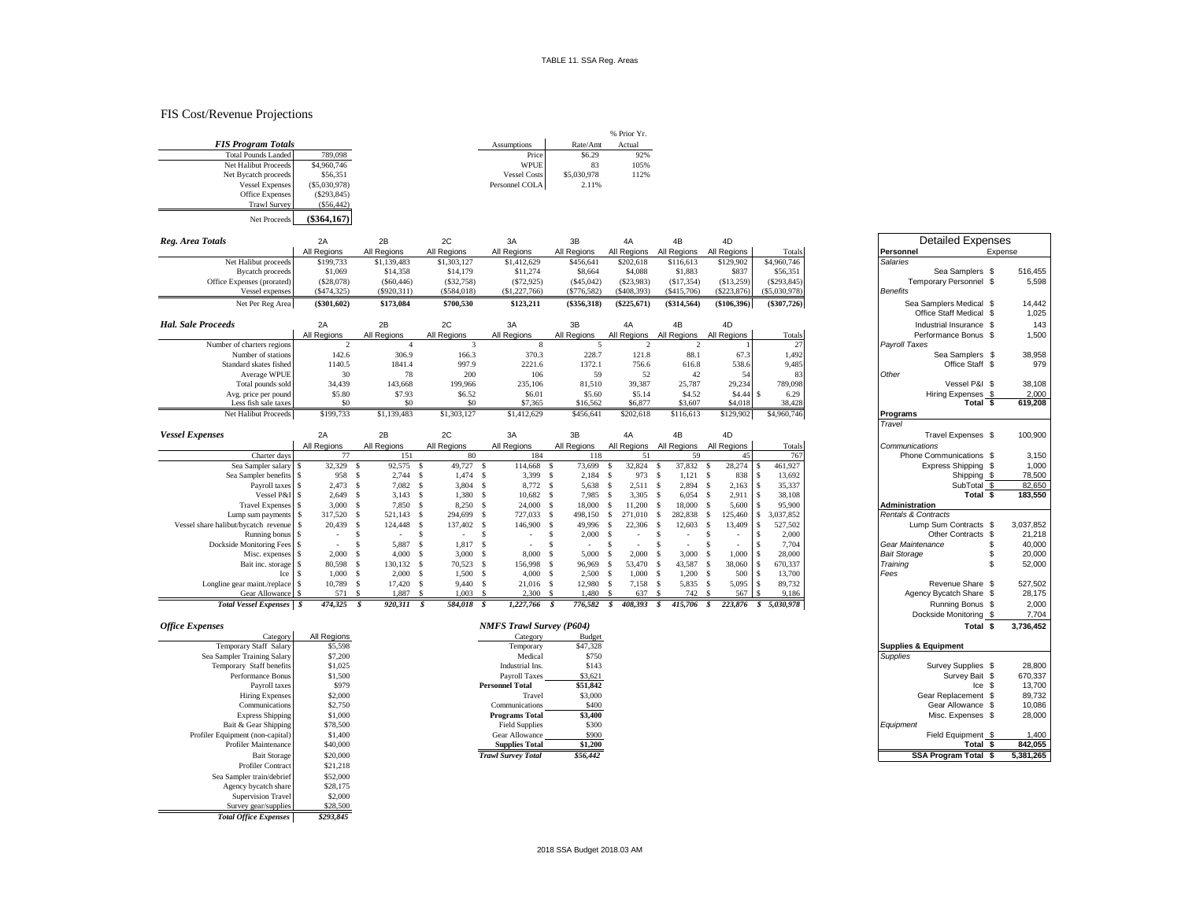TABLE 11. SSA Reg. Areas

# FIS Cost/Revenue Projections

| *FIS Program Totals* | |
|---|---|
| Total Pounds Landed | 789,098 |
| Net Halibut Proceeds | $4,960,746 |
| Net Bycatch proceeds | $56,351 |
| Vessel Expenses | ($5,030,978) |
| Office Expenses | ($293,845) |
| Trawl Survey | ($56,442) |
| Net Proceeds | **($364,167)** |

| Assumptions | Rate/Amt | % Prior Yr. Actual |
|---|---|---|
| Price | $6.29 | 92% |
| WPUE | 83 | 105% |
| Vessel Costs | $5,030,978 | 112% |
| Personnel COLA | 2.11% | |

| *Reg. Area Totals* | 2A | 2B | 2C | 3A | 3B | 4A | 4B | 4D | |
|---|---|---|---|---|---|---|---|---|---|
| | All Regions | All Regions | All Regions | All Regions | All Regions | All Regions | All Regions | All Regions | Totals |
| Net Halibut proceeds | $199,733 | $1,139,483 | $1,303,127 | $1,412,629 | $456,641 | $202,618 | $116,613 | $129,902 | $4,960,746 |
| Bycatch proceeds | $1,069 | $14,358 | $14,179 | $11,274 | $8,664 | $4,088 | $1,883 | $837 | $56,351 |
| Office Expenses (prorated) | ($28,078) | ($60,446) | ($32,758) | ($72,925) | ($45,042) | ($23,983) | ($17,354) | ($13,259) | ($293,845) |
| Vessel expenses | ($474,325) | ($920,311) | ($584,018) | ($1,227,766) | ($776,582) | ($408,393) | ($415,706) | ($223,876) | ($5,030,978) |
| Net Per Reg Area | **($301,602)** | **$173,084** | **$700,530** | **$123,211** | **($356,318)** | **($225,671)** | **($314,564)** | **($106,396)** | **($307,726)** |

| *Hal. Sale Proceeds* | 2A | 2B | 2C | 3A | 3B | 4A | 4B | 4D | |
|---|---|---|---|---|---|---|---|---|---|
| | All Regions | All Regions | All Regions | All Regions | All Regions | All Regions | All Regions | All Regions | Totals |
| Number of charters regions | 2 | 4 | 3 | 8 | 5 | 2 | 2 | 1 | 27 |
| Number of stations | 142.6 | 306.9 | 166.3 | 370.3 | 228.7 | 121.8 | 88.1 | 67.3 | 1,492 |
| Standard skates fished | 1140.5 | 1841.4 | 997.9 | 2221.6 | 1372.1 | 756.6 | 616.8 | 538.6 | 9,485 |
| Average WPUE | 30 | 78 | 200 | 106 | 59 | 52 | 42 | 54 | 83 |
| Total pounds sold | 34,439 | 143,668 | 199,966 | 235,106 | 81,510 | 39,387 | 25,787 | 29,234 | 789,098 |
| Avg. price per pound | $5.80 | $7.93 | $6.52 | $6.01 | $5.60 | $5.14 | $4.52 | $4.44 | $ 6.29 |
| Less fish sale taxes | $0 | $0 | $0 | $7,365 | $16,562 | $6,877 | $3,607 | $4,018 | 38,428 |
| Net Halibut Proceeds | $199,733 | $1,139,483 | $1,303,127 | $1,412,629 | $456,641 | $202,618 | $116,613 | $129,902 | $4,960,746 |

| *Vessel Expenses* | 2A | 2B | 2C | 3A | 3B | 4A | 4B | 4D | |
|---|---|---|---|---|---|---|---|---|---|
| | All Regions | All Regions | All Regions | All Regions | All Regions | All Regions | All Regions | All Regions | Totals |
| Charter days | 77 | 151 | 80 | 184 | 118 | 51 | 59 | 45 | 767 |
| Sea Sampler salary | $ 32,329 | $ 92,575 | $ 49,727 | $ 114,668 | $ 73,699 | $ 32,824 | $ 37,832 | $ 28,274 | $ 461,927 |
| Sea Sampler benefits | $ 958 | $ 2,744 | $ 1,474 | $ 3,399 | $ 2,184 | $ 973 | $ 1,121 | $ 838 | $ 13,692 |
| Payroll taxes | $ 2,473 | $ 7,082 | $ 3,804 | $ 8,772 | $ 5,638 | $ 2,511 | $ 2,894 | $ 2,163 | $ 35,337 |
| Vessel P&I | $ 2,649 | $ 3,143 | $ 1,380 | $ 10,682 | $ 7,985 | $ 3,305 | $ 6,054 | $ 2,911 | $ 38,108 |
| Travel Expenses | $ 3,000 | $ 7,850 | $ 8,250 | $ 24,000 | $ 18,000 | $ 11,200 | $ 18,000 | $ 5,600 | $ 95,900 |
| Lump sum payments | $ 317,520 | $ 521,143 | $ 294,699 | $ 727,033 | $ 498,150 | $ 271,010 | $ 282,838 | $ 125,460 | $ 3,037,852 |
| Vessel share halibut/bycatch revenue | $ 20,439 | $ 124,448 | $ 137,402 | $ 146,900 | $ 49,996 | $ 22,306 | $ 12,603 | $ 13,409 | $ 527,502 |
| Running bonus | $ - | $ - | $ - | $ - | $ 2,000 | $ - | $ - | $ - | $ 2,000 |
| Dockside Monitoring Fees | $ - | $ 5,887 | $ 1,817 | $ - | $ - | $ - | $ - | $ - | $ 7,704 |
| Misc. expenses | $ 2,000 | $ 4,000 | $ 3,000 | $ 8,000 | $ 5,000 | $ 2,000 | $ 3,000 | $ 1,000 | $ 28,000 |
| Bait inc. storage | $ 80,598 | $ 130,132 | $ 70,523 | $ 156,998 | $ 96,969 | $ 53,470 | $ 43,587 | $ 38,060 | $ 670,337 |
| Ice | $ 1,000 | $ 2,000 | $ 1,500 | $ 4,000 | $ 2,500 | $ 1,000 | $ 1,200 | $ 500 | $ 13,700 |
| Longline gear maint./replace | $ 10,789 | $ 17,420 | $ 9,440 | $ 21,016 | $ 12,980 | $ 7,158 | $ 5,835 | $ 5,095 | $ 89,732 |
| Gear Allowance | $ 571 | $ 1,887 | $ 1,003 | $ 2,300 | $ 1,480 | $ 637 | $ 742 | $ 567 | $ 9,186 |
| ***Total Vessel Expenses*** | ***$ 474,325*** | ***$ 920,311*** | ***$ 584,018*** | ***$ 1,227,766*** | ***$ 776,582*** | ***$ 408,393*** | ***$ 415,706*** | ***$ 223,876*** | ***$ 5,030,978*** |

| *Office Expenses* | |
|---|---|
| Category | All Regions |
| Temporary Staff Salary | $5,598 |
| Sea Sampler Training Salary | $7,200 |
| Temporary Staff benefits | $1,025 |
| Performance Bonus | $1,500 |
| Payroll taxes | $979 |
| Hiring Expenses | $2,000 |
| Communications | $2,750 |
| Express Shipping | $1,000 |
| Bait & Gear Shipping | $78,500 |
| Profiler Equipment (non-capital) | $1,400 |
| Profiler Maintenance | $40,000 |
| Bait Storage | $20,000 |
| Profiler Contract | $21,218 |
| Sea Sampler train/debrief | $52,000 |
| Agency bycatch share | $28,175 |
| Supervision Travel | $2,000 |
| Survey gear/supplies | $28,500 |
| ***Total Office Expenses*** | ***$293,845*** |

| *NMFS Trawl Survey (P604)* | |
|---|---|
| Category | Budget |
| Temporary | $47,328 |
| Medical | $750 |
| Industrial Ins. | $143 |
| Payroll Taxes | $3,621 |
| **Personnel Total** | **$51,842** |
| Travel | $3,000 |
| Communications | $400 |
| **Programs Total** | **$3,400** |
| Field Supplies | $300 |
| Gear Allowance | $900 |
| **Supplies Total** | **$1,200** |
| ***Trawl Survey Total*** | ***$56,442*** |

| Detailed Expenses | Expense |
|---|---|
| **Personnel** | |
| *Salaries* | |
| Sea Samplers | $ 516,455 |
| Temporary Personnel | $ 5,598 |
| *Benefits* | |
| Sea Samplers Medical | $ 14,442 |
| Office Staff Medical | $ 1,025 |
| Industrial Insurance | $ 143 |
| Performance Bonus | $ 1,500 |
| *Payroll Taxes* | |
| Sea Samplers | $ 38,958 |
| Office Staff | $ 979 |
| *Other* | |
| Vessel P&I | $ 38,108 |
| Hiring Expenses | $ 2,000 |
| **Total** | **$ 619,208** |
| **Programs** | |
| *Travel* | |
| Travel Expenses | $ 100,900 |
| *Communications* | |
| Phone Communications | $ 3,150 |
| Express Shipping | $ 1,000 |
| Shipping | $ 78,500 |
| SubTotal | $ 82,650 |
| **Total** | **$ 183,550** |
| **Administration** | |
| *Rentals & Contracts* | |
| Lump Sum Contracts | $ 3,037,852 |
| Other Contracts | $ 21,218 |
| *Gear Maintenance* | $ 40,000 |
| *Bait Storage* | $ 20,000 |
| *Training* | $ 52,000 |
| *Fees* | |
| Revenue Share | $ 527,502 |
| Agency Bycatch Share | $ 28,175 |
| Running Bonus | $ 2,000 |
| Dockside Monitoring | $ 7,704 |
| **Total** | **$ 3,736,452** |
| **Supplies & Equipment** | |
| *Supplies* | |
| Survey Supplies | $ 28,800 |
| Survey Bait | $ 670,337 |
| Ice | $ 13,700 |
| Gear Replacement | $ 89,732 |
| Gear Allowance | $ 10,086 |
| Misc. Expenses | $ 28,000 |
| *Equipment* | |
| Field Equipment | $ 1,400 |
| **Total** | **$ 842,055** |
| **SSA Program Total** | **$ 5,381,265** |

2018 SSA Budget 2018.03 AM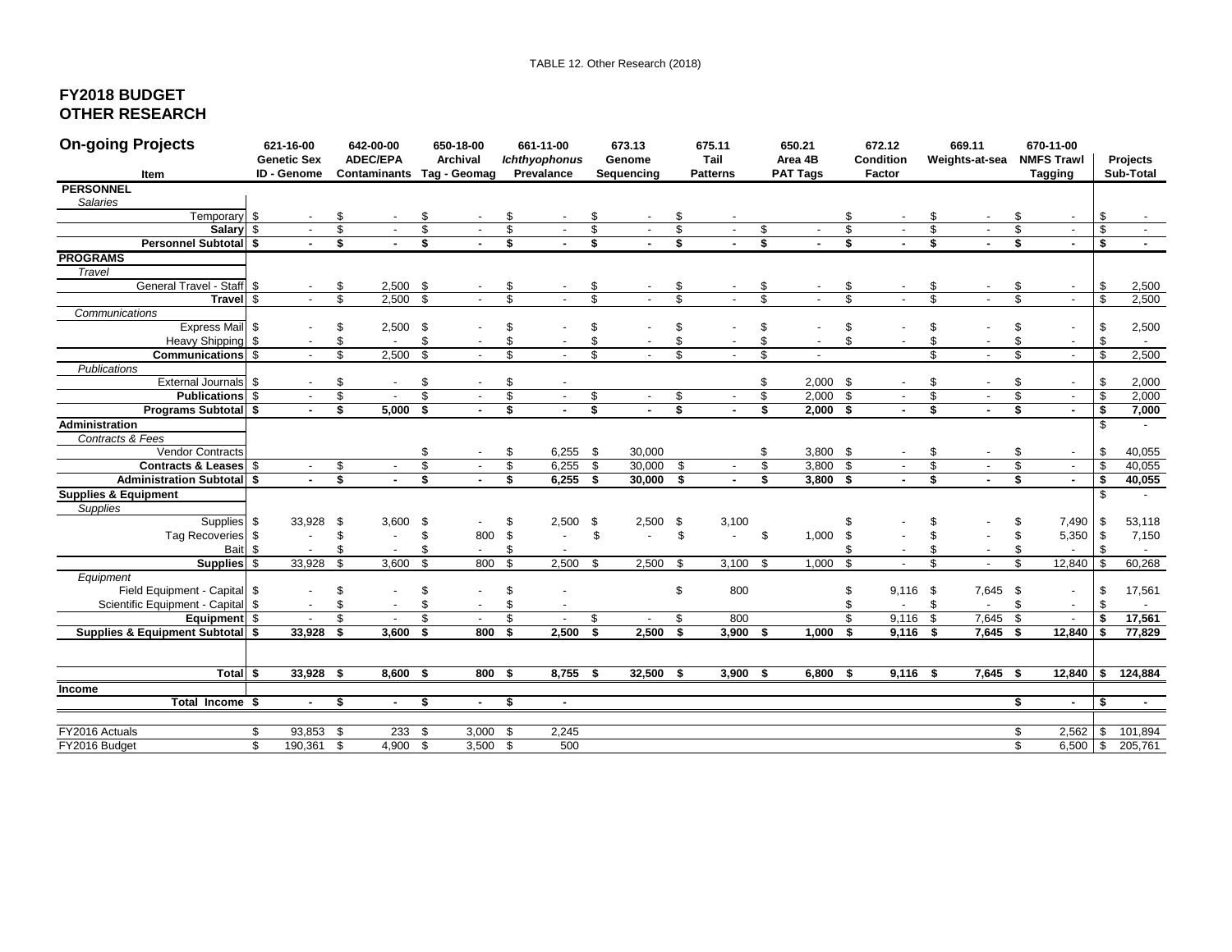TABLE 12. Other Research (2018)

# FY2018 BUDGET
# OTHER RESEARCH

| On-going Projects<br>Item | 621-16-00 Genetic Sex ID - Genome | 642-00-00 ADEC/EPA Contaminants | 650-18-00 Archival Tag - Geomag | 661-11-00 *Ichthyophonus* Prevalance | 673.13 Genome Sequencing | 675.11 Tail Patterns | 650.21 Area 4B PAT Tags | 672.12 Condition Factor | 669.11 Weights-at-sea | 670-11-00 NMFS Trawl Tagging | Projects Sub-Total |
|---|---|---|---|---|---|---|---|---|---|---|---|
| **PERSONNEL** | | | | | | | | | | | |
| *Salaries* | | | | | | | | | | | |
| Temporary | $ - | $ - | $ - | $ - | $ - | $ - | | $ - | $ - | $ - | $ - |
| **Salary** | $ - | $ - | $ - | $ - | $ - | $ - | $ - | $ - | $ - | $ - | $ - |
| **Personnel Subtotal** | **$ -** | **$ -** | **$ -** | **$ -** | **$ -** | **$ -** | **$ -** | **$ -** | **$ -** | **$ -** | **$ -** |
| **PROGRAMS** | | | | | | | | | | | |
| *Travel* | | | | | | | | | | | |
| General Travel - Staff | $ - | $ 2,500 | $ - | $ - | $ - | $ - | $ - | $ - | $ - | $ - | $ 2,500 |
| **Travel** | $ - | $ 2,500 | $ - | $ - | $ - | $ - | $ - | $ - | $ - | $ - | $ 2,500 |
| *Communications* | | | | | | | | | | | |
| Express Mail | $ - | $ 2,500 | $ - | $ - | $ - | $ - | $ - | $ - | $ - | $ - | $ 2,500 |
| Heavy Shipping | $ - | $ - | $ - | $ - | $ - | $ - | $ - | $ - | $ - | $ - | $ - |
| **Communications** | $ - | $ 2,500 | $ - | $ - | $ - | $ - | $ - | | $ - | $ - | $ 2,500 |
| *Publications* | | | | | | | | | | | |
| External Journals | $ - | $ - | $ - | $ - | | | $ 2,000 | $ - | $ - | $ - | $ 2,000 |
| **Publications** | $ - | $ - | $ - | $ - | $ - | $ - | $ 2,000 | $ - | $ - | $ - | $ 2,000 |
| **Programs Subtotal** | **$ -** | **$ 5,000** | **$ -** | **$ -** | **$ -** | **$ -** | **$ 2,000** | **$ -** | **$ -** | **$ -** | **$ 7,000** |
| **Administration** | | | | | | | | | | | $ - |
| *Contracts & Fees* | | | | | | | | | | | |
| Vendor Contracts | | | $ - | $ 6,255 | $ 30,000 | | $ 3,800 | $ - | $ - | $ - | $ 40,055 |
| **Contracts & Leases** | $ - | $ - | $ - | $ 6,255 | $ 30,000 | $ - | $ 3,800 | $ - | $ - | $ - | $ 40,055 |
| **Administration Subtotal** | **$ -** | **$ -** | **$ -** | **$ 6,255** | **$ 30,000** | **$ -** | **$ 3,800** | **$ -** | **$ -** | **$ -** | **$ 40,055** |
| **Supplies & Equipment** | | | | | | | | | | | $ - |
| *Supplies* | | | | | | | | | | | |
| Supplies | $ 33,928 | $ 3,600 | $ - | $ 2,500 | $ 2,500 | $ 3,100 | | $ - | $ - | $ 7,490 | $ 53,118 |
| Tag Recoveries | $ - | $ - | $ 800 | $ - | $ - | $ - | $ 1,000 | $ - | $ - | $ 5,350 | $ 7,150 |
| Bait | $ - | $ - | $ - | $ - | | | | $ - | $ - | $ - | $ - |
| **Supplies** | $ 33,928 | $ 3,600 | $ 800 | $ 2,500 | $ 2,500 | $ 3,100 | $ 1,000 | $ - | $ - | $ 12,840 | $ 60,268 |
| *Equipment* | | | | | | | | | | | |
| Field Equipment - Capital | $ - | $ - | $ - | $ - | | $ 800 | | $ 9,116 | $ 7,645 | $ - | $ 17,561 |
| Scientific Equipment - Capital | $ - | $ - | $ - | $ - | | | | $ - | $ - | $ - | $ - |
| **Equipment** | $ - | $ - | $ - | $ - | $ - | $ 800 | | $ 9,116 | $ 7,645 | $ - | **$ 17,561** |
| **Supplies & Equipment Subtotal** | **$ 33,928** | **$ 3,600** | **$ 800** | **$ 2,500** | **$ 2,500** | **$ 3,900** | **$ 1,000** | **$ 9,116** | **$ 7,645** | **$ 12,840** | **$ 77,829** |
| **Total** | **$ 33,928** | **$ 8,600** | **$ 800** | **$ 8,755** | **$ 32,500** | **$ 3,900** | **$ 6,800** | **$ 9,116** | **$ 7,645** | **$ 12,840** | **$ 124,884** |
| **Income** | | | | | | | | | | | |
| **Total Income** | **$ -** | **$ -** | **$ -** | **$ -** | | | | | | **$ -** | **$ -** |
| FY2016 Actuals | $ 93,853 | $ 233 | $ 3,000 | $ 2,245 | | | | | | $ 2,562 | $ 101,894 |
| FY2016 Budget | $ 190,361 | $ 4,900 | $ 3,500 | $ 500 | | | | | | $ 6,500 | $ 205,761 |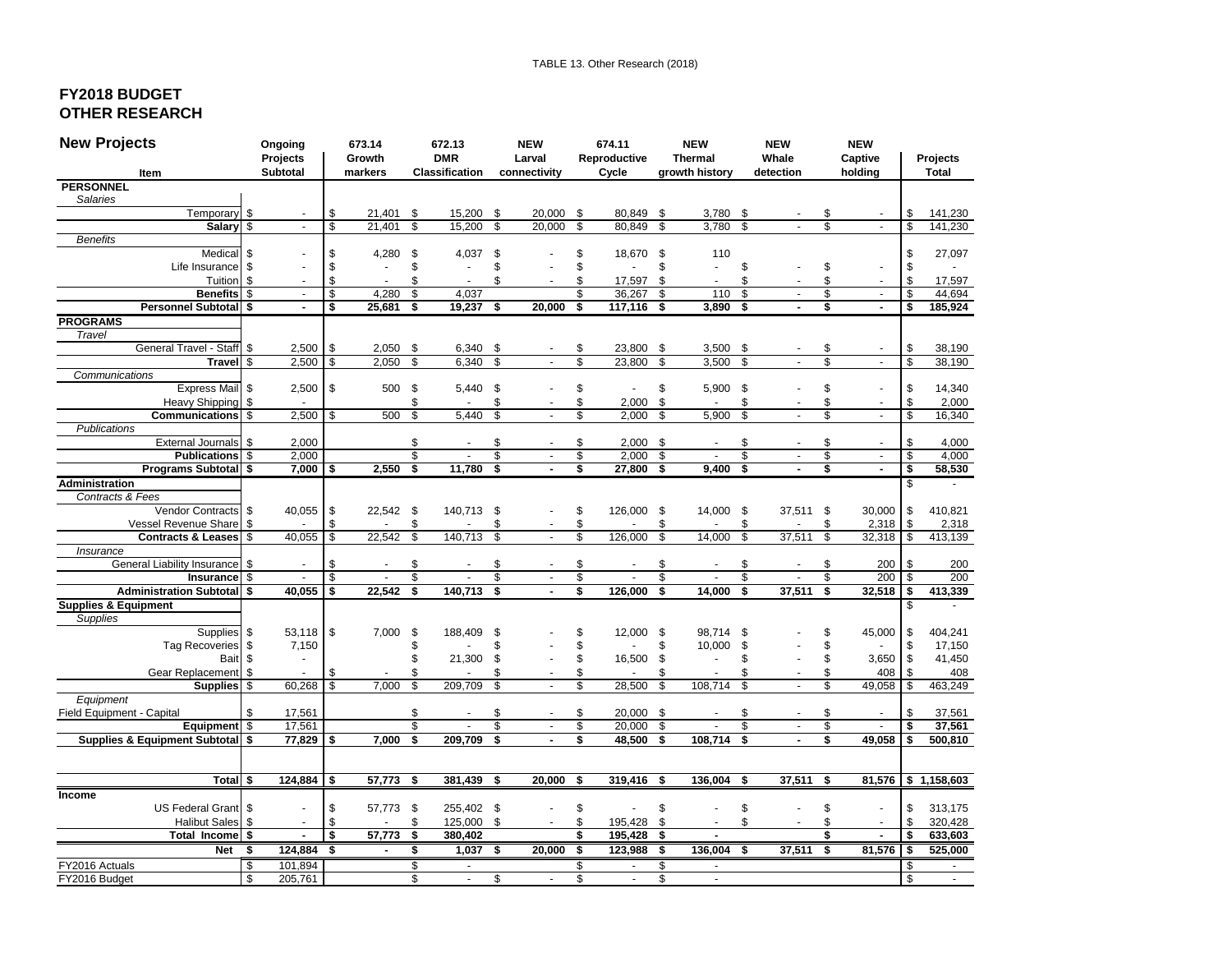TABLE 13. Other Research (2018)

## FY2018 BUDGET
## OTHER RESEARCH

| New Projects<br>Item | Ongoing Projects Subtotal | 673.14 Growth markers | 672.13 DMR Classification | NEW Larval connectivity | 674.11 Reproductive Cycle | NEW Thermal growth history | NEW Whale detection | NEW Captive holding | Projects Total |
|---|---|---|---|---|---|---|---|---|---|
| **PERSONNEL** | | | | | | | | | |
| *Salaries* | | | | | | | | | |
| Temporary | $ - | $ 21,401 | $ 15,200 | $ 20,000 | $ 80,849 | $ 3,780 | $ - | $ - | $ 141,230 |
| **Salary** | $ - | $ 21,401 | $ 15,200 | $ 20,000 | $ 80,849 | $ 3,780 | $ - | $ - | $ 141,230 |
| *Benefits* | | | | | | | | | |
| Medical | $ - | $ 4,280 | $ 4,037 | $ - | $ 18,670 | $ 110 | | | $ 27,097 |
| Life Insurance | $ - | $ - | $ - | $ - | $ - | $ - | $ - | $ - | $ - |
| Tuition | $ - | $ - | $ - | $ - | $ 17,597 | $ - | $ - | $ - | $ 17,597 |
| **Benefits** | $ - | $ 4,280 | $ 4,037 | | $ 36,267 | $ 110 | $ - | $ - | $ 44,694 |
| **Personnel Subtotal** | **$ -** | **$ 25,681** | **$ 19,237** | **$ 20,000** | **$ 117,116** | **$ 3,890** | **$ -** | **$ -** | **$ 185,924** |
| **PROGRAMS** | | | | | | | | | |
| *Travel* | | | | | | | | | |
| General Travel - Staff | $ 2,500 | $ 2,050 | $ 6,340 | $ - | $ 23,800 | $ 3,500 | $ - | $ - | $ 38,190 |
| **Travel** | $ 2,500 | $ 2,050 | $ 6,340 | $ - | $ 23,800 | $ 3,500 | $ - | $ - | $ 38,190 |
| *Communications* | | | | | | | | | |
| Express Mail | $ 2,500 | $ 500 | $ 5,440 | $ - | $ - | $ 5,900 | $ - | $ - | $ 14,340 |
| Heavy Shipping | $ - | | $ - | $ - | $ 2,000 | $ - | $ - | $ - | $ 2,000 |
| **Communications** | $ 2,500 | $ 500 | $ 5,440 | $ - | $ 2,000 | $ 5,900 | $ - | $ - | $ 16,340 |
| *Publications* | | | | | | | | | |
| External Journals | $ 2,000 | | $ - | $ - | $ 2,000 | $ - | $ - | $ - | $ 4,000 |
| **Publications** | $ 2,000 | | $ - | $ - | $ 2,000 | $ - | $ - | $ - | $ 4,000 |
| **Programs Subtotal** | **$ 7,000** | **$ 2,550** | **$ 11,780** | **$ -** | **$ 27,800** | **$ 9,400** | **$ -** | **$ -** | **$ 58,530** |
| **Administration** | | | | | | | | | $ - |
| *Contracts & Fees* | | | | | | | | | |
| Vendor Contracts | $ 40,055 | $ 22,542 | $ 140,713 | $ - | $ 126,000 | $ 14,000 | $ 37,511 | $ 30,000 | $ 410,821 |
| Vessel Revenue Share | $ - | $ - | $ - | $ - | $ - | $ - | $ - | $ 2,318 | $ 2,318 |
| **Contracts & Leases** | $ 40,055 | $ 22,542 | $ 140,713 | $ - | $ 126,000 | $ 14,000 | $ 37,511 | $ 32,318 | $ 413,139 |
| *Insurance* | | | | | | | | | |
| General Liability Insurance | $ - | $ - | $ - | $ - | $ - | $ - | $ - | $ 200 | $ 200 |
| **Insurance** | $ - | $ - | $ - | $ - | $ - | $ - | $ - | $ 200 | $ 200 |
| **Administration Subtotal** | **$ 40,055** | **$ 22,542** | **$ 140,713** | **$ -** | **$ 126,000** | **$ 14,000** | **$ 37,511** | **$ 32,518** | **$ 413,339** |
| **Supplies & Equipment** | | | | | | | | | $ - |
| *Supplies* | | | | | | | | | |
| Supplies | $ 53,118 | $ 7,000 | $ 188,409 | $ - | $ 12,000 | $ 98,714 | $ - | $ 45,000 | $ 404,241 |
| Tag Recoveries | $ 7,150 | | $ - | $ - | $ - | $ 10,000 | $ - | $ - | $ 17,150 |
| Bait | $ - | | $ 21,300 | $ - | $ 16,500 | $ - | $ - | $ 3,650 | $ 41,450 |
| Gear Replacement | $ - | $ - | $ - | $ - | $ - | $ - | $ - | $ 408 | $ 408 |
| **Supplies** | $ 60,268 | $ 7,000 | $ 209,709 | $ - | $ 28,500 | $ 108,714 | $ - | $ 49,058 | $ 463,249 |
| *Equipment* | | | | | | | | | |
| Field Equipment - Capital | $ 17,561 | | $ - | $ - | $ 20,000 | $ - | $ - | $ - | $ 37,561 |
| **Equipment** | $ 17,561 | | $ - | $ - | $ 20,000 | $ - | $ - | $ - | **$ 37,561** |
| **Supplies & Equipment Subtotal** | **$ 77,829** | **$ 7,000** | **$ 209,709** | **$ -** | **$ 48,500** | **$ 108,714** | **$ -** | **$ 49,058** | **$ 500,810** |
| **Total** | **$ 124,884** | **$ 57,773** | **$ 381,439** | **$ 20,000** | **$ 319,416** | **$ 136,004** | **$ 37,511** | **$ 81,576** | **$ 1,158,603** |
| **Income** | | | | | | | | | |
| US Federal Grant | $ - | $ 57,773 | $ 255,402 | $ - | $ - | $ - | $ - | $ - | $ 313,175 |
| Halibut Sales | $ - | $ - | $ 125,000 | $ - | $ 195,428 | $ - | $ - | $ - | $ 320,428 |
| **Total Income** | **$ -** | **$ 57,773** | **$ 380,402** | | **$ 195,428** | **$ -** | | **$ -** | **$ 633,603** |
| **Net** | **$ 124,884** | **$ -** | **$ 1,037** | **$ 20,000** | **$ 123,988** | **$ 136,004** | **$ 37,511** | **$ 81,576** | **$ 525,000** |
| FY2016 Actuals | $ 101,894 | | $ - | | $ - | $ - | | | $ - |
| FY2016 Budget | $ 205,761 | | $ - | $ - | $ - | $ - | | | $ - |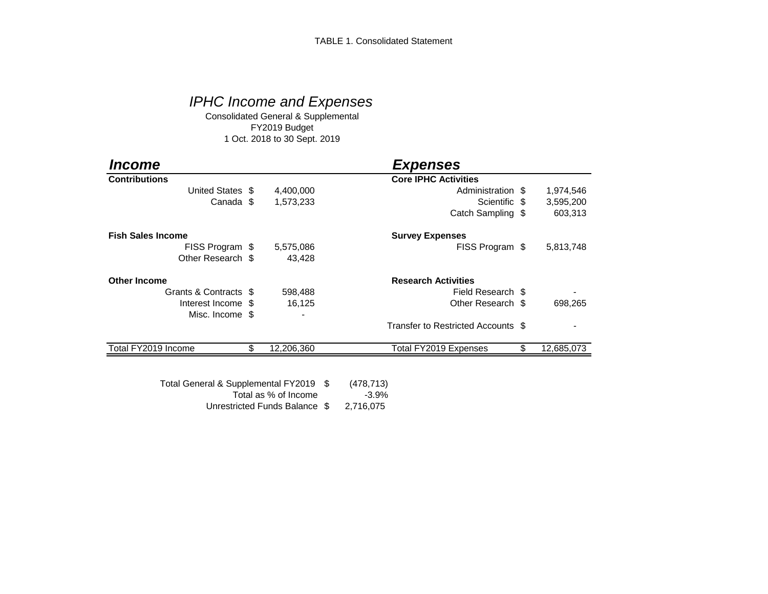TABLE 1. Consolidated Statement

## *IPHC Income and Expenses*

Consolidated General & Supplemental
FY2019 Budget
1 Oct. 2018 to 30 Sept. 2019

| ***Income*** | | | ***Expenses*** | | |
|---|---|---|---|---|---|
| **Contributions** | | | **Core IPHC Activities** | | |
| United States | $ | 4,400,000 | Administration | $ | 1,974,546 |
| Canada | $ | 1,573,233 | Scientific | $ | 3,595,200 |
| | | | Catch Sampling | $ | 603,313 |
| **Fish Sales Income** | | | **Survey Expenses** | | |
| FISS Program | $ | 5,575,086 | FISS Program | $ | 5,813,748 |
| Other Research | $ | 43,428 | | | |
| **Other Income** | | | **Research Activities** | | |
| Grants & Contracts | $ | 598,488 | Field Research | $ | - |
| Interest Income | $ | 16,125 | Other Research | $ | 698,265 |
| Misc. Income | $ | - | | | |
| | | | Transfer to Restricted Accounts | $ | - |
| Total FY2019 Income | $ | 12,206,360 | Total FY2019 Expenses | $ | 12,685,073 |

| | | |
|---|---|---|
| Total General & Supplemental FY2019 | $ | (478,713) |
| Total as % of Income | | -3.9% |
| Unrestricted Funds Balance | $ | 2,716,075 |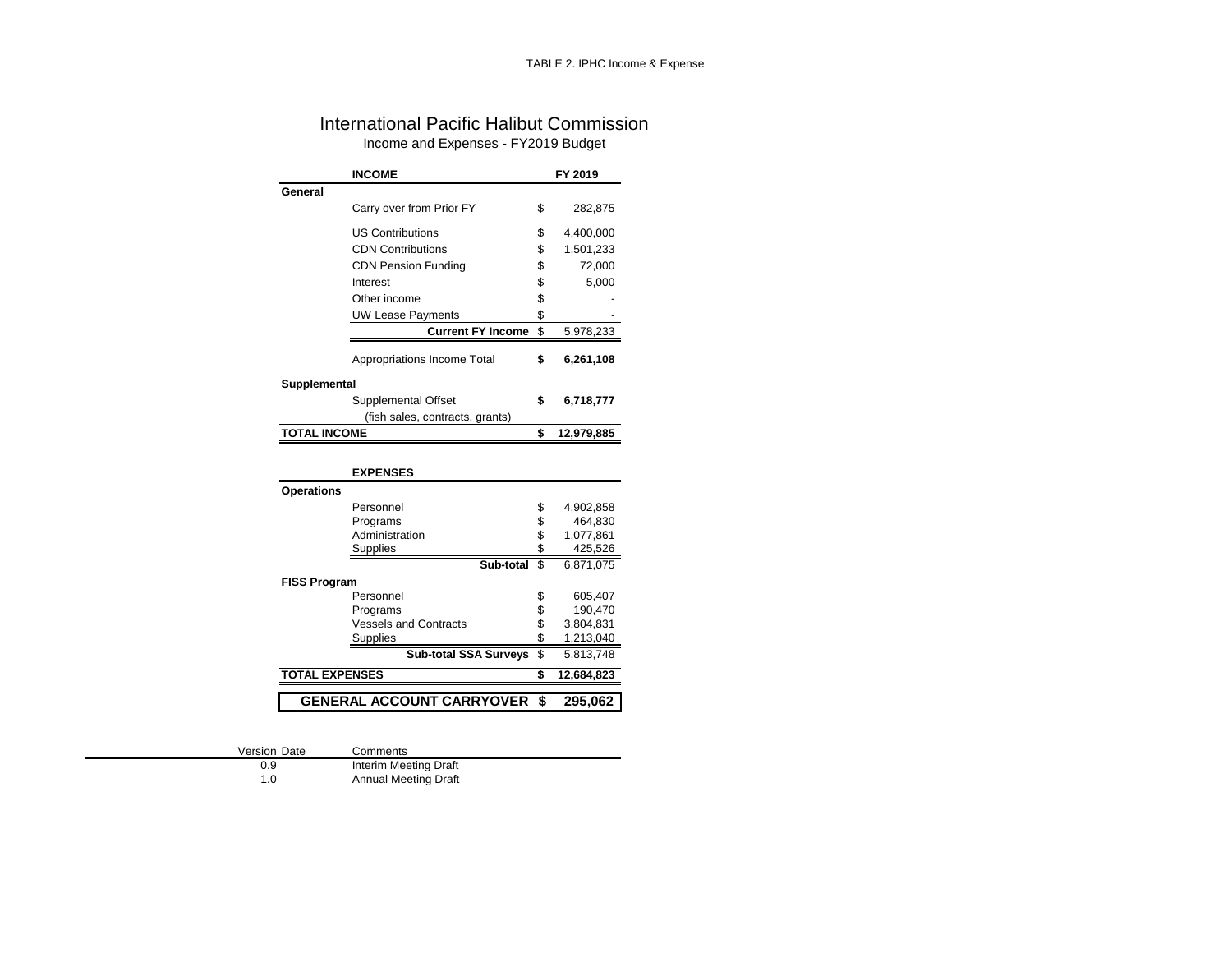TABLE 2. IPHC Income & Expense

# International Pacific Halibut Commission

## Income and Expenses - FY2019 Budget

| | INCOME | | FY 2019 |
|---|---|---|---|
| **General** | | | |
| | Carry over from Prior FY | $ | 282,875 |
| | US Contributions | $ | 4,400,000 |
| | CDN Contributions | $ | 1,501,233 |
| | CDN Pension Funding | $ | 72,000 |
| | Interest | $ | 5,000 |
| | Other income | $ | - |
| | UW Lease Payments | $ | - |
| | **Current FY Income** | $ | 5,978,233 |
| | Appropriations Income Total | **$** | **6,261,108** |
| **Supplemental** | | | |
| | Supplemental Offset | **$** | **6,718,777** |
| | (fish sales, contracts, grants) | | |
| **TOTAL INCOME** | | **$** | **12,979,885** |

| | EXPENSES | | |
|---|---|---|---|
| **Operations** | | | |
| | Personnel | $ | 4,902,858 |
| | Programs | $ | 464,830 |
| | Administration | $ | 1,077,861 |
| | Supplies | $ | 425,526 |
| | **Sub-total** | $ | 6,871,075 |
| **FISS Program** | | | |
| | Personnel | $ | 605,407 |
| | Programs | $ | 190,470 |
| | Vessels and Contracts | $ | 3,804,831 |
| | Supplies | $ | 1,213,040 |
| | **Sub-total SSA Surveys** | $ | 5,813,748 |
| **TOTAL EXPENSES** | | **$** | **12,684,823** |
| | **GENERAL ACCOUNT CARRYOVER** | **$** | **295,062** |

| Version | Date | Comments |
|---|---|---|
| 0.9 | | Interim Meeting Draft |
| 1.0 | | Annual Meeting Draft |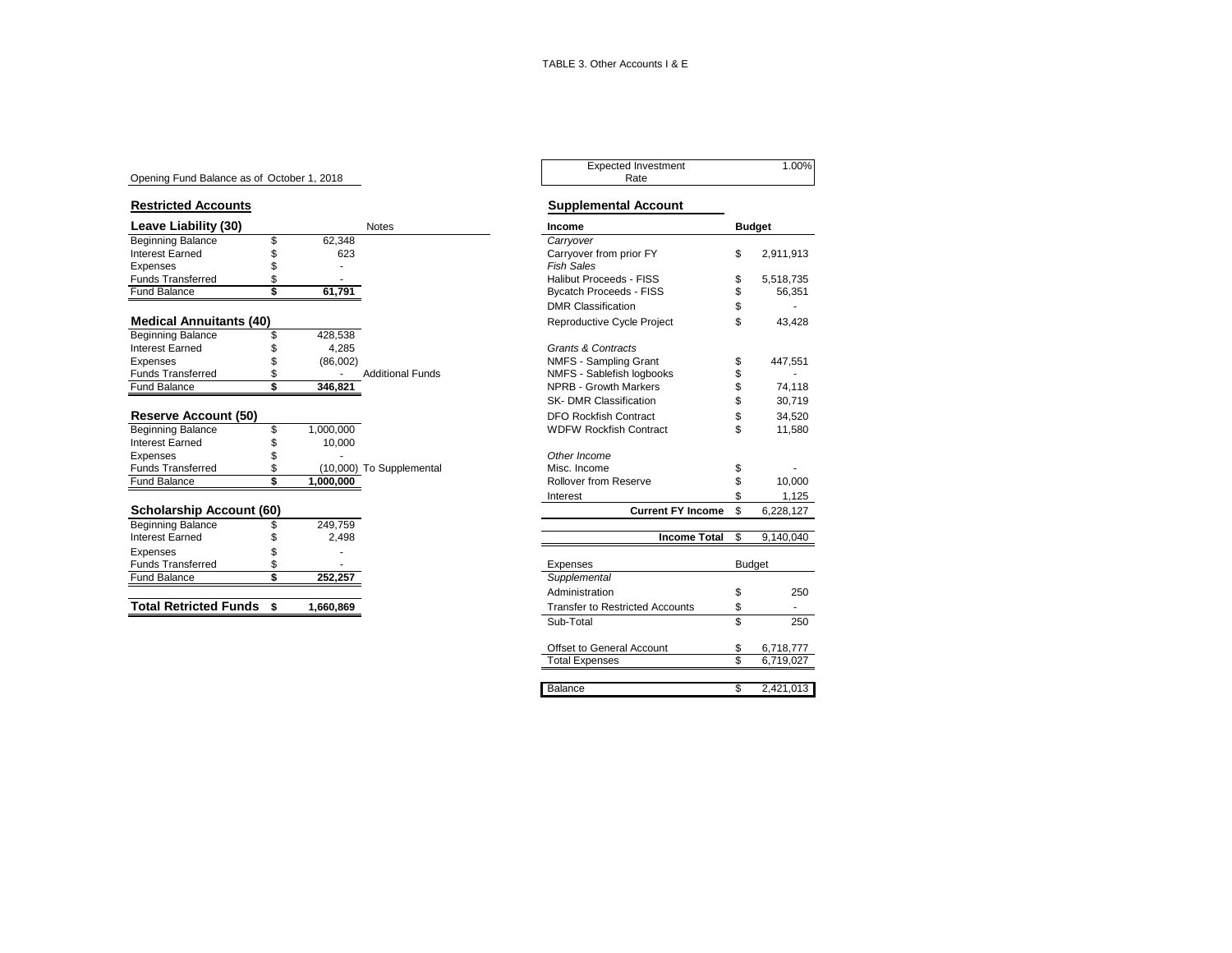TABLE 3. Other Accounts I & E

Opening Fund Balance as of October 1, 2018

| Expected Investment Rate | 1.00% |
|---|---|

## Restricted Accounts

| Leave Liability (30) | | Notes |
|---|---|---|
| Beginning Balance | $ 62,348 | |
| Interest Earned | $ 623 | |
| Expenses | $ - | |
| Funds Transferred | $ - | |
| Fund Balance | **$ 61,791** | |

| Medical Annuitants (40) | | Notes |
|---|---|---|
| Beginning Balance | $ 428,538 | |
| Interest Earned | $ 4,285 | |
| Expenses | $ (86,002) | |
| Funds Transferred | $ - | Additional Funds |
| Fund Balance | **$ 346,821** | |

| Reserve Account (50) | | Notes |
|---|---|---|
| Beginning Balance | $ 1,000,000 | |
| Interest Earned | $ 10,000 | |
| Expenses | $ - | |
| Funds Transferred | $ (10,000) | To Supplemental |
| Fund Balance | **$ 1,000,000** | |

| Scholarship Account (60) | | Notes |
|---|---|---|
| Beginning Balance | $ 249,759 | |
| Interest Earned | $ 2,498 | |
| Expenses | $ - | |
| Funds Transferred | $ - | |
| Fund Balance | **$ 252,257** | |

| **Total Retricted Funds** | **$ 1,660,869** |
|---|---|

## Supplemental Account

| Income | Budget |
|---|---|
| *Carryover* | |
| Carryover from prior FY | $ 2,911,913 |
| *Fish Sales* | |
| Halibut Proceeds - FISS | $ 5,518,735 |
| Bycatch Proceeds - FISS | $ 56,351 |
| DMR Classification | $ - |
| Reproductive Cycle Project | $ 43,428 |
| | |
| *Grants & Contracts* | |
| NMFS - Sampling Grant | $ 447,551 |
| NMFS - Sablefish logbooks | $ - |
| NPRB - Growth Markers | $ 74,118 |
| SK- DMR Classification | $ 30,719 |
| DFO Rockfish Contract | $ 34,520 |
| WDFW Rockfish Contract | $ 11,580 |
| | |
| *Other Income* | |
| Misc. Income | $ - |
| Rollover from Reserve | $ 10,000 |
| Interest | $ 1,125 |
| **Current FY Income** | $ 6,228,127 |
| | |
| **Income Total** | $ 9,140,040 |

| Expenses | Budget |
|---|---|
| *Supplemental* | |
| Administration | $ 250 |
| Transfer to Restricted Accounts | $ - |
| Sub-Total | $ 250 |
| | |
| Offset to General Account | $ 6,718,777 |
| Total Expenses | $ 6,719,027 |
| | |
| Balance | $ 2,421,013 |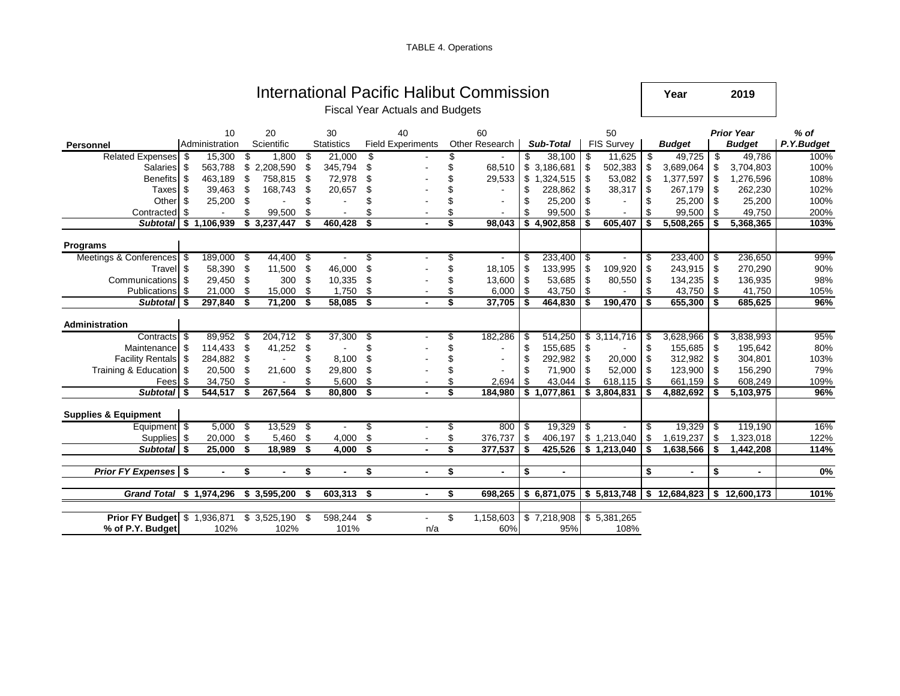TABLE 4. Operations

# International Pacific Halibut Commission

Fiscal Year Actuals and Budgets

**Year 2019**

| Personnel | 10 Administration | 20 Scientific | 30 Statistics | 40 Field Experiments | 60 Other Research | *Sub-Total* | 50 FIS Survey | *Budget* | *Prior Year Budget* | *% of P.Y.Budget* |
|---|---|---|---|---|---|---|---|---|---|---|
| Related Expenses | $ 15,300 | $ 1,800 | $ 21,000 | $ - | $ - | $ 38,100 | $ 11,625 | $ 49,725 | $ 49,786 | 100% |
| Salaries | $ 563,788 | $ 2,208,590 | $ 345,794 | $ - | $ 68,510 | $ 3,186,681 | $ 502,383 | $ 3,689,064 | $ 3,704,803 | 100% |
| Benefits | $ 463,189 | $ 758,815 | $ 72,978 | $ - | $ 29,533 | $ 1,324,515 | $ 53,082 | $ 1,377,597 | $ 1,276,596 | 108% |
| Taxes | $ 39,463 | $ 168,743 | $ 20,657 | $ - | $ - | $ 228,862 | $ 38,317 | $ 267,179 | $ 262,230 | 102% |
| Other | $ 25,200 | $ - | $ - | $ - | $ - | $ 25,200 | $ - | $ 25,200 | $ 25,200 | 100% |
| Contracted | $ - | $ 99,500 | $ - | $ - | $ - | $ 99,500 | $ - | $ 99,500 | $ 49,750 | 200% |
| ***Subtotal*** | **$ 1,106,939** | **$ 3,237,447** | **$ 460,428** | **$ -** | **$ 98,043** | **$ 4,902,858** | **$ 605,407** | **$ 5,508,265** | **$ 5,368,365** | **103%** |
| **Programs** | | | | | | | | | | |
| Meetings & Conferences | $ 189,000 | $ 44,400 | $ - | $ - | $ - | $ 233,400 | $ - | $ 233,400 | $ 236,650 | 99% |
| Travel | $ 58,390 | $ 11,500 | $ 46,000 | $ - | $ 18,105 | $ 133,995 | $ 109,920 | $ 243,915 | $ 270,290 | 90% |
| Communications | $ 29,450 | $ 300 | $ 10,335 | $ - | $ 13,600 | $ 53,685 | $ 80,550 | $ 134,235 | $ 136,935 | 98% |
| Publications | $ 21,000 | $ 15,000 | $ 1,750 | $ - | $ 6,000 | $ 43,750 | $ - | $ 43,750 | $ 41,750 | 105% |
| ***Subtotal*** | **$ 297,840** | **$ 71,200** | **$ 58,085** | **$ -** | **$ 37,705** | **$ 464,830** | **$ 190,470** | **$ 655,300** | **$ 685,625** | **96%** |
| **Administration** | | | | | | | | | | |
| Contracts | $ 89,952 | $ 204,712 | $ 37,300 | $ - | $ 182,286 | $ 514,250 | $ 3,114,716 | $ 3,628,966 | $ 3,838,993 | 95% |
| Maintenance | $ 114,433 | $ 41,252 | $ - | $ - | $ - | $ 155,685 | $ - | $ 155,685 | $ 195,642 | 80% |
| Facility Rentals | $ 284,882 | $ - | $ 8,100 | $ - | $ - | $ 292,982 | $ 20,000 | $ 312,982 | $ 304,801 | 103% |
| Training & Education | $ 20,500 | $ 21,600 | $ 29,800 | $ - | $ - | $ 71,900 | $ 52,000 | $ 123,900 | $ 156,290 | 79% |
| Fees | $ 34,750 | $ - | $ 5,600 | $ - | $ 2,694 | $ 43,044 | $ 618,115 | $ 661,159 | $ 608,249 | 109% |
| ***Subtotal*** | **$ 544,517** | **$ 267,564** | **$ 80,800** | **$ -** | **$ 184,980** | **$ 1,077,861** | **$ 3,804,831** | **$ 4,882,692** | **$ 5,103,975** | **96%** |
| **Supplies & Equipment** | | | | | | | | | | |
| Equipment | $ 5,000 | $ 13,529 | $ - | $ - | $ 800 | $ 19,329 | $ - | $ 19,329 | $ 119,190 | 16% |
| Supplies | $ 20,000 | $ 5,460 | $ 4,000 | $ - | $ 376,737 | $ 406,197 | $ 1,213,040 | $ 1,619,237 | $ 1,323,018 | 122% |
| ***Subtotal*** | **$ 25,000** | **$ 18,989** | **$ 4,000** | **$ -** | **$ 377,537** | **$ 425,526** | **$ 1,213,040** | **$ 1,638,566** | **$ 1,442,208** | **114%** |
| ***Prior FY Expenses*** | **$ -** | **$ -** | **$ -** | **$ -** | **$ -** | **$ -** | | **$ -** | **$ -** | **0%** |
| ***Grand Total*** | **$ 1,974,296** | **$ 3,595,200** | **$ 603,313** | **$ -** | **$ 698,265** | **$ 6,871,075** | **$ 5,813,748** | **$ 12,684,823** | **$ 12,600,173** | **101%** |
| **Prior FY Budget** | $ 1,936,871 | $ 3,525,190 | $ 598,244 | $ - | $ 1,158,603 | $ 7,218,908 | $ 5,381,265 | | | |
| **% of P.Y. Budget** | 102% | 102% | 101% | n/a | 60% | 95% | 108% | | | |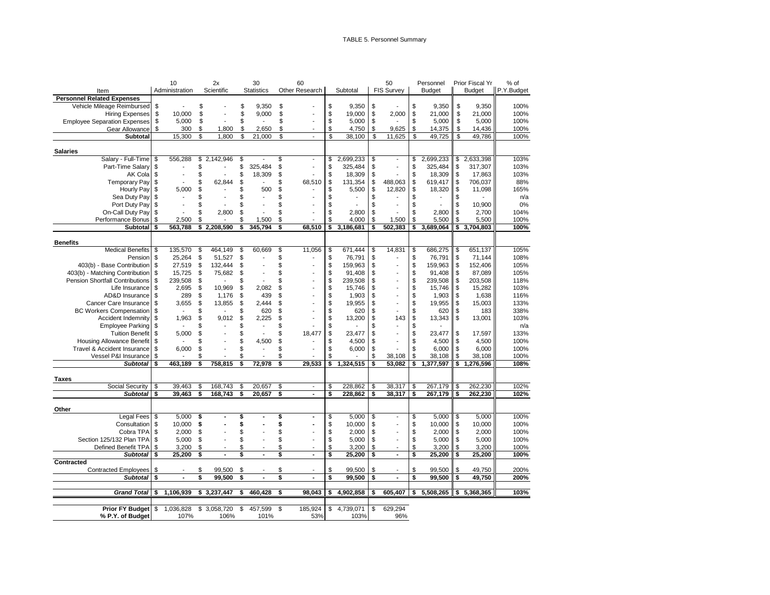TABLE 5. Personnel Summary

| Item | 10 Administration | 2x Scientific | 30 Statistics | 60 Other Research | Subtotal | 50 FIS Survey | Personnel Budget | Prior Fiscal Yr Budget | % of P.Y.Budget |
|---|---|---|---|---|---|---|---|---|---|
| **Personnel Related Expenses** | | | | | | | | | |
| Vehicle Mileage Reimbursed | $ - | $ - | $ 9,350 | $ - | $ 9,350 | $ - | $ 9,350 | $ 9,350 | 100% |
| Hiring Expenses | $ 10,000 | $ - | $ 9,000 | $ - | $ 19,000 | $ 2,000 | $ 21,000 | $ 21,000 | 100% |
| Employee Separation Expenses | $ 5,000 | $ - | $ - | $ - | $ 5,000 | $ - | $ 5,000 | $ 5,000 | 100% |
| Gear Allowance | $ 300 | $ 1,800 | $ 2,650 | $ - | $ 4,750 | $ 9,625 | $ 14,375 | $ 14,436 | 100% |
| **Subtotal** | 15,300 | $ 1,800 | $ 21,000 | $ - | $ 38,100 | $ 11,625 | $ 49,725 | $ 49,786 | 100% |
| **Salaries** | | | | | | | | | |
| Salary - Full-Time | $ 556,288 | $ 2,142,946 | $ - | $ - | $ 2,699,233 | $ - | $ 2,699,233 | $ 2,633,398 | 103% |
| Part-Time Salary | $ - | $ - | $ 325,484 | $ - | $ 325,484 | $ - | $ 325,484 | $ 317,307 | 103% |
| AK Cola | $ - | $ - | $ 18,309 | $ - | $ 18,309 | $ - | $ 18,309 | $ 17,863 | 103% |
| Temporary Pay | $ - | $ 62,844 | $ - | $ 68,510 | $ 131,354 | $ 488,063 | $ 619,417 | $ 706,037 | 88% |
| Hourly Pay | $ 5,000 | $ - | $ 500 | $ - | $ 5,500 | $ 12,820 | $ 18,320 | $ 11,098 | 165% |
| Sea Duty Pay | $ - | $ - | $ - | $ - | $ - | $ - | $ - | $ - | n/a |
| Port Duty Pay | $ - | $ - | $ - | $ - | $ - | $ - | $ - | $ 10,900 | 0% |
| On-Call Duty Pay | $ - | $ 2,800 | $ - | $ - | $ 2,800 | $ - | $ 2,800 | $ 2,700 | 104% |
| Performance Bonus | $ 2,500 | $ - | $ 1,500 | $ - | $ 4,000 | $ 1,500 | $ 5,500 | $ 5,500 | 100% |
| **Subtotal** | **$ 563,788** | **$ 2,208,590** | **$ 345,794** | **$ 68,510** | **$ 3,186,681** | **$ 502,383** | **$ 3,689,064** | **$ 3,704,803** | **100%** |
| **Benefits** | | | | | | | | | |
| Medical Benefits | $ 135,570 | $ 464,149 | $ 60,669 | $ 11,056 | $ 671,444 | $ 14,831 | $ 686,275 | $ 651,137 | 105% |
| Pension | $ 25,264 | $ 51,527 | $ - | $ - | $ 76,791 | $ - | $ 76,791 | $ 71,144 | 108% |
| 403(b) - Base Contribution | $ 27,519 | $ 132,444 | $ - | $ - | $ 159,963 | $ - | $ 159,963 | $ 152,406 | 105% |
| 403(b) - Matching Contribution | $ 15,725 | $ 75,682 | $ - | $ - | $ 91,408 | $ - | $ 91,408 | $ 87,089 | 105% |
| Pension Shortfall Contributions | $ 239,508 | $ - | $ - | $ - | $ 239,508 | $ - | $ 239,508 | $ 203,508 | 118% |
| Life Insurance | $ 2,695 | $ 10,969 | $ 2,082 | $ - | $ 15,746 | $ - | $ 15,746 | $ 15,282 | 103% |
| AD&D Insurance | $ 289 | $ 1,176 | $ 439 | $ - | $ 1,903 | $ - | $ 1,903 | $ 1,638 | 116% |
| Cancer Care Insurance | $ 3,655 | $ 13,855 | $ 2,444 | $ - | $ 19,955 | $ - | $ 19,955 | $ 15,003 | 133% |
| BC Workers Compensation | $ - | $ - | $ 620 | $ - | $ 620 | $ - | $ 620 | $ 183 | 338% |
| Accident Indemnity | $ 1,963 | $ 9,012 | $ 2,225 | $ - | $ 13,200 | $ 143 | $ 13,343 | $ 13,001 | 103% |
| Employee Parking | $ - | $ - | $ - | $ - | $ - | $ - | $ - | | n/a |
| Tuition Benefit | $ 5,000 | $ - | $ - | $ 18,477 | $ 23,477 | $ - | $ 23,477 | $ 17,597 | 133% |
| Housing Allowance Benefit | $ - | $ - | $ 4,500 | $ - | $ 4,500 | $ - | $ 4,500 | $ 4,500 | 100% |
| Travel & Accident Insurance | $ 6,000 | $ - | $ - | $ - | $ 6,000 | $ - | $ 6,000 | $ 6,000 | 100% |
| Vessel P&I Insurance | $ - | $ - | $ - | $ - | $ - | $ 38,108 | $ 38,108 | $ 38,108 | 100% |
| ***Subtotal*** | **$ 463,189** | **$ 758,815** | **$ 72,978** | **$ 29,533** | **$ 1,324,515** | **$ 53,082** | **$ 1,377,597** | **$ 1,276,596** | **108%** |
| **Taxes** | | | | | | | | | |
| Social Security | $ 39,463 | $ 168,743 | $ 20,657 | $ - | $ 228,862 | $ 38,317 | $ 267,179 | $ 262,230 | 102% |
| ***Subtotal*** | **$ 39,463** | **$ 168,743** | **$ 20,657** | **$ -** | **$ 228,862** | **$ 38,317** | **$ 267,179** | **$ 262,230** | **102%** |
| **Other** | | | | | | | | | |
| Legal Fees | $ 5,000 | **$ -** | **$ -** | **$ -** | $ 5,000 | $ - | $ 5,000 | $ 5,000 | 100% |
| Consultation | $ 10,000 | **$ -** | **$ -** | **$ -** | $ 10,000 | $ - | $ 10,000 | $ 10,000 | 100% |
| Cobra TPA | $ 2,000 | $ - | $ - | $ - | $ 2,000 | $ - | $ 2,000 | $ 2,000 | 100% |
| Section 125/132 Plan TPA | $ 5,000 | $ - | $ - | $ - | $ 5,000 | $ - | $ 5,000 | $ 5,000 | 100% |
| Defined Benefit TPA | $ 3,200 | $ - | $ - | $ - | $ 3,200 | $ - | $ 3,200 | $ 3,200 | 100% |
| ***Subtotal*** | **$ 25,200** | **$ -** | **$ -** | **$ -** | **$ 25,200** | **$ -** | **$ 25,200** | **$ 25,200** | **100%** |
| **Contracted** | | | | | | | | | |
| Contracted Employees | $ - | $ 99,500 | $ - | $ - | $ 99,500 | $ - | $ 99,500 | $ 49,750 | 200% |
| ***Subtotal*** | **$ -** | **$ 99,500** | **$ -** | **$ -** | **$ 99,500** | **$ -** | **$ 99,500** | **$ 49,750** | **200%** |
| ***Grand Total*** | **$ 1,106,939** | **$ 3,237,447** | **$ 460,428** | **$ 98,043** | **$ 4,902,858** | **$ 605,407** | **$ 5,508,265** | **$ 5,368,365** | **103%** |
| **Prior FY Budget** | $ 1,036,828 | $ 3,058,720 | $ 457,599 | $ 185,924 | $ 4,739,071 | $ 629,294 | | | |
| **% P.Y. of Budget** | 107% | 106% | 101% | 53% | 103% | 96% | | | |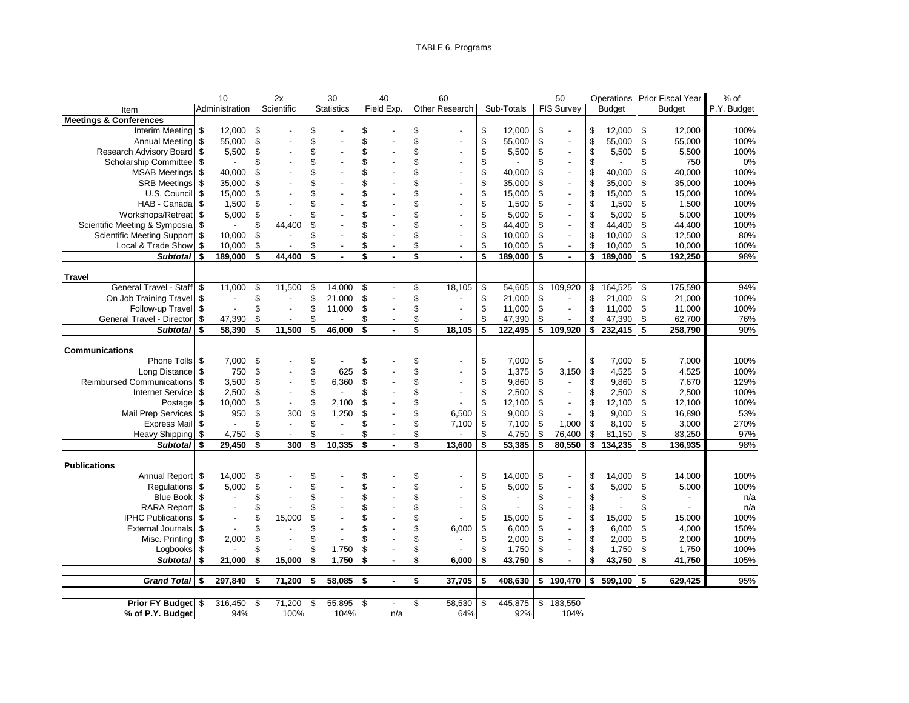TABLE 6. Programs

| Item | 10 Administration | 2x Scientific | 30 Statistics | 40 Field Exp. | 60 Other Research | Sub-Totals | 50 FIS Survey | Operations Budget | Prior Fiscal Year Budget | % of P.Y. Budget |
|---|---|---|---|---|---|---|---|---|---|---|
| **Meetings & Conferences** | | | | | | | | | | |
| Interim Meeting | $ 12,000 | $ - | $ - | $ - | $ - | $ 12,000 | $ - | $ 12,000 | $ 12,000 | 100% |
| Annual Meeting | $ 55,000 | $ - | $ - | $ - | $ - | $ 55,000 | $ - | $ 55,000 | $ 55,000 | 100% |
| Research Advisory Board | $ 5,500 | $ - | $ - | $ - | $ - | $ 5,500 | $ - | $ 5,500 | $ 5,500 | 100% |
| Scholarship Committee | $ - | $ - | $ - | $ - | $ - | $ - | $ - | $ - | $ 750 | 0% |
| MSAB Meetings | $ 40,000 | $ - | $ - | $ - | $ - | $ 40,000 | $ - | $ 40,000 | $ 40,000 | 100% |
| SRB Meetings | $ 35,000 | $ - | $ - | $ - | $ - | $ 35,000 | $ - | $ 35,000 | $ 35,000 | 100% |
| U.S. Council | $ 15,000 | $ - | $ - | $ - | $ - | $ 15,000 | $ - | $ 15,000 | $ 15,000 | 100% |
| HAB - Canada | $ 1,500 | $ - | $ - | $ - | $ - | $ 1,500 | $ - | $ 1,500 | $ 1,500 | 100% |
| Workshops/Retreat | $ 5,000 | $ - | $ - | $ - | $ - | $ 5,000 | $ - | $ 5,000 | $ 5,000 | 100% |
| Scientific Meeting & Symposia | $ - | $ 44,400 | $ - | $ - | $ - | $ 44,400 | $ - | $ 44,400 | $ 44,400 | 100% |
| Scientific Meeting Support | $ 10,000 | $ - | $ - | $ - | $ - | $ 10,000 | $ - | $ 10,000 | $ 12,500 | 80% |
| Local & Trade Show | $ 10,000 | $ - | $ - | $ - | $ - | $ 10,000 | $ - | $ 10,000 | $ 10,000 | 100% |
| ***Subtotal*** | **$ 189,000** | **$ 44,400** | **$ -** | **$ -** | **$ -** | **$ 189,000** | **$ -** | **$ 189,000** | **$ 192,250** | 98% |
| **Travel** | | | | | | | | | | |
| General Travel - Staff | $ 11,000 | $ 11,500 | $ 14,000 | $ - | $ 18,105 | $ 54,605 | $ 109,920 | $ 164,525 | $ 175,590 | 94% |
| On Job Training Travel | $ - | $ - | $ 21,000 | $ - | $ - | $ 21,000 | $ - | $ 21,000 | $ 21,000 | 100% |
| Follow-up Travel | $ - | $ - | $ 11,000 | $ - | $ - | $ 11,000 | $ - | $ 11,000 | $ 11,000 | 100% |
| General Travel - Director | $ 47,390 | $ - | $ - | $ - | $ - | $ 47,390 | $ - | $ 47,390 | $ 62,700 | 76% |
| ***Subtotal*** | **$ 58,390** | **$ 11,500** | **$ 46,000** | **$ -** | **$ 18,105** | **$ 122,495** | **$ 109,920** | **$ 232,415** | **$ 258,790** | 90% |
| **Communications** | | | | | | | | | | |
| Phone Tolls | $ 7,000 | $ - | $ - | $ - | $ - | $ 7,000 | $ - | $ 7,000 | $ 7,000 | 100% |
| Long Distance | $ 750 | $ - | $ 625 | $ - | $ - | $ 1,375 | $ 3,150 | $ 4,525 | $ 4,525 | 100% |
| Reimbursed Communications | $ 3,500 | $ - | $ 6,360 | $ - | $ - | $ 9,860 | $ - | $ 9,860 | $ 7,670 | 129% |
| Internet Service | $ 2,500 | $ - | $ - | $ - | $ - | $ 2,500 | $ - | $ 2,500 | $ 2,500 | 100% |
| Postage | $ 10,000 | $ - | $ 2,100 | $ - | $ - | $ 12,100 | $ - | $ 12,100 | $ 12,100 | 100% |
| Mail Prep Services | $ 950 | $ 300 | $ 1,250 | $ - | $ 6,500 | $ 9,000 | $ - | $ 9,000 | $ 16,890 | 53% |
| Express Mail | $ - | $ - | $ - | $ - | $ 7,100 | $ 7,100 | $ 1,000 | $ 8,100 | $ 3,000 | 270% |
| Heavy Shipping | $ 4,750 | $ - | $ - | $ - | $ - | $ 4,750 | $ 76,400 | $ 81,150 | $ 83,250 | 97% |
| ***Subtotal*** | **$ 29,450** | **$ 300** | **$ 10,335** | **$ -** | **$ 13,600** | **$ 53,385** | **$ 80,550** | **$ 134,235** | **$ 136,935** | 98% |
| **Publications** | | | | | | | | | | |
| Annual Report | $ 14,000 | $ - | $ - | $ - | $ - | $ 14,000 | $ - | $ 14,000 | $ 14,000 | 100% |
| Regulations | $ 5,000 | $ - | $ - | $ - | $ - | $ 5,000 | $ - | $ 5,000 | $ 5,000 | 100% |
| Blue Book | $ - | $ - | $ - | $ - | $ - | $ - | $ - | $ - | $ - | n/a |
| RARA Report | $ - | $ - | $ - | $ - | $ - | $ - | $ - | $ - | $ - | n/a |
| IPHC Publications | $ - | $ 15,000 | $ - | $ - | $ - | $ 15,000 | $ - | $ 15,000 | $ 15,000 | 100% |
| External Journals | $ - | $ - | $ - | $ - | $ 6,000 | $ 6,000 | $ - | $ 6,000 | $ 4,000 | 150% |
| Misc. Printing | $ 2,000 | $ - | $ - | $ - | $ - | $ 2,000 | $ - | $ 2,000 | $ 2,000 | 100% |
| Logbooks | $ - | $ - | $ 1,750 | $ - | $ - | $ 1,750 | $ - | $ 1,750 | $ 1,750 | 100% |
| ***Subtotal*** | **$ 21,000** | **$ 15,000** | **$ 1,750** | **$ -** | **$ 6,000** | **$ 43,750** | **$ -** | **$ 43,750** | **$ 41,750** | 105% |
| ***Grand Total*** | **$ 297,840** | **$ 71,200** | **$ 58,085** | **$ -** | **$ 37,705** | **$ 408,630** | **$ 190,470** | **$ 599,100** | **$ 629,425** | 95% |
| **Prior FY Budget** | $ 316,450 | $ 71,200 | $ 55,895 | $ - | $ 58,530 | $ 445,875 | $ 183,550 | | | |
| **% of P.Y. Budget** | 94% | 100% | 104% | n/a | 64% | 92% | 104% | | | |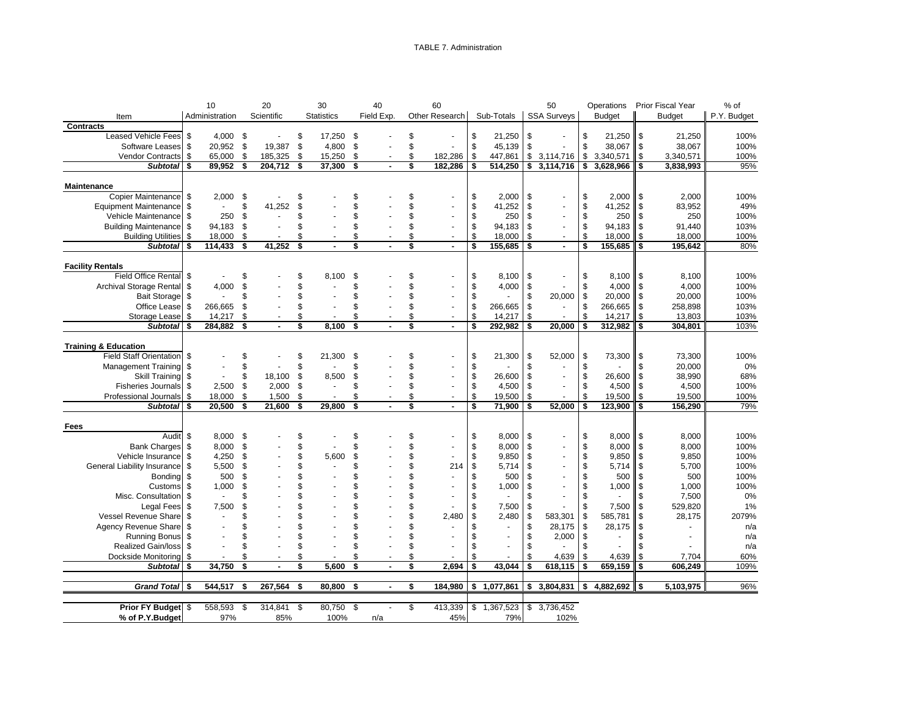TABLE 7. Administration

| Item | 10 Administration | 20 Scientific | 30 Statistics | 40 Field Exp. | 60 Other Research | Sub-Totals | 50 SSA Surveys | Operations Budget | Prior Fiscal Year Budget | % of P.Y. Budget |
|---|---|---|---|---|---|---|---|---|---|---|
| **Contracts** | | | | | | | | | | |
| Leased Vehicle Fees | $ 4,000 | $ - | $ 17,250 | $ - | $ - | $ 21,250 | $ - | $ 21,250 | $ 21,250 | 100% |
| Software Leases | $ 20,952 | $ 19,387 | $ 4,800 | $ - | $ - | $ 45,139 | $ - | $ 38,067 | $ 38,067 | 100% |
| Vendor Contracts | $ 65,000 | $ 185,325 | $ 15,250 | $ - | $ 182,286 | $ 447,861 | $ 3,114,716 | $ 3,340,571 | $ 3,340,571 | 100% |
| ***Subtotal*** | **$ 89,952** | **$ 204,712** | **$ 37,300** | **$ -** | **$ 182,286** | **$ 514,250** | **$ 3,114,716** | **$ 3,628,966** | **$ 3,838,993** | 95% |
| **Maintenance** | | | | | | | | | | |
| Copier Maintenance | $ 2,000 | $ - | $ - | $ - | $ - | $ 2,000 | $ - | $ 2,000 | $ 2,000 | 100% |
| Equipment Maintenance | $ - | $ 41,252 | $ - | $ - | $ - | $ 41,252 | $ - | $ 41,252 | $ 83,952 | 49% |
| Vehicle Maintenance | $ 250 | $ - | $ - | $ - | $ - | $ 250 | $ - | $ 250 | $ 250 | 100% |
| Building Maintenance | $ 94,183 | $ - | $ - | $ - | $ - | $ 94,183 | $ - | $ 94,183 | $ 91,440 | 103% |
| Building Utilities | $ 18,000 | $ - | $ - | $ - | $ - | $ 18,000 | $ - | $ 18,000 | $ 18,000 | 100% |
| ***Subtotal*** | **$ 114,433** | **$ 41,252** | **$ -** | **$ -** | **$ -** | **$ 155,685** | **$ -** | **$ 155,685** | **$ 195,642** | 80% |
| **Facility Rentals** | | | | | | | | | | |
| Field Office Rental | $ - | $ - | $ 8,100 | $ - | $ - | $ 8,100 | $ - | $ 8,100 | $ 8,100 | 100% |
| Archival Storage Rental | $ 4,000 | $ - | $ - | $ - | $ - | $ 4,000 | $ - | $ 4,000 | $ 4,000 | 100% |
| Bait Storage | $ - | $ - | $ - | $ - | $ - | $ - | $ 20,000 | $ 20,000 | $ 20,000 | 100% |
| Office Lease | $ 266,665 | $ - | $ - | $ - | $ - | $ 266,665 | $ - | $ 266,665 | $ 258,898 | 103% |
| Storage Lease | $ 14,217 | $ - | $ - | $ - | $ - | $ 14,217 | $ - | $ 14,217 | $ 13,803 | 103% |
| ***Subtotal*** | **$ 284,882** | **$ -** | **$ 8,100** | **$ -** | **$ -** | **$ 292,982** | **$ 20,000** | **$ 312,982** | **$ 304,801** | 103% |
| **Training & Education** | | | | | | | | | | |
| Field Staff Orientation | $ - | $ - | $ 21,300 | $ - | $ - | $ 21,300 | $ 52,000 | $ 73,300 | $ 73,300 | 100% |
| Management Training | $ - | $ - | $ - | $ - | $ - | $ - | $ - | $ - | $ 20,000 | 0% |
| Skill Training | $ - | $ 18,100 | $ 8,500 | $ - | $ - | $ 26,600 | $ - | $ 26,600 | $ 38,990 | 68% |
| Fisheries Journals | $ 2,500 | $ 2,000 | $ - | $ - | $ - | $ 4,500 | $ - | $ 4,500 | $ 4,500 | 100% |
| Professional Journals | $ 18,000 | $ 1,500 | $ - | $ - | $ - | $ 19,500 | $ - | $ 19,500 | $ 19,500 | 100% |
| ***Subtotal*** | **$ 20,500** | **$ 21,600** | **$ 29,800** | **$ -** | **$ -** | **$ 71,900** | **$ 52,000** | **$ 123,900** | **$ 156,290** | 79% |
| **Fees** | | | | | | | | | | |
| Audit | $ 8,000 | $ - | $ - | $ - | $ - | $ 8,000 | $ - | $ 8,000 | $ 8,000 | 100% |
| Bank Charges | $ 8,000 | $ - | $ - | $ - | $ - | $ 8,000 | $ - | $ 8,000 | $ 8,000 | 100% |
| Vehicle Insurance | $ 4,250 | $ - | $ 5,600 | $ - | $ - | $ 9,850 | $ - | $ 9,850 | $ 9,850 | 100% |
| General Liability Insurance | $ 5,500 | $ - | $ - | $ - | $ 214 | $ 5,714 | $ - | $ 5,714 | $ 5,700 | 100% |
| Bonding | $ 500 | $ - | $ - | $ - | $ - | $ 500 | $ - | $ 500 | $ 500 | 100% |
| Customs | $ 1,000 | $ - | $ - | $ - | $ - | $ 1,000 | $ - | $ 1,000 | $ 1,000 | 100% |
| Misc. Consultation | $ - | $ - | $ - | $ - | $ - | $ - | $ - | $ - | $ 7,500 | 0% |
| Legal Fees | $ 7,500 | $ - | $ - | $ - | $ - | $ 7,500 | $ - | $ 7,500 | $ 529,820 | 1% |
| Vessel Revenue Share | $ - | $ - | $ - | $ - | $ 2,480 | $ 2,480 | $ 583,301 | $ 585,781 | $ 28,175 | 2079% |
| Agency Revenue Share | $ - | $ - | $ - | $ - | $ - | $ - | $ 28,175 | $ 28,175 | $ - | n/a |
| Running Bonus | $ - | $ - | $ - | $ - | $ - | $ - | $ 2,000 | $ - | $ - | n/a |
| Realized Gain/loss | $ - | $ - | $ - | $ - | $ - | $ - | $ - | $ - | $ - | n/a |
| Dockside Monitoring | $ - | $ - | $ - | $ - | $ - | $ - | $ 4,639 | $ 4,639 | $ 7,704 | 60% |
| ***Subtotal*** | **$ 34,750** | **$ -** | **$ 5,600** | **$ -** | **$ 2,694** | **$ 43,044** | **$ 618,115** | **$ 659,159** | **$ 606,249** | 109% |
| ***Grand Total*** | **$ 544,517** | **$ 267,564** | **$ 80,800** | **$ -** | **$ 184,980** | **$ 1,077,861** | **$ 3,804,831** | **$ 4,882,692** | **$ 5,103,975** | 96% |
| **Prior FY Budget** | $ 558,593 | $ 314,841 | $ 80,750 | $ - | $ 413,339 | $ 1,367,523 | $ 3,736,452 | | | |
| **% of P.Y.Budget** | 97% | 85% | 100% | n/a | 45% | 79% | 102% | | | |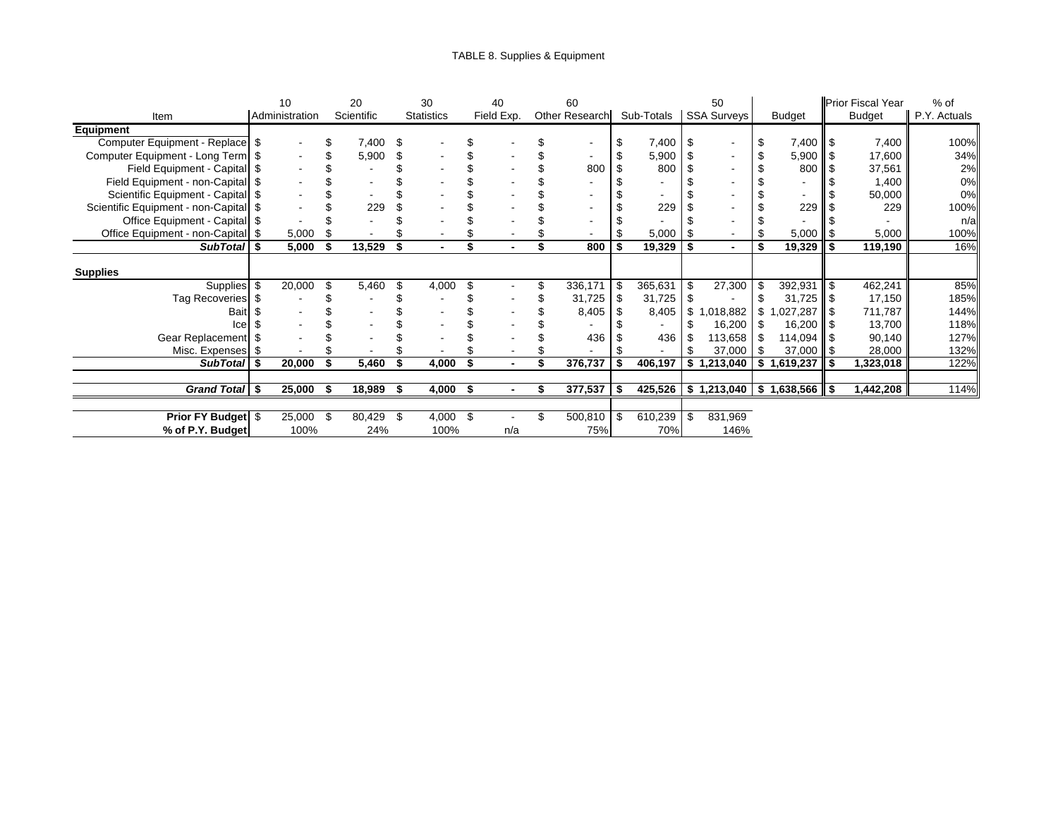TABLE 8. Supplies & Equipment

| Item | 10 Administration | 20 Scientific | 30 Statistics | 40 Field Exp. | 60 Other Research | Sub-Totals | 50 SSA Surveys | Budget | Prior Fiscal Year Budget | % of P.Y. Actuals |
|---|---|---|---|---|---|---|---|---|---|---|
| **Equipment** | | | | | | | | | | |
| Computer Equipment - Replace | $ - | $ 7,400 | $ - | $ - | $ - | $ 7,400 | $ - | $ 7,400 | $ 7,400 | 100% |
| Computer Equipment - Long Term | $ - | $ 5,900 | $ - | $ - | $ - | $ 5,900 | $ - | $ 5,900 | $ 17,600 | 34% |
| Field Equipment - Capital | $ - | $ - | $ - | $ - | $ 800 | $ 800 | $ - | $ 800 | $ 37,561 | 2% |
| Field Equipment - non-Capital | $ - | $ - | $ - | $ - | $ - | $ - | $ - | $ - | $ 1,400 | 0% |
| Scientific Equipment - Capital | $ - | $ - | $ - | $ - | $ - | $ - | $ - | $ - | $ 50,000 | 0% |
| Scientific Equipment - non-Capital | $ - | $ 229 | $ - | $ - | $ - | $ 229 | $ - | $ 229 | $ 229 | 100% |
| Office Equipment - Capital | $ - | $ - | $ - | $ - | $ - | $ - | $ - | $ - | $ - | n/a |
| Office Equipment - non-Capital | $ 5,000 | $ - | $ - | $ - | $ - | $ 5,000 | $ - | $ 5,000 | $ 5,000 | 100% |
| ***SubTotal*** | **$ 5,000** | **$ 13,529** | **$ -** | **$ -** | **$ 800** | **$ 19,329** | **$ -** | **$ 19,329** | **$ 119,190** | 16% |
| **Supplies** | | | | | | | | | | |
| Supplies | $ 20,000 | $ 5,460 | $ 4,000 | $ - | $ 336,171 | $ 365,631 | $ 27,300 | $ 392,931 | $ 462,241 | 85% |
| Tag Recoveries | $ - | $ - | $ - | $ - | $ 31,725 | $ 31,725 | $ - | $ 31,725 | $ 17,150 | 185% |
| Bait | $ - | $ - | $ - | $ - | $ 8,405 | $ 8,405 | $ 1,018,882 | $ 1,027,287 | $ 711,787 | 144% |
| Ice | $ - | $ - | $ - | $ - | $ - | $ - | $ 16,200 | $ 16,200 | $ 13,700 | 118% |
| Gear Replacement | $ - | $ - | $ - | $ - | $ 436 | $ 436 | $ 113,658 | $ 114,094 | $ 90,140 | 127% |
| Misc. Expenses | $ - | $ - | $ - | $ - | $ - | $ - | $ 37,000 | $ 37,000 | $ 28,000 | 132% |
| ***SubTotal*** | **$ 20,000** | **$ 5,460** | **$ 4,000** | **$ -** | **$ 376,737** | **$ 406,197** | **$ 1,213,040** | **$ 1,619,237** | **$ 1,323,018** | 122% |
| ***Grand Total*** | **$ 25,000** | **$ 18,989** | **$ 4,000** | **$ -** | **$ 377,537** | **$ 425,526** | **$ 1,213,040** | **$ 1,638,566** | **$ 1,442,208** | 114% |
| **Prior FY Budget** | $ 25,000 | $ 80,429 | $ 4,000 | $ - | $ 500,810 | $ 610,239 | $ 831,969 | | | |
| **% of P.Y. Budget** | 100% | 24% | 100% | n/a | 75% | 70% | 146% | | | |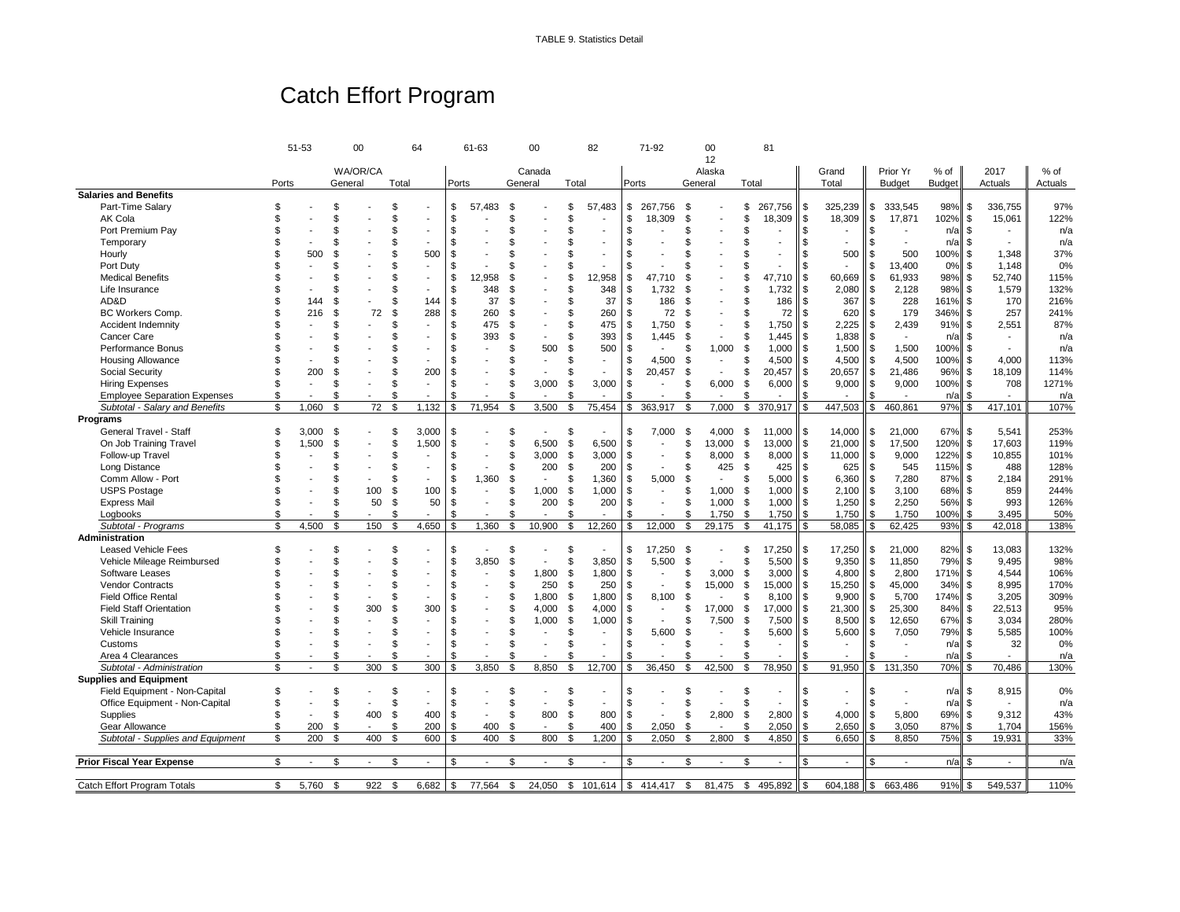TABLE 9. Statistics Detail

# Catch Effort Program

| | 51-53 | 00 | 64 | 61-63 | 00 | 82 | 71-92 | 00 12 | 81 | | | | | |
|---|---|---|---|---|---|---|---|---|---|---|---|---|---|---|
| | | WA/OR/CA | | | Canada | | | Alaska | | Grand | Prior Yr | % of | 2017 | % of |
| | Ports | General | Total | Ports | General | Total | Ports | General | Total | Total | Budget | Budget | Actuals | Actuals |
| **Salaries and Benefits** | | | | | | | | | | | | | | |
| Part-Time Salary | $ - | $ - | $ - | $ 57,483 | $ - | $ 57,483 | $ 267,756 | $ - | $ 267,756 | $ 325,239 | $ 333,545 | 98% | $ 336,755 | 97% |
| AK Cola | $ - | $ - | $ - | $ - | $ - | $ - | $ 18,309 | $ - | $ 18,309 | $ 18,309 | $ 17,871 | 102% | $ 15,061 | 122% |
| Port Premium Pay | $ - | $ - | $ - | $ - | $ - | $ - | $ - | $ - | $ - | $ - | $ - | n/a | $ - | n/a |
| Temporary | $ - | $ - | $ - | $ - | $ - | $ - | $ - | $ - | $ - | $ - | $ - | n/a | $ - | n/a |
| Hourly | $ 500 | $ - | $ 500 | $ - | $ - | $ - | $ - | $ - | $ - | $ 500 | $ 500 | 100% | $ 1,348 | 37% |
| Port Duty | $ - | $ - | $ - | $ - | $ - | $ - | $ - | $ - | $ - | $ - | $ 13,400 | 0% | $ 1,148 | 0% |
| Medical Benefits | $ - | $ - | $ - | $ 12,958 | $ - | $ 12,958 | $ 47,710 | $ - | $ 47,710 | $ 60,669 | $ 61,933 | 98% | $ 52,740 | 115% |
| Life Insurance | $ - | $ - | $ - | $ 348 | $ - | $ 348 | $ 1,732 | $ - | $ 1,732 | $ 2,080 | $ 2,128 | 98% | $ 1,579 | 132% |
| AD&D | $ 144 | $ - | $ 144 | $ 37 | $ - | $ 37 | $ 186 | $ - | $ 186 | $ 367 | $ 228 | 161% | $ 170 | 216% |
| BC Workers Comp. | $ 216 | $ 72 | $ 288 | $ 260 | $ - | $ 260 | $ 72 | $ - | $ 72 | $ 620 | $ 179 | 346% | $ 257 | 241% |
| Accident Indemnity | $ - | $ - | $ - | $ 475 | $ - | $ 475 | $ 1,750 | $ - | $ 1,750 | $ 2,225 | $ 2,439 | 91% | $ 2,551 | 87% |
| Cancer Care | $ - | $ - | $ - | $ 393 | $ - | $ 393 | $ 1,445 | $ - | $ 1,445 | $ 1,838 | $ - | n/a | $ - | n/a |
| Performance Bonus | $ - | $ - | $ - | $ - | $ 500 | $ 500 | $ - | $ 1,000 | $ 1,000 | $ 1,500 | $ 1,500 | 100% | $ - | n/a |
| Housing Allowance | $ - | $ - | $ - | $ - | $ - | $ - | $ 4,500 | $ - | $ 4,500 | $ 4,500 | $ 4,500 | 100% | $ 4,000 | 113% |
| Social Security | $ 200 | $ - | $ 200 | $ - | $ - | $ - | $ 20,457 | $ - | $ 20,457 | $ 20,657 | $ 21,486 | 96% | $ 18,109 | 114% |
| Hiring Expenses | $ - | $ - | $ - | $ - | $ 3,000 | $ 3,000 | $ - | $ 6,000 | $ 6,000 | $ 9,000 | $ 9,000 | 100% | $ 708 | 1271% |
| Employee Separation Expenses | $ - | $ - | $ - | $ - | $ - | $ - | $ - | $ - | $ - | $ - | $ - | n/a | $ - | n/a |
| *Subtotal - Salary and Benefits* | $ 1,060 | $ 72 | $ 1,132 | $ 71,954 | $ 3,500 | $ 75,454 | $ 363,917 | $ 7,000 | $ 370,917 | $ 447,503 | $ 460,861 | 97% | $ 417,101 | 107% |
| **Programs** | | | | | | | | | | | | | | |
| General Travel - Staff | $ 3,000 | $ - | $ 3,000 | $ - | $ - | $ - | $ 7,000 | $ 4,000 | $ 11,000 | $ 14,000 | $ 21,000 | 67% | $ 5,541 | 253% |
| On Job Training Travel | $ 1,500 | $ - | $ 1,500 | $ - | $ 6,500 | $ 6,500 | $ - | $ 13,000 | $ 13,000 | $ 21,000 | $ 17,500 | 120% | $ 17,603 | 119% |
| Follow-up Travel | $ - | $ - | $ - | $ - | $ 3,000 | $ 3,000 | $ - | $ 8,000 | $ 8,000 | $ 11,000 | $ 9,000 | 122% | $ 10,855 | 101% |
| Long Distance | $ - | $ - | $ - | $ - | $ 200 | $ 200 | $ - | $ 425 | $ 425 | $ 625 | $ 545 | 115% | $ 488 | 128% |
| Comm Allow - Port | $ - | $ - | $ - | $ 1,360 | $ - | $ 1,360 | $ 5,000 | $ - | $ 5,000 | $ 6,360 | $ 7,280 | 87% | $ 2,184 | 291% |
| USPS Postage | $ - | $ 100 | $ 100 | $ - | $ 1,000 | $ 1,000 | $ - | $ 1,000 | $ 1,000 | $ 2,100 | $ 3,100 | 68% | $ 859 | 244% |
| Express Mail | $ - | $ 50 | $ 50 | $ - | $ 200 | $ 200 | $ - | $ 1,000 | $ 1,000 | $ 1,250 | $ 2,250 | 56% | $ 993 | 126% |
| Logbooks | $ - | $ - | $ - | $ - | $ - | $ - | $ - | $ 1,750 | $ 1,750 | $ 1,750 | $ 1,750 | 100% | $ 3,495 | 50% |
| *Subtotal - Programs* | $ 4,500 | $ 150 | $ 4,650 | $ 1,360 | $ 10,900 | $ 12,260 | $ 12,000 | $ 29,175 | $ 41,175 | $ 58,085 | $ 62,425 | 93% | $ 42,018 | 138% |
| **Administration** | | | | | | | | | | | | | | |
| Leased Vehicle Fees | $ - | $ - | $ - | $ - | $ - | $ - | $ 17,250 | $ - | $ 17,250 | $ 17,250 | $ 21,000 | 82% | $ 13,083 | 132% |
| Vehicle Mileage Reimbursed | $ - | $ - | $ - | $ 3,850 | $ - | $ 3,850 | $ 5,500 | $ - | $ 5,500 | $ 9,350 | $ 11,850 | 79% | $ 9,495 | 98% |
| Software Leases | $ - | $ - | $ - | $ - | $ 1,800 | $ 1,800 | $ - | $ 3,000 | $ 3,000 | $ 4,800 | $ 2,800 | 171% | $ 4,544 | 106% |
| Vendor Contracts | $ - | $ - | $ - | $ - | $ 250 | $ 250 | $ - | $ 15,000 | $ 15,000 | $ 15,250 | $ 45,000 | 34% | $ 8,995 | 170% |
| Field Office Rental | $ - | $ - | $ - | $ - | $ 1,800 | $ 1,800 | $ 8,100 | $ - | $ 8,100 | $ 9,900 | $ 5,700 | 174% | $ 3,205 | 309% |
| Field Staff Orientation | $ - | $ 300 | $ 300 | $ - | $ 4,000 | $ 4,000 | $ - | $ 17,000 | $ 17,000 | $ 21,300 | $ 25,300 | 84% | $ 22,513 | 95% |
| Skill Training | $ - | $ - | $ - | $ - | $ 1,000 | $ 1,000 | $ - | $ 7,500 | $ 7,500 | $ 8,500 | $ 12,650 | 67% | $ 3,034 | 280% |
| Vehicle Insurance | $ - | $ - | $ - | $ - | $ - | $ - | $ 5,600 | $ - | $ 5,600 | $ 5,600 | $ 7,050 | 79% | $ 5,585 | 100% |
| Customs | $ - | $ - | $ - | $ - | $ - | $ - | $ - | $ - | $ - | $ - | $ - | n/a | $ 32 | 0% |
| Area 4 Clearances | $ - | $ - | $ - | $ - | $ - | $ - | $ - | $ - | $ - | $ - | $ - | n/a | $ - | n/a |
| *Subtotal - Administration* | $ - | $ 300 | $ 300 | $ 3,850 | $ 8,850 | $ 12,700 | $ 36,450 | $ 42,500 | $ 78,950 | $ 91,950 | $ 131,350 | 70% | $ 70,486 | 130% |
| **Supplies and Equipment** | | | | | | | | | | | | | | |
| Field Equipment - Non-Capital | $ - | $ - | $ - | $ - | $ - | $ - | $ - | $ - | $ - | $ - | $ - | n/a | $ 8,915 | 0% |
| Office Equipment - Non-Capital | $ - | $ - | $ - | $ - | $ - | $ - | $ - | $ - | $ - | $ - | $ - | n/a | $ - | n/a |
| Supplies | $ - | $ 400 | $ 400 | $ - | $ 800 | $ 800 | $ - | $ 2,800 | $ 2,800 | $ 4,000 | $ 5,800 | 69% | $ 9,312 | 43% |
| Gear Allowance | $ 200 | $ - | $ 200 | $ 400 | $ - | $ 400 | $ 2,050 | $ - | $ 2,050 | $ 2,650 | $ 3,050 | 87% | $ 1,704 | 156% |
| *Subtotal - Supplies and Equipment* | $ 200 | $ 400 | $ 600 | $ 400 | $ 800 | $ 1,200 | $ 2,050 | $ 2,800 | $ 4,850 | $ 6,650 | $ 8,850 | 75% | $ 19,931 | 33% |
| **Prior Fiscal Year Expense** | $ - | $ - | $ - | $ - | $ - | $ - | $ - | $ - | $ - | $ - | $ - | n/a | $ - | n/a |
| Catch Effort Program Totals | $ 5,760 | $ 922 | $ 6,682 | $ 77,564 | $ 24,050 | $ 101,614 | $ 414,417 | $ 81,475 | $ 495,892 | $ 604,188 | $ 663,486 | 91% | $ 549,537 | 110% |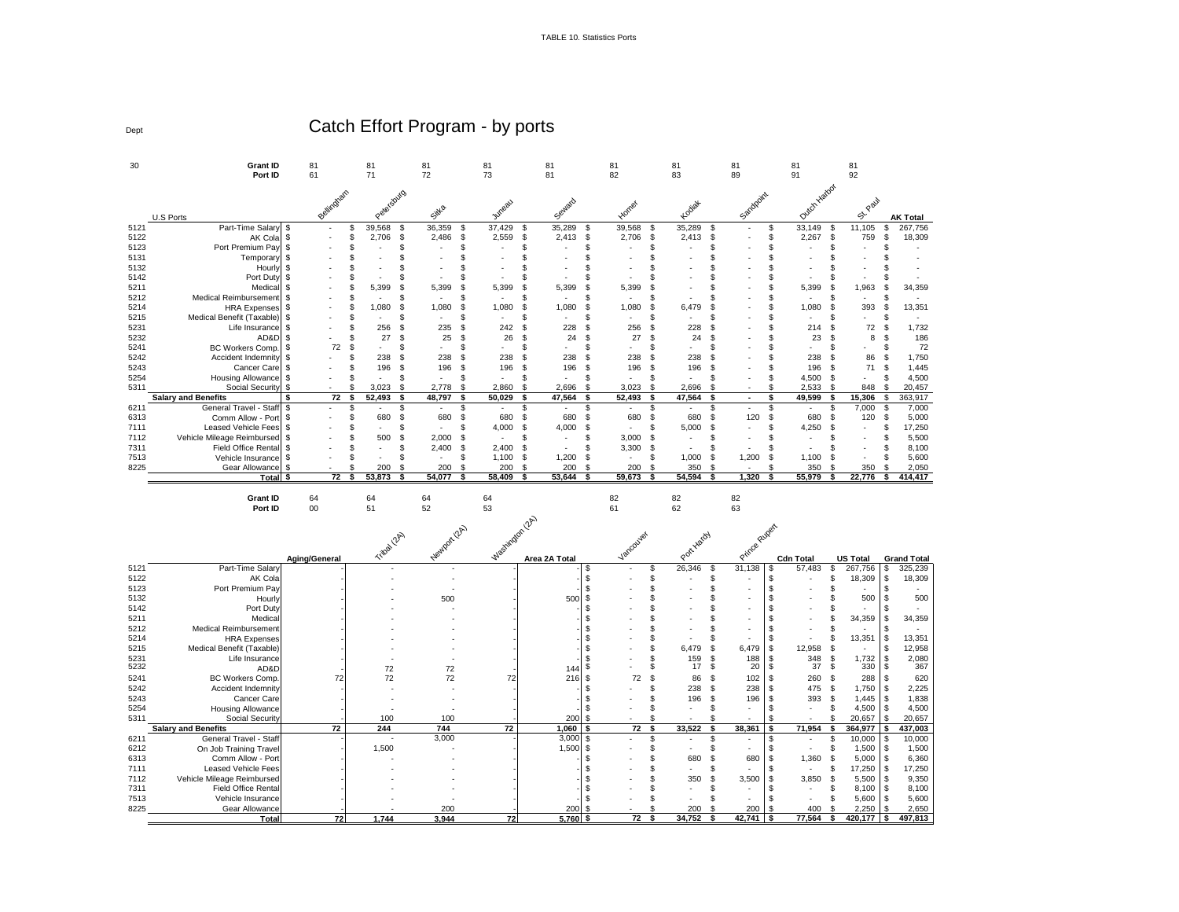TABLE 10. Statistics Ports

# Catch Effort Program - by ports

Dept 30

| | Grant ID | 81 | 81 | 81 | 81 | 81 | 81 | 81 | 81 | 81 | 81 | |
|---|---|---|---|---|---|---|---|---|---|---|---|---|
| | Port ID | 61 | 71 | 72 | 73 | 81 | 82 | 83 | 89 | 91 | 92 | |
| | U.S Ports | Bellingham | Petersburg | Sitka | Juneau | Seward | Homer | Kodiak | Sandpoint | Dutch Harbor | St. Paul | AK Total |
| 5121 | Part-Time Salary | $ - | $ 39,568 | $ 36,359 | $ 37,429 | $ 35,289 | $ 39,568 | $ 35,289 | $ - | $ 33,149 | $ 11,105 | $ 267,756 |
| 5122 | AK Cola | $ - | $ 2,706 | $ 2,486 | $ 2,559 | $ 2,413 | $ 2,706 | $ 2,413 | $ - | $ 2,267 | $ 759 | $ 18,309 |
| 5123 | Port Premium Pay | $ - | $ - | $ - | $ - | $ - | $ - | $ - | $ - | $ - | $ - | $ - |
| 5131 | Temporary | $ - | $ - | $ - | $ - | $ - | $ - | $ - | $ - | $ - | $ - | $ - |
| 5132 | Hourly | $ - | $ - | $ - | $ - | $ - | $ - | $ - | $ - | $ - | $ - | $ - |
| 5142 | Port Duty | $ - | $ - | $ - | $ - | $ - | $ - | $ - | $ - | $ - | $ - | $ - |
| 5211 | Medical | $ - | $ 5,399 | $ 5,399 | $ 5,399 | $ 5,399 | $ 5,399 | $ - | $ - | $ 5,399 | $ 1,963 | $ 34,359 |
| 5212 | Medical Reimbursement | $ - | $ - | $ - | $ - | $ - | $ - | $ - | $ - | $ - | $ - | $ - |
| 5214 | HRA Expenses | $ - | $ 1,080 | $ 1,080 | $ 1,080 | $ 1,080 | $ 1,080 | $ 6,479 | $ - | $ 1,080 | $ 393 | $ 13,351 |
| 5215 | Medical Benefit (Taxable) | $ - | $ - | $ - | $ - | $ - | $ - | $ - | $ - | $ - | $ - | $ - |
| 5231 | Life Insurance | $ - | $ 256 | $ 235 | $ 242 | $ 228 | $ 256 | $ 228 | $ - | $ 214 | $ 72 | $ 1,732 |
| 5232 | AD&D | $ - | $ 27 | $ 25 | $ 26 | $ 24 | $ 27 | $ 24 | $ - | $ 23 | $ 8 | $ 186 |
| 5241 | BC Workers Comp. | $ 72 | $ - | $ - | $ - | $ - | $ - | $ - | $ - | $ - | $ - | $ 72 |
| 5242 | Accident Indemnity | $ - | $ 238 | $ 238 | $ 238 | $ 238 | $ 238 | $ 238 | $ - | $ 238 | $ 86 | $ 1,750 |
| 5243 | Cancer Care | $ - | $ 196 | $ 196 | $ 196 | $ 196 | $ 196 | $ 196 | $ - | $ 196 | $ 71 | $ 1,445 |
| 5254 | Housing Allowance | $ - | $ - | $ - | $ - | $ - | $ - | $ - | $ - | $ 4,500 | $ - | $ 4,500 |
| 5311 | Social Security | $ - | $ 3,023 | $ 2,778 | $ 2,860 | $ 2,696 | $ 3,023 | $ 2,696 | $ - | $ 2,533 | $ 848 | $ 20,457 |
| | **Salary and Benefits** | **$ 72** | **$ 52,493** | **$ 48,797** | **$ 50,029** | **$ 47,564** | **$ 52,493** | **$ 47,564** | **$ -** | **$ 49,599** | **$ 15,306** | **$ 363,917** |
| 6211 | General Travel - Staff | $ - | $ - | $ - | $ - | $ - | $ - | $ - | $ - | $ - | $ 7,000 | $ 7,000 |
| 6313 | Comm Allow - Port | $ - | $ 680 | $ 680 | $ 680 | $ 680 | $ 680 | $ 680 | $ 120 | $ 680 | $ 120 | $ 5,000 |
| 7111 | Leased Vehicle Fees | $ - | $ - | $ - | $ 4,000 | $ 4,000 | $ - | $ 5,000 | $ - | $ 4,250 | $ - | $ 17,250 |
| 7112 | Vehicle Mileage Reimbursed | $ - | $ 500 | $ 2,000 | $ - | $ - | $ 3,000 | $ - | $ - | $ - | $ - | $ 5,500 |
| 7311 | Field Office Rental | $ - | $ - | $ 2,400 | $ 2,400 | $ - | $ 3,300 | $ - | $ - | $ - | $ - | $ 8,100 |
| 7513 | Vehicle Insurance | $ - | $ - | $ - | $ 1,100 | $ 1,200 | $ - | $ 1,000 | $ 1,200 | $ 1,100 | $ - | $ 5,600 |
| 8225 | Gear Allowance | $ - | $ 200 | $ 200 | $ 200 | $ 200 | $ 200 | $ 350 | $ - | $ 350 | $ 350 | $ 2,050 |
| | **Total** | **$ 72** | **$ 53,873** | **$ 54,077** | **$ 58,409** | **$ 53,644** | **$ 59,673** | **$ 54,594** | **$ 1,320** | **$ 55,979** | **$ 22,776** | **$ 414,417** |

| | Grant ID | 64 | 64 | 64 | 64 | | 82 | 82 | 82 | | | |
|---|---|---|---|---|---|---|---|---|---|---|---|---|
| | Port ID | 00 | 51 | 52 | 53 | | 61 | 62 | 63 | | | |
| | | Aging/General | Tribal (2A) | Newport (2A) | Washington (2A) | Area 2A Total | Vancouver | Port Hardy | Prince Rupert | Cdn Total | US Total | Grand Total |
| 5121 | Part-Time Salary | - | - | - | - | - | $ - | $ 26,346 | $ 31,138 | $ 57,483 | $ 267,756 | $ 325,239 |
| 5122 | AK Cola | - | - | - | - | - | $ - | $ - | $ - | $ - | $ 18,309 | $ 18,309 |
| 5123 | Port Premium Pay | - | - | - | - | - | $ - | $ - | $ - | $ - | $ - | $ - |
| 5132 | Hourly | - | - | 500 | - | 500 | $ - | $ - | $ - | $ - | $ 500 | $ 500 |
| 5142 | Port Duty | - | - | - | - | - | $ - | $ - | $ - | $ - | $ - | $ - |
| 5211 | Medical | - | - | - | - | - | $ - | $ - | $ - | $ - | $ 34,359 | $ 34,359 |
| 5212 | Medical Reimbursement | - | - | - | - | - | $ - | $ - | $ - | $ - | $ - | $ - |
| 5214 | HRA Expenses | - | - | - | - | - | $ - | $ - | $ - | $ - | $ 13,351 | $ 13,351 |
| 5215 | Medical Benefit (Taxable) | - | - | - | - | - | $ - | $ 6,479 | $ 6,479 | $ 12,958 | $ - | $ 12,958 |
| 5231 | Life Insurance | - | - | - | - | - | $ - | $ 159 | $ 188 | $ 348 | $ 1,732 | $ 2,080 |
| 5232 | AD&D | - | 72 | 72 | - | 144 | $ - | $ 17 | $ 20 | $ 37 | $ 330 | $ 367 |
| 5241 | BC Workers Comp. | 72 | 72 | 72 | 72 | 216 | $ 72 | $ 86 | $ 102 | $ 260 | $ 288 | $ 620 |
| 5242 | Accident Indemnity | - | - | - | - | - | $ - | $ 238 | $ 238 | $ 475 | $ 1,750 | $ 2,225 |
| 5243 | Cancer Care | - | - | - | - | - | $ - | $ 196 | $ 196 | $ 393 | $ 1,445 | $ 1,838 |
| 5254 | Housing Allowance | - | - | - | - | - | $ - | $ - | $ - | $ - | $ 4,500 | $ 4,500 |
| 5311 | Social Security | - | 100 | 100 | - | 200 | $ - | $ - | $ - | $ - | $ 20,657 | $ 20,657 |
| | **Salary and Benefits** | **72** | **244** | **744** | **72** | **1,060** | **$ 72** | **$ 33,522** | **$ 38,361** | **$ 71,954** | **$ 364,977** | **$ 437,003** |
| 6211 | General Travel - Staff | - | - | 3,000 | - | 3,000 | $ - | $ - | $ - | $ - | $ 10,000 | $ 10,000 |
| 6212 | On Job Training Travel | - | 1,500 | - | - | 1,500 | $ - | $ - | $ - | $ - | $ 1,500 | $ 1,500 |
| 6313 | Comm Allow - Port | - | - | - | - | - | $ - | $ 680 | $ 680 | $ 1,360 | $ 5,000 | $ 6,360 |
| 7111 | Leased Vehicle Fees | - | - | - | - | - | $ - | $ - | $ - | $ - | $ 17,250 | $ 17,250 |
| 7112 | Vehicle Mileage Reimbursed | - | - | - | - | - | $ - | $ 350 | $ 3,500 | $ 3,850 | $ 5,500 | $ 9,350 |
| 7311 | Field Office Rental | - | - | - | - | - | $ - | $ - | $ - | $ - | $ 8,100 | $ 8,100 |
| 7513 | Vehicle Insurance | - | - | - | - | - | $ - | $ - | $ - | $ - | $ 5,600 | $ 5,600 |
| 8225 | Gear Allowance | - | - | 200 | - | 200 | $ - | $ 200 | $ 200 | $ 400 | $ 2,250 | $ 2,650 |
| | **Total** | **72** | **1,744** | **3,944** | **72** | **5,760** | **$ 72** | **$ 34,752** | **$ 42,741** | **$ 77,564** | **$ 420,177** | **$ 497,813** |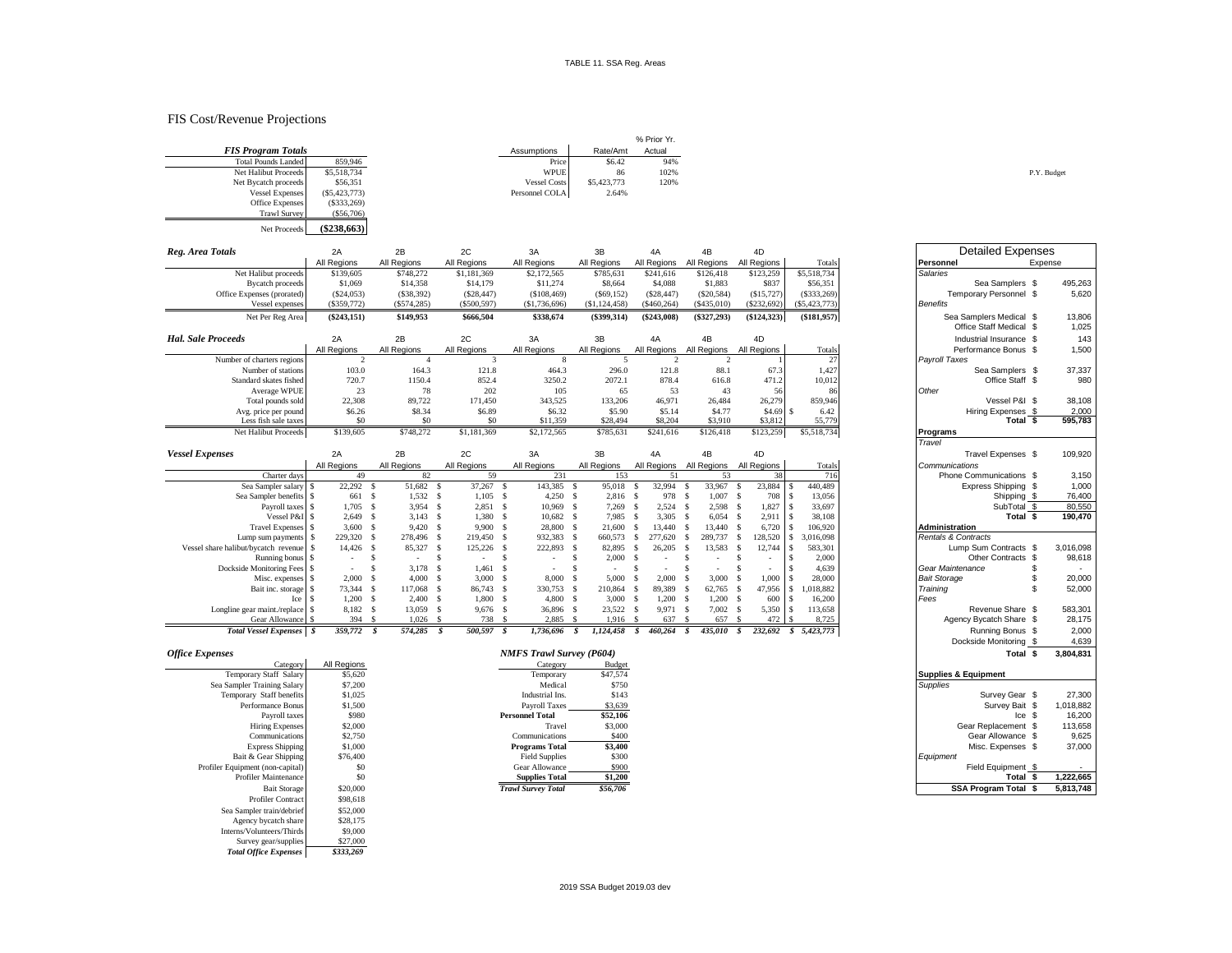TABLE 11. SSA Reg. Areas

# FIS Cost/Revenue Projections

| *FIS Program Totals* | |
|---|---|
| Total Pounds Landed | 859,946 |
| Net Halibut Proceeds | $5,518,734 |
| Net Bycatch proceeds | $56,351 |
| Vessel Expenses | ($5,423,773) |
| Office Expenses | ($333,269) |
| Trawl Survey | ($56,706) |
| Net Proceeds | **($238,663)** |

| Assumptions | Rate/Amt | % Prior Yr. Actual |
|---|---|---|
| Price | $6.42 | 94% |
| WPUE | 86 | 102% |
| Vessel Costs | $5,423,773 | 120% |
| Personnel COLA | 2.64% | |

P.Y. Budget

| *Reg. Area Totals* | 2A | 2B | 2C | 3A | 3B | 4A | 4B | 4D | |
|---|---|---|---|---|---|---|---|---|---|
| | All Regions | All Regions | All Regions | All Regions | All Regions | All Regions | All Regions | All Regions | Totals |
| Net Halibut proceeds | $139,605 | $748,272 | $1,181,369 | $2,172,565 | $785,631 | $241,616 | $126,418 | $123,259 | $5,518,734 |
| Bycatch proceeds | $1,069 | $14,358 | $14,179 | $11,274 | $8,664 | $4,088 | $1,883 | $837 | $56,351 |
| Office Expenses (prorated) | ($24,053) | ($38,392) | ($28,447) | ($108,469) | ($69,152) | ($28,447) | ($20,584) | ($15,727) | ($333,269) |
| Vessel expenses | ($359,772) | ($574,285) | ($500,597) | ($1,736,696) | ($1,124,458) | ($460,264) | ($435,010) | ($232,692) | ($5,423,773) |
| Net Per Reg Area | **($243,151)** | **$149,953** | **$666,504** | **$338,674** | **($399,314)** | **($243,008)** | **($327,293)** | **($124,323)** | **($181,957)** |

| *Hal. Sale Proceeds* | 2A | 2B | 2C | 3A | 3B | 4A | 4B | 4D | |
|---|---|---|---|---|---|---|---|---|---|
| | All Regions | All Regions | All Regions | All Regions | All Regions | All Regions | All Regions | All Regions | Totals |
| Number of charters regions | 2 | 4 | 3 | 8 | 5 | 2 | 2 | 1 | 27 |
| Number of stations | 103.0 | 164.3 | 121.8 | 464.3 | 296.0 | 121.8 | 88.1 | 67.3 | 1,427 |
| Standard skates fished | 720.7 | 1150.4 | 852.4 | 3250.2 | 2072.1 | 878.4 | 616.8 | 471.2 | 10,012 |
| Average WPUE | 23 | 78 | 202 | 105 | 65 | 53 | 43 | 56 | 86 |
| Total pounds sold | 22,308 | 89,722 | 171,450 | 343,525 | 133,206 | 46,971 | 26,484 | 26,279 | 859,946 |
| Avg. price per pound | $6.26 | $8.34 | $6.89 | $6.32 | $5.90 | $5.14 | $4.77 | $4.69 | $ 6.42 |
| Less fish sale taxes | $0 | $0 | $0 | $11,359 | $28,494 | $8,204 | $3,910 | $3,812 | 55,779 |
| Net Halibut Proceeds | $139,605 | $748,272 | $1,181,369 | $2,172,565 | $785,631 | $241,616 | $126,418 | $123,259 | $5,518,734 |

| *Vessel Expenses* | 2A | 2B | 2C | 3A | 3B | 4A | 4B | 4D | |
|---|---|---|---|---|---|---|---|---|---|
| | All Regions | All Regions | All Regions | All Regions | All Regions | All Regions | All Regions | All Regions | Totals |
| Charter days | 49 | 82 | 59 | 231 | 153 | 51 | 53 | 38 | 716 |
| Sea Sampler salary | $ 22,292 | $ 51,682 | $ 37,267 | $ 143,385 | $ 95,018 | $ 32,994 | $ 33,967 | $ 23,884 | $ 440,489 |
| Sea Sampler benefits | $ 661 | $ 1,532 | $ 1,105 | $ 4,250 | $ 2,816 | $ 978 | $ 1,007 | $ 708 | $ 13,056 |
| Payroll taxes | $ 1,705 | $ 3,954 | $ 2,851 | $ 10,969 | $ 7,269 | $ 2,524 | $ 2,598 | $ 1,827 | $ 33,697 |
| Vessel P&I | $ 2,649 | $ 3,143 | $ 1,380 | $ 10,682 | $ 7,985 | $ 3,305 | $ 6,054 | $ 2,911 | $ 38,108 |
| Travel Expenses | $ 3,600 | $ 9,420 | $ 9,900 | $ 28,800 | $ 21,600 | $ 13,440 | $ 13,440 | $ 6,720 | $ 106,920 |
| Lump sum payments | $ 229,320 | $ 278,496 | $ 219,450 | $ 932,383 | $ 660,573 | $ 277,620 | $ 289,737 | $ 128,520 | $ 3,016,098 |
| Vessel share halibut/bycatch revenue | $ 14,426 | $ 85,327 | $ 125,226 | $ 222,893 | $ 82,895 | $ 26,205 | $ 13,583 | $ 12,744 | $ 583,301 |
| Running bonus | $ - | $ - | $ - | $ - | $ 2,000 | $ - | $ - | $ - | $ 2,000 |
| Dockside Monitoring Fees | $ - | $ 3,178 | $ 1,461 | $ - | $ - | $ - | $ - | $ - | $ 4,639 |
| Misc. expenses | $ 2,000 | $ 4,000 | $ 3,000 | $ 8,000 | $ 5,000 | $ 2,000 | $ 3,000 | $ 1,000 | $ 28,000 |
| Bait inc. storage | $ 73,344 | $ 117,068 | $ 86,743 | $ 330,753 | $ 210,864 | $ 89,389 | $ 62,765 | $ 47,956 | $ 1,018,882 |
| Ice | $ 1,200 | $ 2,400 | $ 1,800 | $ 4,800 | $ 3,000 | $ 1,200 | $ 1,200 | $ 600 | $ 16,200 |
| Longline gear maint./replace | $ 8,182 | $ 13,059 | $ 9,676 | $ 36,896 | $ 23,522 | $ 9,971 | $ 7,002 | $ 5,350 | $ 113,658 |
| Gear Allowance | $ 394 | $ 1,026 | $ 738 | $ 2,885 | $ 1,916 | $ 637 | $ 657 | $ 472 | $ 8,725 |
| ***Total Vessel Expenses*** | ***$ 359,772*** | ***$ 574,285*** | ***$ 500,597*** | ***$ 1,736,696*** | ***$ 1,124,458*** | ***$ 460,264*** | ***$ 435,010*** | ***$ 232,692*** | ***$ 5,423,773*** |

| *Office Expenses* Category | All Regions |
|---|---|
| Temporary Staff Salary | $5,620 |
| Sea Sampler Training Salary | $7,200 |
| Temporary Staff benefits | $1,025 |
| Performance Bonus | $1,500 |
| Payroll taxes | $980 |
| Hiring Expenses | $2,000 |
| Communications | $2,750 |
| Express Shipping | $1,000 |
| Bait & Gear Shipping | $76,400 |
| Profiler Equipment (non-capital) | $0 |
| Profiler Maintenance | $0 |
| Bait Storage | $20,000 |
| Profiler Contract | $98,618 |
| Sea Sampler train/debrief | $52,000 |
| Agency bycatch share | $28,175 |
| Interns/Volunteers/Thirds | $9,000 |
| Survey gear/supplies | $27,000 |
| ***Total Office Expenses*** | ***$333,269*** |

| *NMFS Trawl Survey (P604)* Category | Budget |
|---|---|
| Temporary | $47,574 |
| Medical | $750 |
| Industrial Ins. | $143 |
| Payroll Taxes | $3,639 |
| **Personnel Total** | **$52,106** |
| Travel | $3,000 |
| Communications | $400 |
| **Programs Total** | **$3,400** |
| Field Supplies | $300 |
| Gear Allowance | $900 |
| **Supplies Total** | **$1,200** |
| ***Trawl Survey Total*** | ***$56,706*** |

| Detailed Expenses | Expense |
|---|---|
| **Personnel** | |
| *Salaries* | |
| Sea Samplers | $ 495,263 |
| Temporary Personnel | $ 5,620 |
| *Benefits* | |
| Sea Samplers Medical | $ 13,806 |
| Office Staff Medical | $ 1,025 |
| Industrial Insurance | $ 143 |
| Performance Bonus | $ 1,500 |
| *Payroll Taxes* | |
| Sea Samplers | $ 37,337 |
| Office Staff | $ 980 |
| *Other* | |
| Vessel P&I | $ 38,108 |
| Hiring Expenses | $ 2,000 |
| **Total** | **$ 595,783** |
| **Programs** | |
| *Travel* | |
| Travel Expenses | $ 109,920 |
| *Communications* | |
| Phone Communications | $ 3,150 |
| Express Shipping | $ 1,000 |
| Shipping | $ 76,400 |
| SubTotal | $ 80,550 |
| **Total** | **$ 190,470** |
| **Administration** | |
| *Rentals & Contracts* | |
| Lump Sum Contracts | $ 3,016,098 |
| Other Contracts | $ 98,618 |
| *Gear Maintenance* | $ - |
| *Bait Storage* | $ 20,000 |
| *Training* | $ 52,000 |
| *Fees* | |
| Revenue Share | $ 583,301 |
| Agency Bycatch Share | $ 28,175 |
| Running Bonus | $ 2,000 |
| Dockside Monitoring | $ 4,639 |
| **Total** | **$ 3,804,831** |
| **Supplies & Equipment** | |
| *Supplies* | |
| Survey Gear | $ 27,300 |
| Survey Bait | $ 1,018,882 |
| Ice | $ 16,200 |
| Gear Replacement | $ 113,658 |
| Gear Allowance | $ 9,625 |
| Misc. Expenses | $ 37,000 |
| *Equipment* | |
| Field Equipment | $ - |
| **Total** | **$ 1,222,665** |
| **SSA Program Total** | **$ 5,813,748** |

2019 SSA Budget 2019.03 dev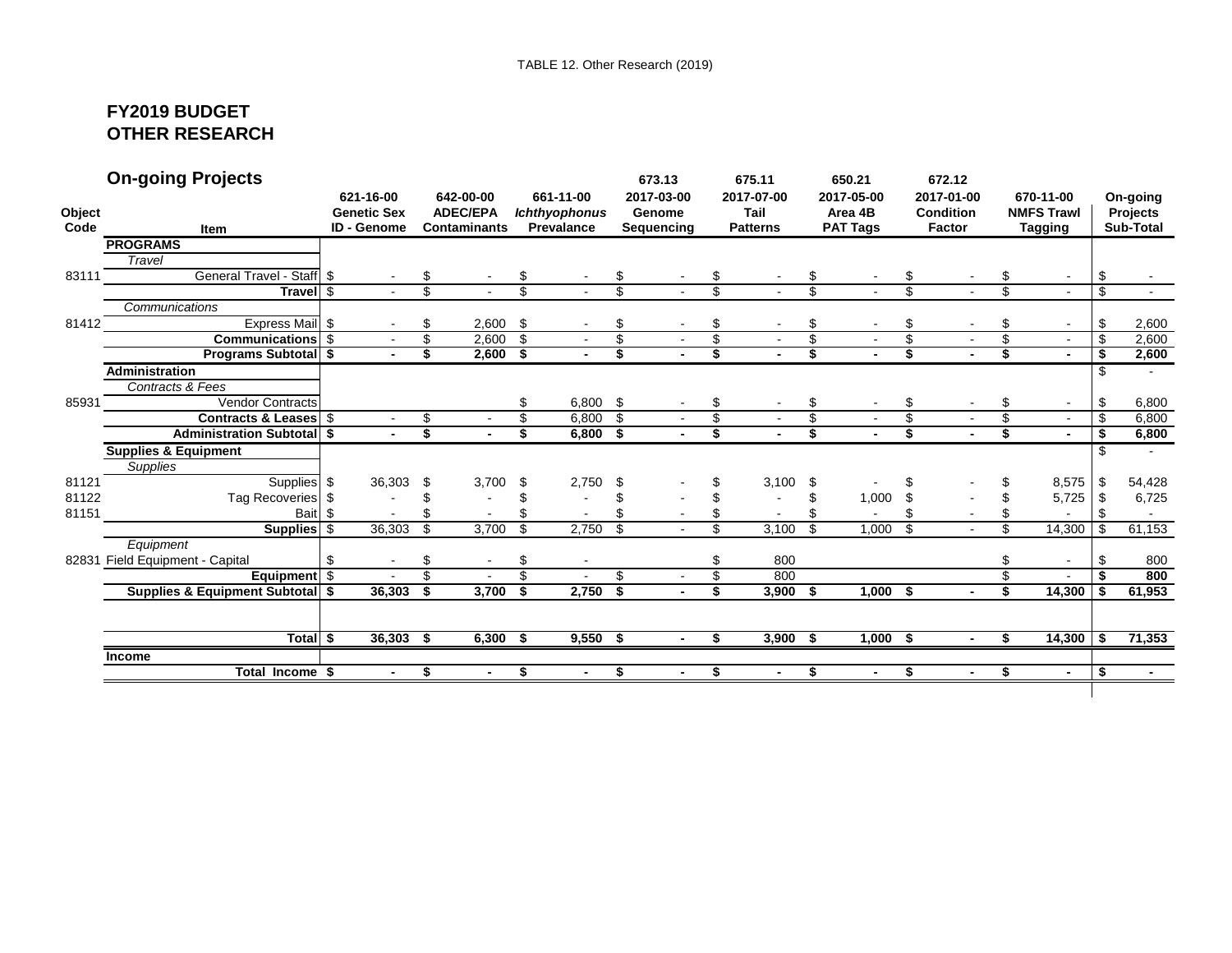TABLE 12. Other Research (2019)

# FY2019 BUDGET
# OTHER RESEARCH

## On-going Projects

| Object Code | Item | 621-16-00 Genetic Sex ID - Genome | 642-00-00 ADEC/EPA Contaminants | 661-11-00 *Ichthyophonus* Prevalance | 673.13 2017-03-00 Genome Sequencing | 675.11 2017-07-00 Tail Patterns | 650.21 2017-05-00 Area 4B PAT Tags | 672.12 2017-01-00 Condition Factor | 670-11-00 NMFS Trawl Tagging | On-going Projects Sub-Total |
|---|---|---|---|---|---|---|---|---|---|---|
| | **PROGRAMS** | | | | | | | | | |
| | *Travel* | | | | | | | | | |
| 83111 | General Travel - Staff | $ - | $ - | $ - | $ - | $ - | $ - | $ - | $ - | $ - |
| | **Travel** | $ - | $ - | $ - | $ - | $ - | $ - | $ - | $ - | $ - |
| | *Communications* | | | | | | | | | |
| 81412 | Express Mail | $ - | $ 2,600 | $ - | $ - | $ - | $ - | $ - | $ - | $ 2,600 |
| | **Communications** | $ - | $ 2,600 | $ - | $ - | $ - | $ - | $ - | $ - | $ 2,600 |
| | **Programs Subtotal** | **$ -** | **$ 2,600** | **$ -** | **$ -** | **$ -** | **$ -** | **$ -** | **$ -** | **$ 2,600** |
| | **Administration** | | | | | | | | | $ - |
| | *Contracts & Fees* | | | | | | | | | |
| 85931 | Vendor Contracts | | | $ 6,800 | $ - | $ - | $ - | $ - | $ - | $ 6,800 |
| | **Contracts & Leases** | $ - | $ - | $ 6,800 | $ - | $ - | $ - | $ - | $ - | $ 6,800 |
| | **Administration Subtotal** | **$ -** | **$ -** | **$ 6,800** | **$ -** | **$ -** | **$ -** | **$ -** | **$ -** | **$ 6,800** |
| | **Supplies & Equipment** | | | | | | | | | $ - |
| | *Supplies* | | | | | | | | | |
| 81121 | Supplies | $ 36,303 | $ 3,700 | $ 2,750 | $ - | $ 3,100 | $ - | $ - | $ 8,575 | $ 54,428 |
| 81122 | Tag Recoveries | $ - | $ - | $ - | $ - | $ - | $ 1,000 | $ - | $ 5,725 | $ 6,725 |
| 81151 | Bait | $ - | $ - | $ - | $ - | $ - | $ - | $ - | $ - | $ - |
| | **Supplies** | $ 36,303 | $ 3,700 | $ 2,750 | $ - | $ 3,100 | $ 1,000 | $ - | $ 14,300 | $ 61,153 |
| | *Equipment* | | | | | | | | | |
| 82831 | Field Equipment - Capital | $ - | $ - | $ - | | $ 800 | | | $ - | $ 800 |
| | **Equipment** | $ - | $ - | $ - | $ - | $ 800 | | | $ - | **$ 800** |
| | **Supplies & Equipment Subtotal** | **$ 36,303** | **$ 3,700** | **$ 2,750** | **$ -** | **$ 3,900** | **$ 1,000** | **$ -** | **$ 14,300** | **$ 61,953** |
| | **Total** | **$ 36,303** | **$ 6,300** | **$ 9,550** | **$ -** | **$ 3,900** | **$ 1,000** | **$ -** | **$ 14,300** | **$ 71,353** |
| | **Income** | | | | | | | | | |
| | **Total Income** | **$ -** | **$ -** | **$ -** | **$ -** | **$ -** | **$ -** | **$ -** | **$ -** | **$ -** |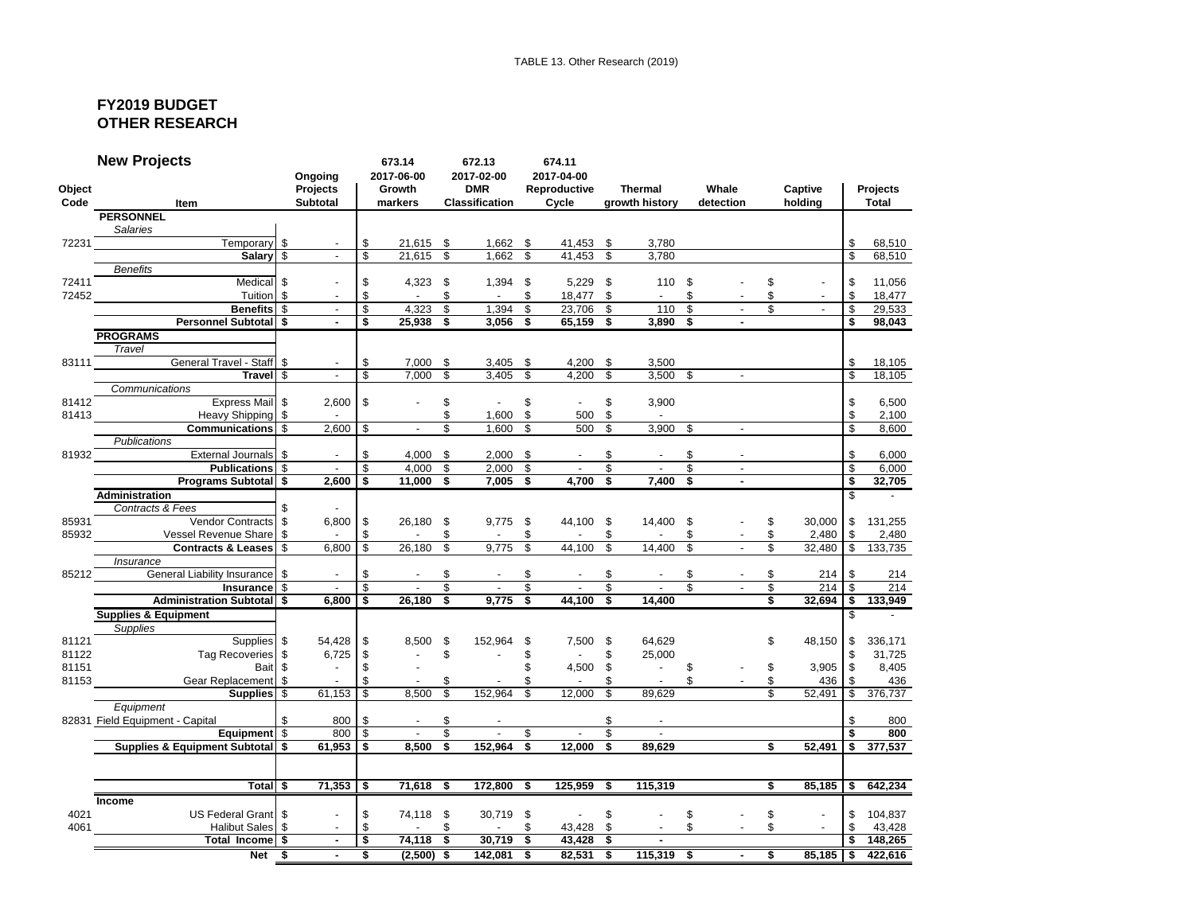TABLE 13. Other Research (2019)

## FY2019 BUDGET
## OTHER RESEARCH

### New Projects

| Object Code | Item | Ongoing Projects Subtotal | 673.14 2017-06-00 Growth markers | 672.13 2017-02-00 DMR Classification | 674.11 2017-04-00 Reproductive Cycle | Thermal growth history | Whale detection | Captive holding | Projects Total |
|---|---|---|---|---|---|---|---|---|---|
| | **PERSONNEL** | | | | | | | | |
| | *Salaries* | | | | | | | | |
| 72231 | Temporary | $ - | $ 21,615 | $ 1,662 | $ 41,453 | $ 3,780 | | | $ 68,510 |
| | **Salary** | $ - | $ 21,615 | $ 1,662 | $ 41,453 | $ 3,780 | | | $ 68,510 |
| | *Benefits* | | | | | | | | |
| 72411 | Medical | $ - | $ 4,323 | $ 1,394 | $ 5,229 | $ 110 | $ - | $ - | $ 11,056 |
| 72452 | Tuition | $ - | $ - | $ - | $ 18,477 | $ - | $ - | $ - | $ 18,477 |
| | **Benefits** | $ - | $ 4,323 | $ 1,394 | $ 23,706 | $ 110 | $ - | $ - | $ 29,533 |
| | **Personnel Subtotal** | **$ -** | **$ 25,938** | **$ 3,056** | **$ 65,159** | **$ 3,890** | **$ -** | | **$ 98,043** |
| | **PROGRAMS** | | | | | | | | |
| | *Travel* | | | | | | | | |
| 83111 | General Travel - Staff | $ - | $ 7,000 | $ 3,405 | $ 4,200 | $ 3,500 | | | $ 18,105 |
| | **Travel** | $ - | $ 7,000 | $ 3,405 | $ 4,200 | $ 3,500 | $ - | | $ 18,105 |
| | *Communications* | | | | | | | | |
| 81412 | Express Mail | $ 2,600 | $ - | $ - | $ - | $ 3,900 | | | $ 6,500 |
| 81413 | Heavy Shipping | $ - | | $ 1,600 | $ 500 | $ - | | | $ 2,100 |
| | **Communications** | $ 2,600 | $ - | $ 1,600 | $ 500 | $ 3,900 | $ - | | $ 8,600 |
| | *Publications* | | | | | | | | |
| 81932 | External Journals | $ - | $ 4,000 | $ 2,000 | $ - | $ - | $ - | | $ 6,000 |
| | **Publications** | $ - | $ 4,000 | $ 2,000 | $ - | $ - | $ - | | $ 6,000 |
| | **Programs Subtotal** | **$ 2,600** | **$ 11,000** | **$ 7,005** | **$ 4,700** | **$ 7,400** | **$ -** | | **$ 32,705** |
| | **Administration** | | | | | | | | $ - |
| | *Contracts & Fees* | $ - | | | | | | | |
| 85931 | Vendor Contracts | $ 6,800 | $ 26,180 | $ 9,775 | $ 44,100 | $ 14,400 | $ - | $ 30,000 | $ 131,255 |
| 85932 | Vessel Revenue Share | $ - | $ - | $ - | $ - | $ - | $ - | $ 2,480 | $ 2,480 |
| | **Contracts & Leases** | $ 6,800 | $ 26,180 | $ 9,775 | $ 44,100 | $ 14,400 | $ - | $ 32,480 | $ 133,735 |
| | *Insurance* | | | | | | | | |
| 85212 | General Liability Insurance | $ - | $ - | $ - | $ - | $ - | $ - | $ 214 | $ 214 |
| | **Insurance** | $ - | $ - | $ - | $ - | $ - | $ - | $ 214 | $ 214 |
| | **Administration Subtotal** | **$ 6,800** | **$ 26,180** | **$ 9,775** | **$ 44,100** | **$ 14,400** | | **$ 32,694** | **$ 133,949** |
| | **Supplies & Equipment** | | | | | | | | $ - |
| | *Supplies* | | | | | | | | |
| 81121 | Supplies | $ 54,428 | $ 8,500 | $ 152,964 | $ 7,500 | $ 64,629 | | $ 48,150 | $ 336,171 |
| 81122 | Tag Recoveries | $ 6,725 | $ - | $ - | $ - | $ 25,000 | | | $ 31,725 |
| 81151 | Bait | $ - | $ - | | $ 4,500 | $ - | $ - | $ 3,905 | $ 8,405 |
| 81153 | Gear Replacement | $ - | $ - | $ - | $ - | $ - | $ - | $ 436 | $ 436 |
| | **Supplies** | $ 61,153 | $ 8,500 | $ 152,964 | $ 12,000 | $ 89,629 | | $ 52,491 | $ 376,737 |
| | *Equipment* | | | | | | | | |
| 82831 | Field Equipment - Capital | $ 800 | $ - | $ - | | $ - | | | $ 800 |
| | **Equipment** | $ 800 | $ - | $ - | $ - | $ - | | | **$ 800** |
| | **Supplies & Equipment Subtotal** | **$ 61,953** | **$ 8,500** | **$ 152,964** | **$ 12,000** | **$ 89,629** | | **$ 52,491** | **$ 377,537** |
| | | | | | | | | | |
| | **Total** | **$ 71,353** | **$ 71,618** | **$ 172,800** | **$ 125,959** | **$ 115,319** | | **$ 85,185** | **$ 642,234** |
| | **Income** | | | | | | | | |
| 4021 | US Federal Grant | $ - | $ 74,118 | $ 30,719 | $ - | $ - | $ - | $ - | $ 104,837 |
| 4061 | Halibut Sales | $ - | $ - | $ - | $ 43,428 | $ - | $ - | $ - | $ 43,428 |
| | **Total Income** | **$ -** | **$ 74,118** | **$ 30,719** | **$ 43,428** | **$ -** | | | **$ 148,265** |
| | **Net** | **$ -** | **$ (2,500)** | **$ 142,081** | **$ 82,531** | **$ 115,319** | **$ -** | **$ 85,185** | **$ 422,616** |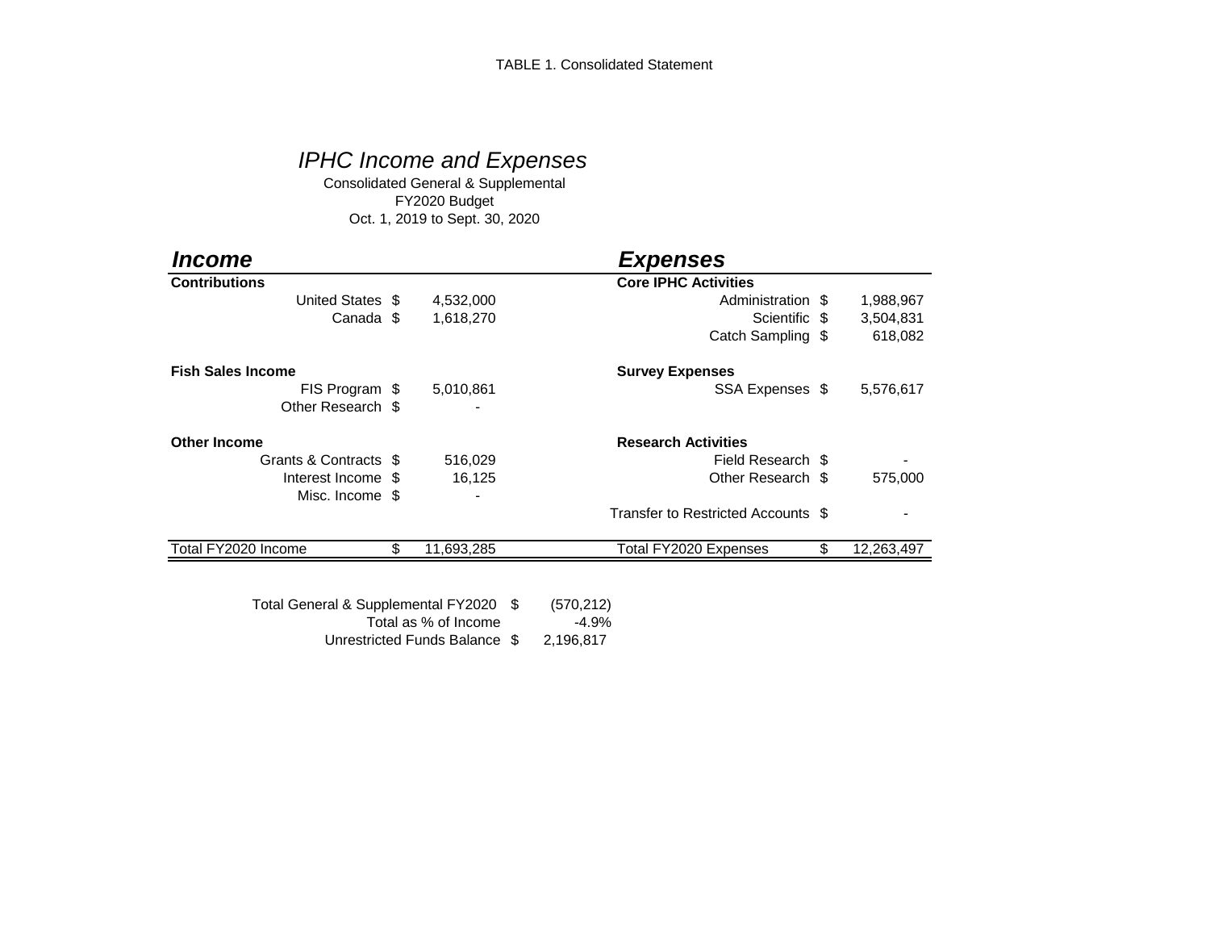TABLE 1. Consolidated Statement

## *IPHC Income and Expenses*

Consolidated General & Supplemental
FY2020 Budget
Oct. 1, 2019 to Sept. 30, 2020

| ***Income*** | | ***Expenses*** | |
|---|---|---|---|
| **Contributions** | | **Core IPHC Activities** | |
| United States | $ 4,532,000 | Administration | $ 1,988,967 |
| Canada | $ 1,618,270 | Scientific | $ 3,504,831 |
| | | Catch Sampling | $ 618,082 |
| **Fish Sales Income** | | **Survey Expenses** | |
| FIS Program | $ 5,010,861 | SSA Expenses | $ 5,576,617 |
| Other Research | $ - | | |
| **Other Income** | | **Research Activities** | |
| Grants & Contracts | $ 516,029 | Field Research | $ - |
| Interest Income | $ 16,125 | Other Research | $ 575,000 |
| Misc. Income | $ - | | |
| | | Transfer to Restricted Accounts | $ - |
| Total FY2020 Income | $ 11,693,285 | Total FY2020 Expenses | $ 12,263,497 |

| | |
|---|---|
| Total General & Supplemental FY2020 | $ (570,212) |
| Total as % of Income | -4.9% |
| Unrestricted Funds Balance | $ 2,196,817 |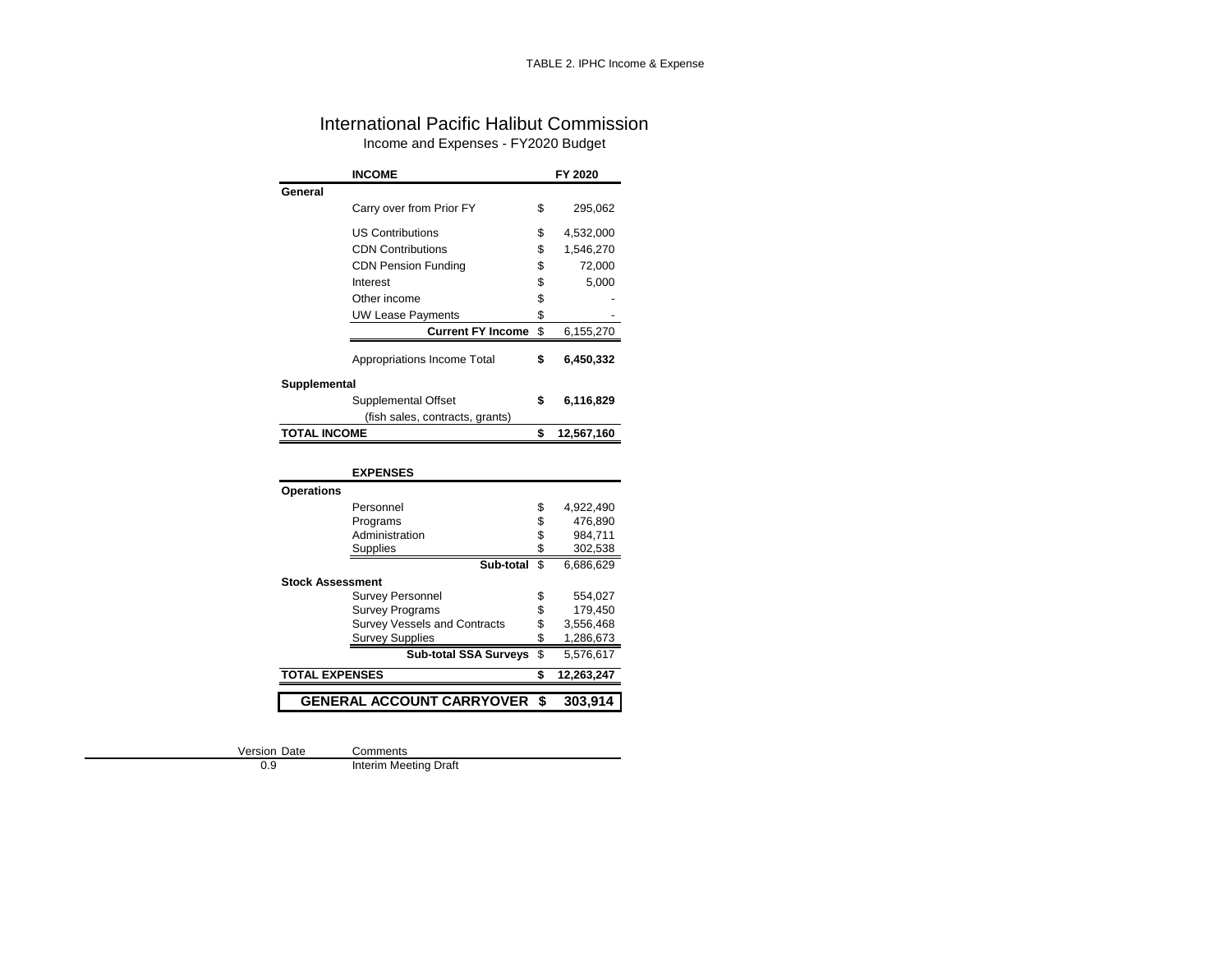TABLE 2. IPHC Income & Expense

# International Pacific Halibut Commission

## Income and Expenses - FY2020 Budget

| | **INCOME** | | **FY 2020** |
|---|---|---|---|
| **General** | | | |
| | Carry over from Prior FY | $ | 295,062 |
| | US Contributions | $ | 4,532,000 |
| | CDN Contributions | $ | 1,546,270 |
| | CDN Pension Funding | $ | 72,000 |
| | Interest | $ | 5,000 |
| | Other income | $ | - |
| | UW Lease Payments | $ | - |
| | **Current FY Income** | $ | 6,155,270 |
| | Appropriations Income Total | **$** | **6,450,332** |
| **Supplemental** | | | |
| | Supplemental Offset | **$** | **6,116,829** |
| | (fish sales, contracts, grants) | | |
| **TOTAL INCOME** | | **$** | **12,567,160** |

| | **EXPENSES** | | |
|---|---|---|---|
| **Operations** | | | |
| | Personnel | $ | 4,922,490 |
| | Programs | $ | 476,890 |
| | Administration | $ | 984,711 |
| | Supplies | $ | 302,538 |
| | **Sub-total** | $ | 6,686,629 |
| **Stock Assessment** | | | |
| | Survey Personnel | $ | 554,027 |
| | Survey Programs | $ | 179,450 |
| | Survey Vessels and Contracts | $ | 3,556,468 |
| | Survey Supplies | $ | 1,286,673 |
| | **Sub-total SSA Surveys** | $ | 5,576,617 |
| **TOTAL EXPENSES** | | **$** | **12,263,247** |
| **GENERAL ACCOUNT CARRYOVER** | | **$** | **303,914** |

| Version | Date | Comments |
|---|---|---|
| 0.9 | | Interim Meeting Draft |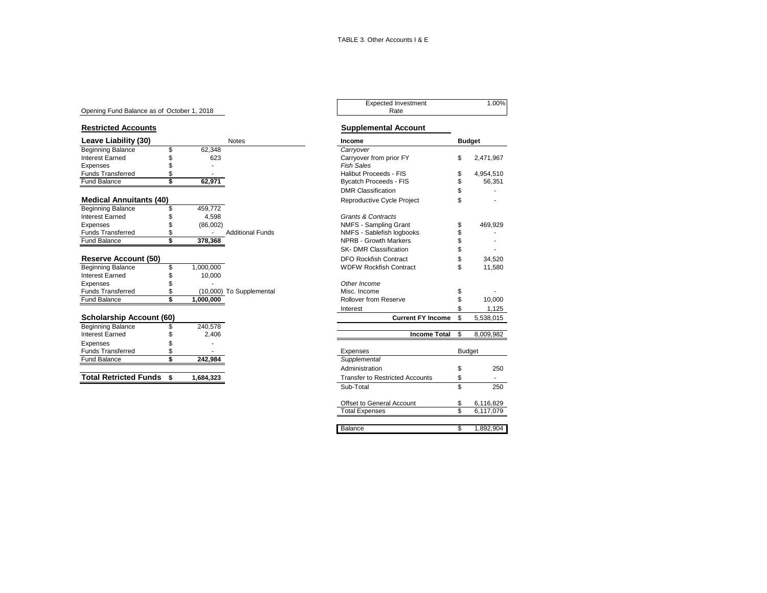TABLE 3. Other Accounts I & E

Opening Fund Balance as of October 1, 2018

| Expected Investment Rate | 1.00% |
|---|---|

## Restricted Accounts

### Leave Liability (30)

| Leave Liability (30) | | Notes |
|---|---|---|
| Beginning Balance | $ 62,348 | |
| Interest Earned | $ 623 | |
| Expenses | $ - | |
| Funds Transferred | $ - | |
| Fund Balance | **$ 62,971** | |

### Medical Annuitants (40)

| Medical Annuitants (40) | | Notes |
|---|---|---|
| Beginning Balance | $ 459,772 | |
| Interest Earned | $ 4,598 | |
| Expenses | $ (86,002) | |
| Funds Transferred | $ - | Additional Funds |
| Fund Balance | **$ 378,368** | |

### Reserve Account (50)

| Reserve Account (50) | | Notes |
|---|---|---|
| Beginning Balance | $ 1,000,000 | |
| Interest Earned | $ 10,000 | |
| Expenses | $ - | |
| Funds Transferred | $ (10,000) | To Supplemental |
| Fund Balance | **$ 1,000,000** | |

### Scholarship Account (60)

| Scholarship Account (60) | | Notes |
|---|---|---|
| Beginning Balance | $ 240,578 | |
| Interest Earned | $ 2,406 | |
| Expenses | $ - | |
| Funds Transferred | $ - | |
| Fund Balance | **$ 242,984** | |

| **Total Retricted Funds** | **$ 1,684,323** |
|---|---|

## Supplemental Account

| Income | Budget |
|---|---|
| *Carryover* | |
| Carryover from prior FY | $ 2,471,967 |
| *Fish Sales* | |
| Halibut Proceeds - FIS | $ 4,954,510 |
| Bycatch Proceeds - FIS | $ 56,351 |
| DMR Classification | $ - |
| Reproductive Cycle Project | $ - |
| *Grants & Contracts* | |
| NMFS - Sampling Grant | $ 469,929 |
| NMFS - Sablefish logbooks | $ - |
| NPRB - Growth Markers | $ - |
| SK- DMR Classification | $ - |
| DFO Rockfish Contract | $ 34,520 |
| WDFW Rockfish Contract | $ 11,580 |
| *Other Income* | |
| Misc. Income | $ - |
| Rollover from Reserve | $ 10,000 |
| Interest | $ 1,125 |
| **Current FY Income** | $ 5,538,015 |
| **Income Total** | $ 8,009,982 |

| Expenses | Budget |
|---|---|
| *Supplemental* | |
| Administration | $ 250 |
| Transfer to Restricted Accounts | $ - |
| Sub-Total | $ 250 |
| Offset to General Account | $ 6,116,829 |
| Total Expenses | $ 6,117,079 |
| Balance | $ 1,892,904 |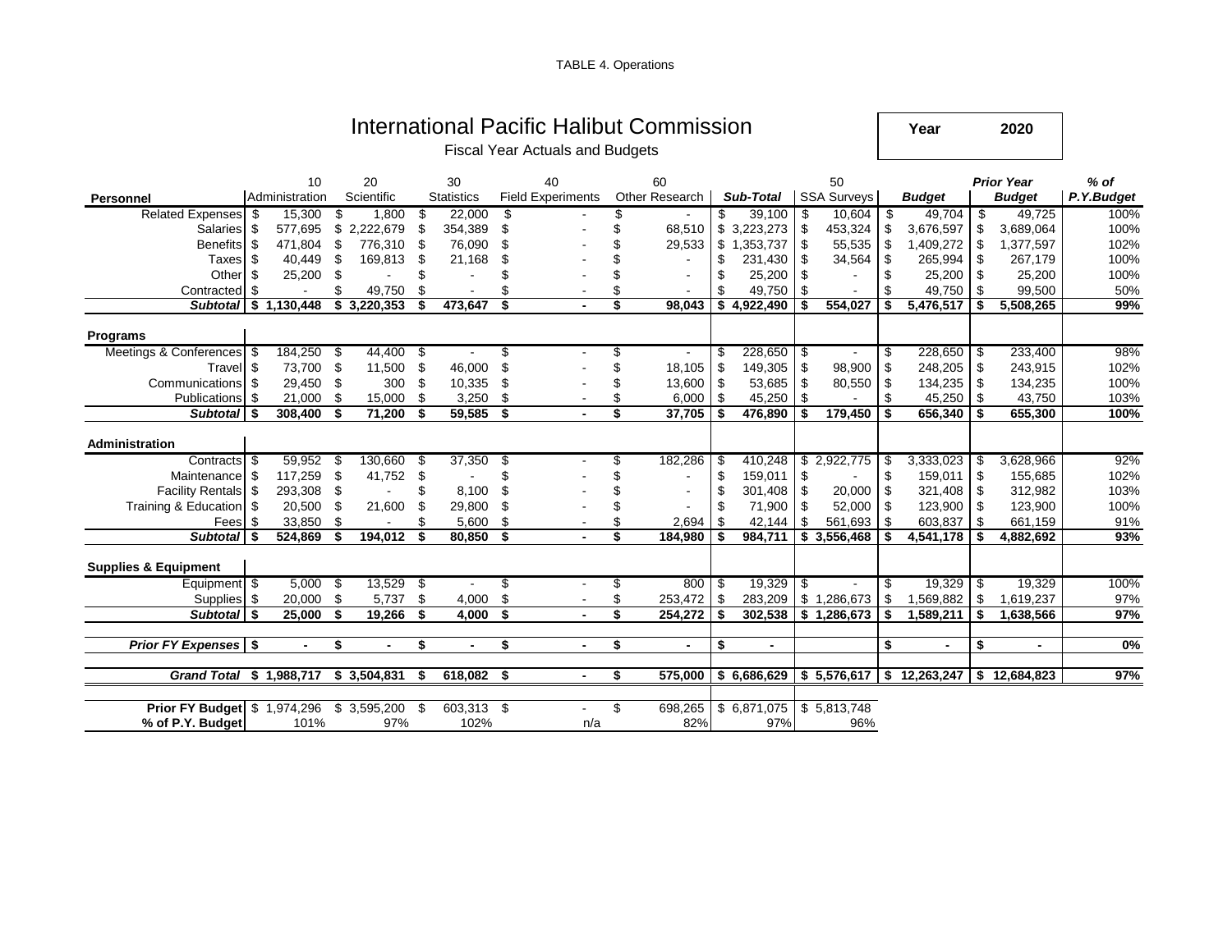TABLE 4. Operations

# International Pacific Halibut Commission

Fiscal Year Actuals and Budgets

**Year** **2020**

| Personnel | 10 Administration | 20 Scientific | 30 Statistics | 40 Field Experiments | 60 Other Research | Sub-Total | 50 SSA Surveys | Budget | Prior Year Budget | % of P.Y.Budget |
|---|---|---|---|---|---|---|---|---|---|---|
| Related Expenses | $ 15,300 | $ 1,800 | $ 22,000 | $ - | $ - | $ 39,100 | $ 10,604 | $ 49,704 | $ 49,725 | 100% |
| Salaries | $ 577,695 | $ 2,222,679 | $ 354,389 | $ - | $ 68,510 | $ 3,223,273 | $ 453,324 | $ 3,676,597 | $ 3,689,064 | 100% |
| Benefits | $ 471,804 | $ 776,310 | $ 76,090 | $ - | $ 29,533 | $ 1,353,737 | $ 55,535 | $ 1,409,272 | $ 1,377,597 | 102% |
| Taxes | $ 40,449 | $ 169,813 | $ 21,168 | $ - | $ - | $ 231,430 | $ 34,564 | $ 265,994 | $ 267,179 | 100% |
| Other | $ 25,200 | $ - | $ - | $ - | $ - | $ 25,200 | $ - | $ 25,200 | $ 25,200 | 100% |
| Contracted | $ - | $ 49,750 | $ - | $ - | $ - | $ 49,750 | $ - | $ 49,750 | $ 99,500 | 50% |
| ***Subtotal*** | **$ 1,130,448** | **$ 3,220,353** | **$ 473,647** | **$ -** | **$ 98,043** | **$ 4,922,490** | **$ 554,027** | **$ 5,476,517** | **$ 5,508,265** | **99%** |
| **Programs** | | | | | | | | | | |
| Meetings & Conferences | $ 184,250 | $ 44,400 | $ - | $ - | $ - | $ 228,650 | $ - | $ 228,650 | $ 233,400 | 98% |
| Travel | $ 73,700 | $ 11,500 | $ 46,000 | $ - | $ 18,105 | $ 149,305 | $ 98,900 | $ 248,205 | $ 243,915 | 102% |
| Communications | $ 29,450 | $ 300 | $ 10,335 | $ - | $ 13,600 | $ 53,685 | $ 80,550 | $ 134,235 | $ 134,235 | 100% |
| Publications | $ 21,000 | $ 15,000 | $ 3,250 | $ - | $ 6,000 | $ 45,250 | $ - | $ 45,250 | $ 43,750 | 103% |
| ***Subtotal*** | **$ 308,400** | **$ 71,200** | **$ 59,585** | **$ -** | **$ 37,705** | **$ 476,890** | **$ 179,450** | **$ 656,340** | **$ 655,300** | **100%** |
| **Administration** | | | | | | | | | | |
| Contracts | $ 59,952 | $ 130,660 | $ 37,350 | $ - | $ 182,286 | $ 410,248 | $ 2,922,775 | $ 3,333,023 | $ 3,628,966 | 92% |
| Maintenance | $ 117,259 | $ 41,752 | $ - | $ - | $ - | $ 159,011 | $ - | $ 159,011 | $ 155,685 | 102% |
| Facility Rentals | $ 293,308 | $ - | $ 8,100 | $ - | $ - | $ 301,408 | $ 20,000 | $ 321,408 | $ 312,982 | 103% |
| Training & Education | $ 20,500 | $ 21,600 | $ 29,800 | $ - | $ - | $ 71,900 | $ 52,000 | $ 123,900 | $ 123,900 | 100% |
| Fees | $ 33,850 | $ - | $ 5,600 | $ - | $ 2,694 | $ 42,144 | $ 561,693 | $ 603,837 | $ 661,159 | 91% |
| ***Subtotal*** | **$ 524,869** | **$ 194,012** | **$ 80,850** | **$ -** | **$ 184,980** | **$ 984,711** | **$ 3,556,468** | **$ 4,541,178** | **$ 4,882,692** | **93%** |
| **Supplies & Equipment** | | | | | | | | | | |
| Equipment | $ 5,000 | $ 13,529 | $ - | $ - | $ 800 | $ 19,329 | $ - | $ 19,329 | $ 19,329 | 100% |
| Supplies | $ 20,000 | $ 5,737 | $ 4,000 | $ - | $ 253,472 | $ 283,209 | $ 1,286,673 | $ 1,569,882 | $ 1,619,237 | 97% |
| ***Subtotal*** | **$ 25,000** | **$ 19,266** | **$ 4,000** | **$ -** | **$ 254,272** | **$ 302,538** | **$ 1,286,673** | **$ 1,589,211** | **$ 1,638,566** | **97%** |
| ***Prior FY Expenses*** | **$ -** | **$ -** | **$ -** | **$ -** | **$ -** | **$ -** | | **$ -** | **$ -** | **0%** |
| ***Grand Total*** | **$ 1,988,717** | **$ 3,504,831** | **$ 618,082** | **$ -** | **$ 575,000** | **$ 6,686,629** | **$ 5,576,617** | **$ 12,263,247** | **$ 12,684,823** | **97%** |
| **Prior FY Budget** | $ 1,974,296 | $ 3,595,200 | $ 603,313 | $ - | $ 698,265 | $ 6,871,075 | $ 5,813,748 | | | |
| **% of P.Y. Budget** | 101% | 97% | 102% | n/a | 82% | 97% | 96% | | | |